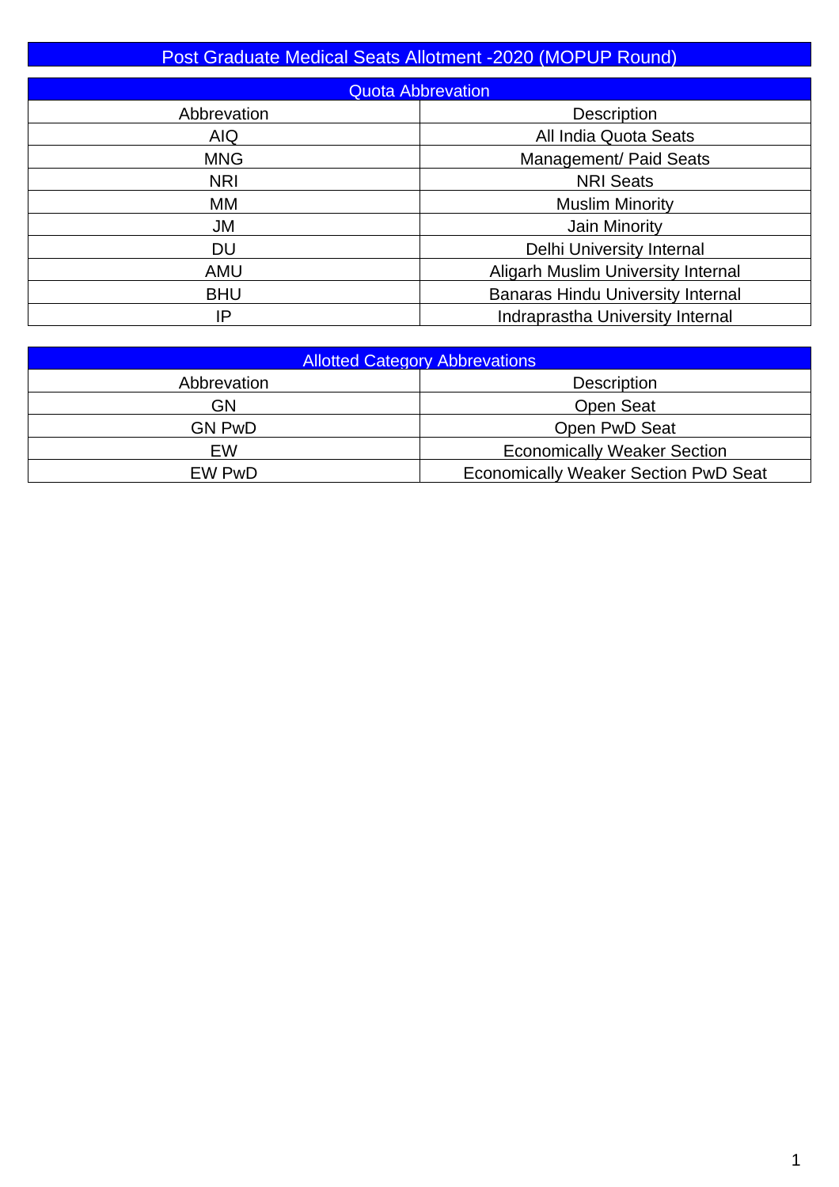# Post Graduate Medical Seats Allotment -2020 (MOPUP Round)

## Quota Abbrevation

| Abbrevation | Description |
|---|---|
| AIQ | All India Quota Seats |
| MNG | Management/ Paid Seats |
| NRI | NRI Seats |
| MM | Muslim Minority |
| JM | Jain Minority |
| DU | Delhi University Internal |
| AMU | Aligarh Muslim University Internal |
| BHU | Banaras Hindu University Internal |
| IP | Indraprastha University Internal |

## Allotted Category Abbrevations

| Abbrevation | Description |
|---|---|
| GN | Open Seat |
| GN PwD | Open PwD Seat |
| EW | Economically Weaker Section |
| EW PwD | Economically Weaker Section PwD Seat |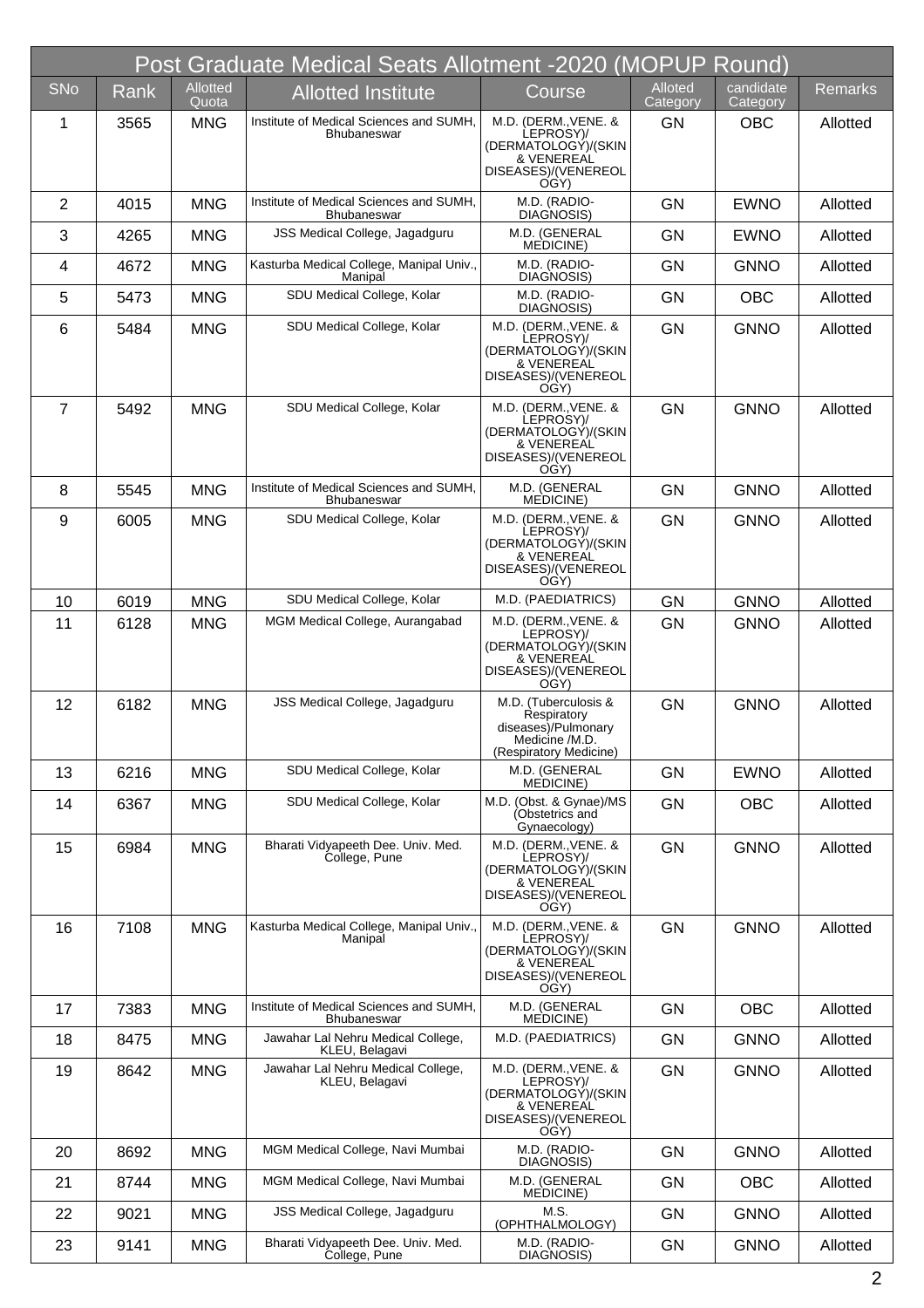| Post Graduate Medical Seats Allotment -2020 (MOPUP Round) | | | | | | | |
|---|---|---|---|---|---|---|---|
| SNo | Rank | Allotted Quota | Allotted Institute | Course | Alloted Category | candidate Category | Remarks |
| 1 | 3565 | MNG | Institute of Medical Sciences and SUMH, Bhubaneswar | M.D. (DERM.,VENE. & LEPROSY)/ (DERMATOLOGY)/(SKIN & VENEREAL DISEASES)/(VENEREOLOGY) | GN | OBC | Allotted |
| 2 | 4015 | MNG | Institute of Medical Sciences and SUMH, Bhubaneswar | M.D. (RADIO-DIAGNOSIS) | GN | EWNO | Allotted |
| 3 | 4265 | MNG | JSS Medical College, Jagadguru | M.D. (GENERAL MEDICINE) | GN | EWNO | Allotted |
| 4 | 4672 | MNG | Kasturba Medical College, Manipal Univ., Manipal | M.D. (RADIO-DIAGNOSIS) | GN | GNNO | Allotted |
| 5 | 5473 | MNG | SDU Medical College, Kolar | M.D. (RADIO-DIAGNOSIS) | GN | OBC | Allotted |
| 6 | 5484 | MNG | SDU Medical College, Kolar | M.D. (DERM.,VENE. & LEPROSY)/ (DERMATOLOGY)/(SKIN & VENEREAL DISEASES)/(VENEREOLOGY) | GN | GNNO | Allotted |
| 7 | 5492 | MNG | SDU Medical College, Kolar | M.D. (DERM.,VENE. & LEPROSY)/ (DERMATOLOGY)/(SKIN & VENEREAL DISEASES)/(VENEREOLOGY) | GN | GNNO | Allotted |
| 8 | 5545 | MNG | Institute of Medical Sciences and SUMH, Bhubaneswar | M.D. (GENERAL MEDICINE) | GN | GNNO | Allotted |
| 9 | 6005 | MNG | SDU Medical College, Kolar | M.D. (DERM.,VENE. & LEPROSY)/ (DERMATOLOGY)/(SKIN & VENEREAL DISEASES)/(VENEREOLOGY) | GN | GNNO | Allotted |
| 10 | 6019 | MNG | SDU Medical College, Kolar | M.D. (PAEDIATRICS) | GN | GNNO | Allotted |
| 11 | 6128 | MNG | MGM Medical College, Aurangabad | M.D. (DERM.,VENE. & LEPROSY)/ (DERMATOLOGY)/(SKIN & VENEREAL DISEASES)/(VENEREOLOGY) | GN | GNNO | Allotted |
| 12 | 6182 | MNG | JSS Medical College, Jagadguru | M.D. (Tuberculosis & Respiratory diseases)/Pulmonary Medicine /M.D. (Respiratory Medicine) | GN | GNNO | Allotted |
| 13 | 6216 | MNG | SDU Medical College, Kolar | M.D. (GENERAL MEDICINE) | GN | EWNO | Allotted |
| 14 | 6367 | MNG | SDU Medical College, Kolar | M.D. (Obst. & Gynae)/MS (Obstetrics and Gynaecology) | GN | OBC | Allotted |
| 15 | 6984 | MNG | Bharati Vidyapeeth Dee. Univ. Med. College, Pune | M.D. (DERM.,VENE. & LEPROSY)/ (DERMATOLOGY)/(SKIN & VENEREAL DISEASES)/(VENEREOLOGY) | GN | GNNO | Allotted |
| 16 | 7108 | MNG | Kasturba Medical College, Manipal Univ., Manipal | M.D. (DERM.,VENE. & LEPROSY)/ (DERMATOLOGY)/(SKIN & VENEREAL DISEASES)/(VENEREOLOGY) | GN | GNNO | Allotted |
| 17 | 7383 | MNG | Institute of Medical Sciences and SUMH, Bhubaneswar | M.D. (GENERAL MEDICINE) | GN | OBC | Allotted |
| 18 | 8475 | MNG | Jawahar Lal Nehru Medical College, KLEU, Belagavi | M.D. (PAEDIATRICS) | GN | GNNO | Allotted |
| 19 | 8642 | MNG | Jawahar Lal Nehru Medical College, KLEU, Belagavi | M.D. (DERM.,VENE. & LEPROSY)/ (DERMATOLOGY)/(SKIN & VENEREAL DISEASES)/(VENEREOLOGY) | GN | GNNO | Allotted |
| 20 | 8692 | MNG | MGM Medical College, Navi Mumbai | M.D. (RADIO-DIAGNOSIS) | GN | GNNO | Allotted |
| 21 | 8744 | MNG | MGM Medical College, Navi Mumbai | M.D. (GENERAL MEDICINE) | GN | OBC | Allotted |
| 22 | 9021 | MNG | JSS Medical College, Jagadguru | M.S. (OPHTHALMOLOGY) | GN | GNNO | Allotted |
| 23 | 9141 | MNG | Bharati Vidyapeeth Dee. Univ. Med. College, Pune | M.D. (RADIO-DIAGNOSIS) | GN | GNNO | Allotted |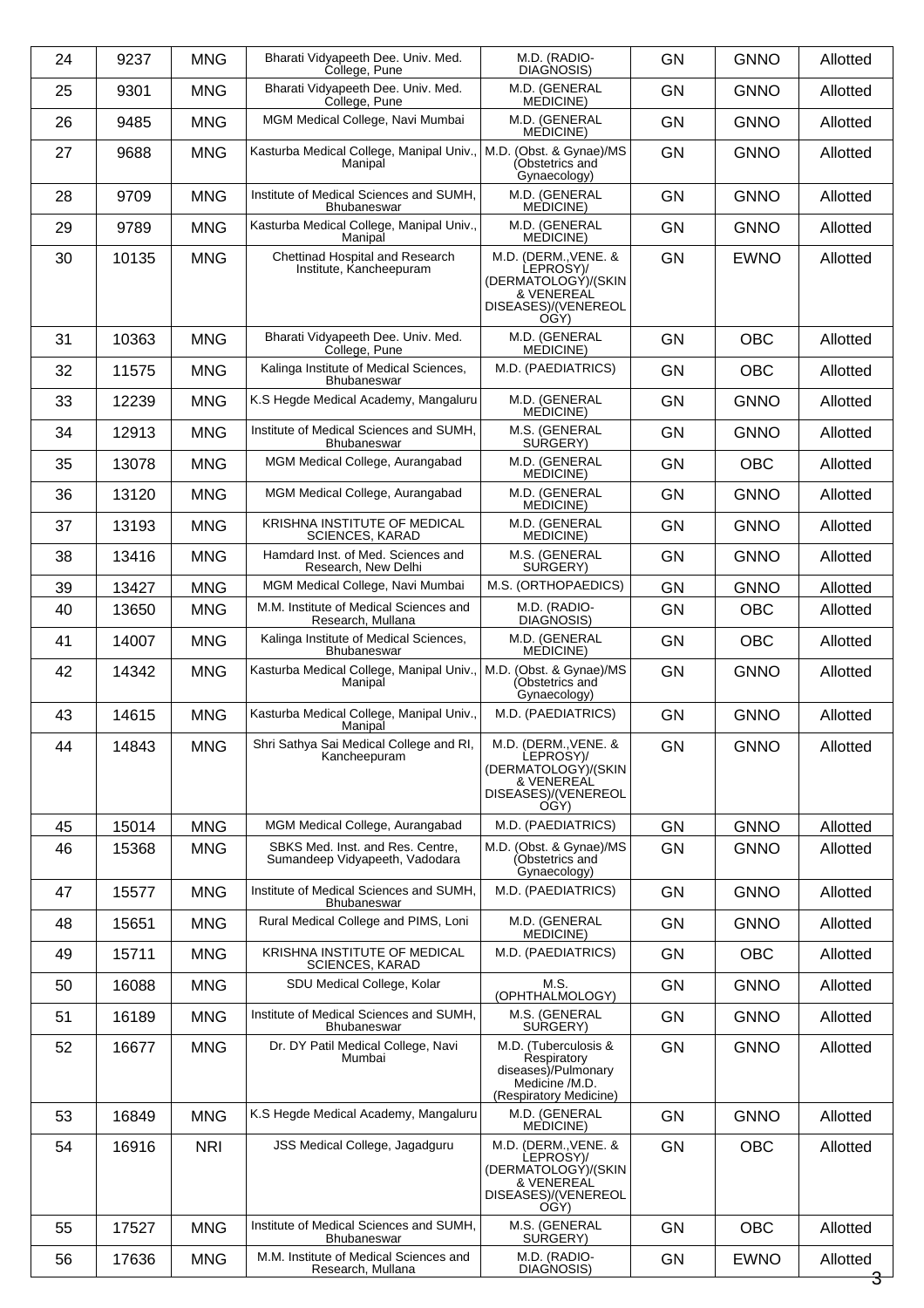| 24 | 9237 | MNG | Bharati Vidyapeeth Dee. Univ. Med. College, Pune | M.D. (RADIO-DIAGNOSIS) | GN | GNNO | Allotted |
|---|---|---|---|---|---|---|---|
| 25 | 9301 | MNG | Bharati Vidyapeeth Dee. Univ. Med. College, Pune | M.D. (GENERAL MEDICINE) | GN | GNNO | Allotted |
| 26 | 9485 | MNG | MGM Medical College, Navi Mumbai | M.D. (GENERAL MEDICINE) | GN | GNNO | Allotted |
| 27 | 9688 | MNG | Kasturba Medical College, Manipal Univ., Manipal | M.D. (Obst. & Gynae)/MS (Obstetrics and Gynaecology) | GN | GNNO | Allotted |
| 28 | 9709 | MNG | Institute of Medical Sciences and SUMH, Bhubaneswar | M.D. (GENERAL MEDICINE) | GN | GNNO | Allotted |
| 29 | 9789 | MNG | Kasturba Medical College, Manipal Univ., Manipal | M.D. (GENERAL MEDICINE) | GN | GNNO | Allotted |
| 30 | 10135 | MNG | Chettinad Hospital and Research Institute, Kancheepuram | M.D. (DERM.,VENE. & LEPROSY)/(DERMATOLOGY)/(SKIN & VENEREAL DISEASES)/(VENEREOLOGY) | GN | EWNO | Allotted |
| 31 | 10363 | MNG | Bharati Vidyapeeth Dee. Univ. Med. College, Pune | M.D. (GENERAL MEDICINE) | GN | OBC | Allotted |
| 32 | 11575 | MNG | Kalinga Institute of Medical Sciences, Bhubaneswar | M.D. (PAEDIATRICS) | GN | OBC | Allotted |
| 33 | 12239 | MNG | K.S Hegde Medical Academy, Mangaluru | M.D. (GENERAL MEDICINE) | GN | GNNO | Allotted |
| 34 | 12913 | MNG | Institute of Medical Sciences and SUMH, Bhubaneswar | M.S. (GENERAL SURGERY) | GN | GNNO | Allotted |
| 35 | 13078 | MNG | MGM Medical College, Aurangabad | M.D. (GENERAL MEDICINE) | GN | OBC | Allotted |
| 36 | 13120 | MNG | MGM Medical College, Aurangabad | M.D. (GENERAL MEDICINE) | GN | GNNO | Allotted |
| 37 | 13193 | MNG | KRISHNA INSTITUTE OF MEDICAL SCIENCES, KARAD | M.D. (GENERAL MEDICINE) | GN | GNNO | Allotted |
| 38 | 13416 | MNG | Hamdard Inst. of Med. Sciences and Research, New Delhi | M.S. (GENERAL SURGERY) | GN | GNNO | Allotted |
| 39 | 13427 | MNG | MGM Medical College, Navi Mumbai | M.S. (ORTHOPAEDICS) | GN | GNNO | Allotted |
| 40 | 13650 | MNG | M.M. Institute of Medical Sciences and Research, Mullana | M.D. (RADIO-DIAGNOSIS) | GN | OBC | Allotted |
| 41 | 14007 | MNG | Kalinga Institute of Medical Sciences, Bhubaneswar | M.D. (GENERAL MEDICINE) | GN | OBC | Allotted |
| 42 | 14342 | MNG | Kasturba Medical College, Manipal Univ., Manipal | M.D. (Obst. & Gynae)/MS (Obstetrics and Gynaecology) | GN | GNNO | Allotted |
| 43 | 14615 | MNG | Kasturba Medical College, Manipal Univ., Manipal | M.D. (PAEDIATRICS) | GN | GNNO | Allotted |
| 44 | 14843 | MNG | Shri Sathya Sai Medical College and RI, Kancheepuram | M.D. (DERM.,VENE. & LEPROSY)/(DERMATOLOGY)/(SKIN & VENEREAL DISEASES)/(VENEREOLOGY) | GN | GNNO | Allotted |
| 45 | 15014 | MNG | MGM Medical College, Aurangabad | M.D. (PAEDIATRICS) | GN | GNNO | Allotted |
| 46 | 15368 | MNG | SBKS Med. Inst. and Res. Centre, Sumandeep Vidyapeeth, Vadodara | M.D. (Obst. & Gynae)/MS (Obstetrics and Gynaecology) | GN | GNNO | Allotted |
| 47 | 15577 | MNG | Institute of Medical Sciences and SUMH, Bhubaneswar | M.D. (PAEDIATRICS) | GN | GNNO | Allotted |
| 48 | 15651 | MNG | Rural Medical College and PIMS, Loni | M.D. (GENERAL MEDICINE) | GN | GNNO | Allotted |
| 49 | 15711 | MNG | KRISHNA INSTITUTE OF MEDICAL SCIENCES, KARAD | M.D. (PAEDIATRICS) | GN | OBC | Allotted |
| 50 | 16088 | MNG | SDU Medical College, Kolar | M.S. (OPHTHALMOLOGY) | GN | GNNO | Allotted |
| 51 | 16189 | MNG | Institute of Medical Sciences and SUMH, Bhubaneswar | M.S. (GENERAL SURGERY) | GN | GNNO | Allotted |
| 52 | 16677 | MNG | Dr. DY Patil Medical College, Navi Mumbai | M.D. (Tuberculosis & Respiratory diseases)/Pulmonary Medicine /M.D. (Respiratory Medicine) | GN | GNNO | Allotted |
| 53 | 16849 | MNG | K.S Hegde Medical Academy, Mangaluru | M.D. (GENERAL MEDICINE) | GN | GNNO | Allotted |
| 54 | 16916 | NRI | JSS Medical College, Jagadguru | M.D. (DERM.,VENE. & LEPROSY)/(DERMATOLOGY)/(SKIN & VENEREAL DISEASES)/(VENEREOLOGY) | GN | OBC | Allotted |
| 55 | 17527 | MNG | Institute of Medical Sciences and SUMH, Bhubaneswar | M.S. (GENERAL SURGERY) | GN | OBC | Allotted |
| 56 | 17636 | MNG | M.M. Institute of Medical Sciences and Research, Mullana | M.D. (RADIO-DIAGNOSIS) | GN | EWNO | Allotted |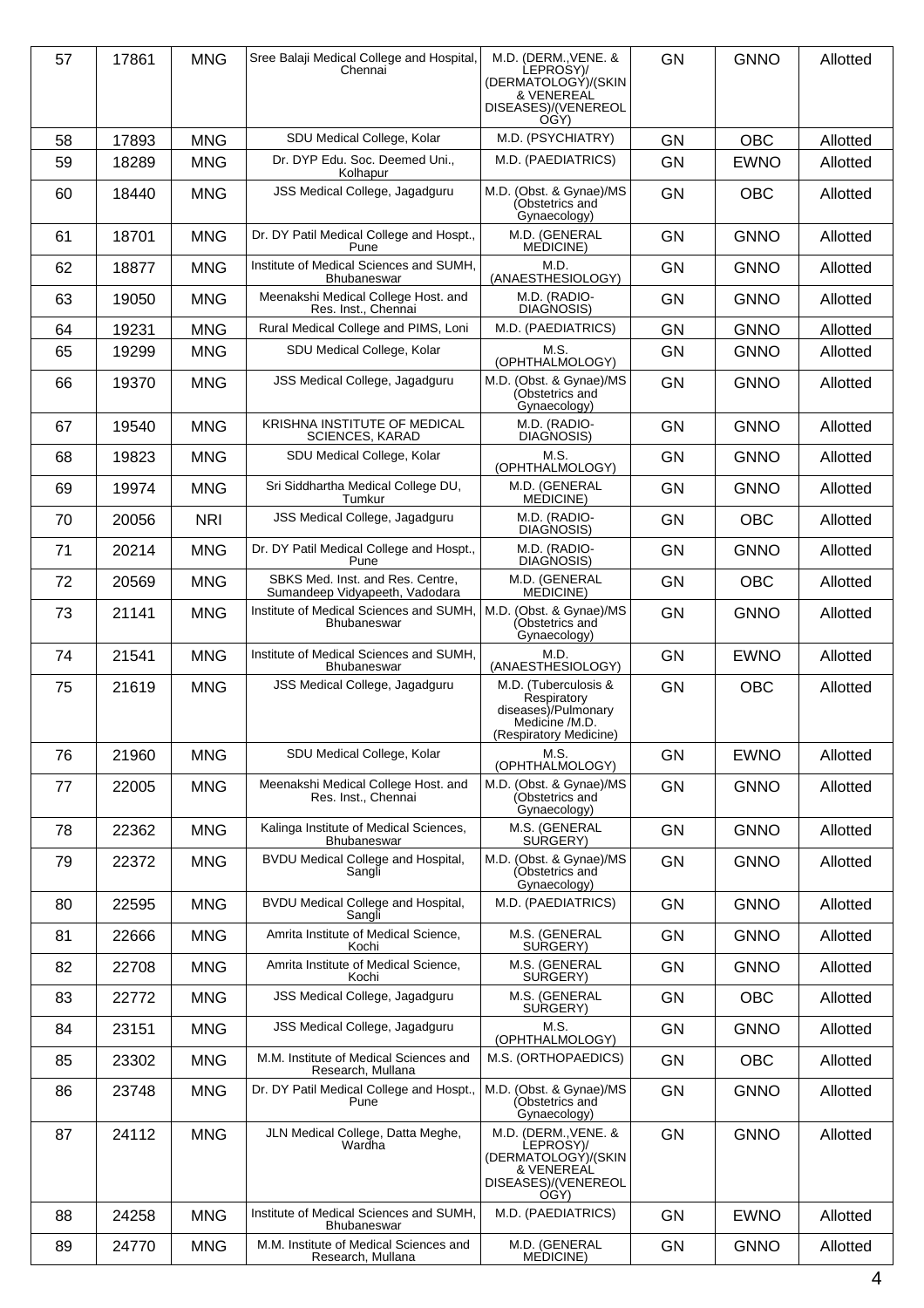| 57 | 17861 | MNG | Sree Balaji Medical College and Hospital, Chennai | M.D. (DERM.,VENE. & LEPROSY)/ (DERMATOLOGY)/(SKIN & VENEREAL DISEASES)/(VENEREOLOGY) | GN | GNNO | Allotted |
|---|---|---|---|---|---|---|---|
| 58 | 17893 | MNG | SDU Medical College, Kolar | M.D. (PSYCHIATRY) | GN | OBC | Allotted |
| 59 | 18289 | MNG | Dr. DYP Edu. Soc. Deemed Uni., Kolhapur | M.D. (PAEDIATRICS) | GN | EWNO | Allotted |
| 60 | 18440 | MNG | JSS Medical College, Jagadguru | M.D. (Obst. & Gynae)/MS (Obstetrics and Gynaecology) | GN | OBC | Allotted |
| 61 | 18701 | MNG | Dr. DY Patil Medical College and Hospt., Pune | M.D. (GENERAL MEDICINE) | GN | GNNO | Allotted |
| 62 | 18877 | MNG | Institute of Medical Sciences and SUMH, Bhubaneswar | M.D. (ANAESTHESIOLOGY) | GN | GNNO | Allotted |
| 63 | 19050 | MNG | Meenakshi Medical College Host. and Res. Inst., Chennai | M.D. (RADIO-DIAGNOSIS) | GN | GNNO | Allotted |
| 64 | 19231 | MNG | Rural Medical College and PIMS, Loni | M.D. (PAEDIATRICS) | GN | GNNO | Allotted |
| 65 | 19299 | MNG | SDU Medical College, Kolar | M.S. (OPHTHALMOLOGY) | GN | GNNO | Allotted |
| 66 | 19370 | MNG | JSS Medical College, Jagadguru | M.D. (Obst. & Gynae)/MS (Obstetrics and Gynaecology) | GN | GNNO | Allotted |
| 67 | 19540 | MNG | KRISHNA INSTITUTE OF MEDICAL SCIENCES, KARAD | M.D. (RADIO-DIAGNOSIS) | GN | GNNO | Allotted |
| 68 | 19823 | MNG | SDU Medical College, Kolar | M.S. (OPHTHALMOLOGY) | GN | GNNO | Allotted |
| 69 | 19974 | MNG | Sri Siddhartha Medical College DU, Tumkur | M.D. (GENERAL MEDICINE) | GN | GNNO | Allotted |
| 70 | 20056 | NRI | JSS Medical College, Jagadguru | M.D. (RADIO-DIAGNOSIS) | GN | OBC | Allotted |
| 71 | 20214 | MNG | Dr. DY Patil Medical College and Hospt., Pune | M.D. (RADIO-DIAGNOSIS) | GN | GNNO | Allotted |
| 72 | 20569 | MNG | SBKS Med. Inst. and Res. Centre, Sumandeep Vidyapeeth, Vadodara | M.D. (GENERAL MEDICINE) | GN | OBC | Allotted |
| 73 | 21141 | MNG | Institute of Medical Sciences and SUMH, Bhubaneswar | M.D. (Obst. & Gynae)/MS (Obstetrics and Gynaecology) | GN | GNNO | Allotted |
| 74 | 21541 | MNG | Institute of Medical Sciences and SUMH, Bhubaneswar | M.D. (ANAESTHESIOLOGY) | GN | EWNO | Allotted |
| 75 | 21619 | MNG | JSS Medical College, Jagadguru | M.D. (Tuberculosis & Respiratory diseases)/Pulmonary Medicine /M.D. (Respiratory Medicine) | GN | OBC | Allotted |
| 76 | 21960 | MNG | SDU Medical College, Kolar | M.S. (OPHTHALMOLOGY) | GN | EWNO | Allotted |
| 77 | 22005 | MNG | Meenakshi Medical College Host. and Res. Inst., Chennai | M.D. (Obst. & Gynae)/MS (Obstetrics and Gynaecology) | GN | GNNO | Allotted |
| 78 | 22362 | MNG | Kalinga Institute of Medical Sciences, Bhubaneswar | M.S. (GENERAL SURGERY) | GN | GNNO | Allotted |
| 79 | 22372 | MNG | BVDU Medical College and Hospital, Sangli | M.D. (Obst. & Gynae)/MS (Obstetrics and Gynaecology) | GN | GNNO | Allotted |
| 80 | 22595 | MNG | BVDU Medical College and Hospital, Sangli | M.D. (PAEDIATRICS) | GN | GNNO | Allotted |
| 81 | 22666 | MNG | Amrita Institute of Medical Science, Kochi | M.S. (GENERAL SURGERY) | GN | GNNO | Allotted |
| 82 | 22708 | MNG | Amrita Institute of Medical Science, Kochi | M.S. (GENERAL SURGERY) | GN | GNNO | Allotted |
| 83 | 22772 | MNG | JSS Medical College, Jagadguru | M.S. (GENERAL SURGERY) | GN | OBC | Allotted |
| 84 | 23151 | MNG | JSS Medical College, Jagadguru | M.S. (OPHTHALMOLOGY) | GN | GNNO | Allotted |
| 85 | 23302 | MNG | M.M. Institute of Medical Sciences and Research, Mullana | M.S. (ORTHOPAEDICS) | GN | OBC | Allotted |
| 86 | 23748 | MNG | Dr. DY Patil Medical College and Hospt., Pune | M.D. (Obst. & Gynae)/MS (Obstetrics and Gynaecology) | GN | GNNO | Allotted |
| 87 | 24112 | MNG | JLN Medical College, Datta Meghe, Wardha | M.D. (DERM.,VENE. & LEPROSY)/ (DERMATOLOGY)/(SKIN & VENEREAL DISEASES)/(VENEREOLOGY) | GN | GNNO | Allotted |
| 88 | 24258 | MNG | Institute of Medical Sciences and SUMH, Bhubaneswar | M.D. (PAEDIATRICS) | GN | EWNO | Allotted |
| 89 | 24770 | MNG | M.M. Institute of Medical Sciences and Research, Mullana | M.D. (GENERAL MEDICINE) | GN | GNNO | Allotted |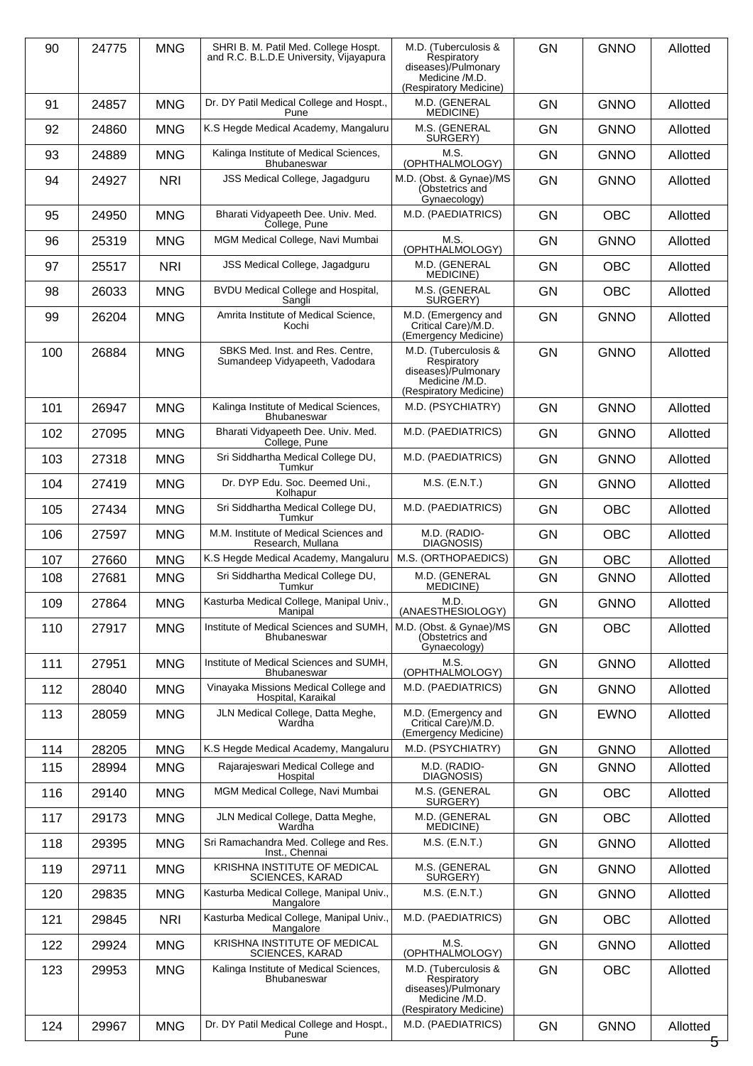| 90 | 24775 | MNG | SHRI B. M. Patil Med. College Hospt. and R.C. B.L.D.E University, Vijayapura | M.D. (Tuberculosis & Respiratory diseases)/Pulmonary Medicine /M.D. (Respiratory Medicine) | GN | GNNO | Allotted |
|---|---|---|---|---|---|---|---|
| 91 | 24857 | MNG | Dr. DY Patil Medical College and Hospt., Pune | M.D. (GENERAL MEDICINE) | GN | GNNO | Allotted |
| 92 | 24860 | MNG | K.S Hegde Medical Academy, Mangaluru | M.S. (GENERAL SURGERY) | GN | GNNO | Allotted |
| 93 | 24889 | MNG | Kalinga Institute of Medical Sciences, Bhubaneswar | M.S. (OPHTHALMOLOGY) | GN | GNNO | Allotted |
| 94 | 24927 | NRI | JSS Medical College, Jagadguru | M.D. (Obst. & Gynae)/MS (Obstetrics and Gynaecology) | GN | GNNO | Allotted |
| 95 | 24950 | MNG | Bharati Vidyapeeth Dee. Univ. Med. College, Pune | M.D. (PAEDIATRICS) | GN | OBC | Allotted |
| 96 | 25319 | MNG | MGM Medical College, Navi Mumbai | M.S. (OPHTHALMOLOGY) | GN | GNNO | Allotted |
| 97 | 25517 | NRI | JSS Medical College, Jagadguru | M.D. (GENERAL MEDICINE) | GN | OBC | Allotted |
| 98 | 26033 | MNG | BVDU Medical College and Hospital, Sangli | M.S. (GENERAL SURGERY) | GN | OBC | Allotted |
| 99 | 26204 | MNG | Amrita Institute of Medical Science, Kochi | M.D. (Emergency and Critical Care)/M.D. (Emergency Medicine) | GN | GNNO | Allotted |
| 100 | 26884 | MNG | SBKS Med. Inst. and Res. Centre, Sumandeep Vidyapeeth, Vadodara | M.D. (Tuberculosis & Respiratory diseases)/Pulmonary Medicine /M.D. (Respiratory Medicine) | GN | GNNO | Allotted |
| 101 | 26947 | MNG | Kalinga Institute of Medical Sciences, Bhubaneswar | M.D. (PSYCHIATRY) | GN | GNNO | Allotted |
| 102 | 27095 | MNG | Bharati Vidyapeeth Dee. Univ. Med. College, Pune | M.D. (PAEDIATRICS) | GN | GNNO | Allotted |
| 103 | 27318 | MNG | Sri Siddhartha Medical College DU, Tumkur | M.D. (PAEDIATRICS) | GN | GNNO | Allotted |
| 104 | 27419 | MNG | Dr. DYP Edu. Soc. Deemed Uni., Kolhapur | M.S. (E.N.T.) | GN | GNNO | Allotted |
| 105 | 27434 | MNG | Sri Siddhartha Medical College DU, Tumkur | M.D. (PAEDIATRICS) | GN | OBC | Allotted |
| 106 | 27597 | MNG | M.M. Institute of Medical Sciences and Research, Mullana | M.D. (RADIO-DIAGNOSIS) | GN | OBC | Allotted |
| 107 | 27660 | MNG | K.S Hegde Medical Academy, Mangaluru | M.S. (ORTHOPAEDICS) | GN | OBC | Allotted |
| 108 | 27681 | MNG | Sri Siddhartha Medical College DU, Tumkur | M.D. (GENERAL MEDICINE) | GN | GNNO | Allotted |
| 109 | 27864 | MNG | Kasturba Medical College, Manipal Univ., Manipal | M.D. (ANAESTHESIOLOGY) | GN | GNNO | Allotted |
| 110 | 27917 | MNG | Institute of Medical Sciences and SUMH, Bhubaneswar | M.D. (Obst. & Gynae)/MS (Obstetrics and Gynaecology) | GN | OBC | Allotted |
| 111 | 27951 | MNG | Institute of Medical Sciences and SUMH, Bhubaneswar | M.S. (OPHTHALMOLOGY) | GN | GNNO | Allotted |
| 112 | 28040 | MNG | Vinayaka Missions Medical College and Hospital, Karaikal | M.D. (PAEDIATRICS) | GN | GNNO | Allotted |
| 113 | 28059 | MNG | JLN Medical College, Datta Meghe, Wardha | M.D. (Emergency and Critical Care)/M.D. (Emergency Medicine) | GN | EWNO | Allotted |
| 114 | 28205 | MNG | K.S Hegde Medical Academy, Mangaluru | M.D. (PSYCHIATRY) | GN | GNNO | Allotted |
| 115 | 28994 | MNG | Rajarajeswari Medical College and Hospital | M.D. (RADIO-DIAGNOSIS) | GN | GNNO | Allotted |
| 116 | 29140 | MNG | MGM Medical College, Navi Mumbai | M.S. (GENERAL SURGERY) | GN | OBC | Allotted |
| 117 | 29173 | MNG | JLN Medical College, Datta Meghe, Wardha | M.D. (GENERAL MEDICINE) | GN | OBC | Allotted |
| 118 | 29395 | MNG | Sri Ramachandra Med. College and Res. Inst., Chennai | M.S. (E.N.T.) | GN | GNNO | Allotted |
| 119 | 29711 | MNG | KRISHNA INSTITUTE OF MEDICAL SCIENCES, KARAD | M.S. (GENERAL SURGERY) | GN | GNNO | Allotted |
| 120 | 29835 | MNG | Kasturba Medical College, Manipal Univ., Mangalore | M.S. (E.N.T.) | GN | GNNO | Allotted |
| 121 | 29845 | NRI | Kasturba Medical College, Manipal Univ., Mangalore | M.D. (PAEDIATRICS) | GN | OBC | Allotted |
| 122 | 29924 | MNG | KRISHNA INSTITUTE OF MEDICAL SCIENCES, KARAD | M.S. (OPHTHALMOLOGY) | GN | GNNO | Allotted |
| 123 | 29953 | MNG | Kalinga Institute of Medical Sciences, Bhubaneswar | M.D. (Tuberculosis & Respiratory diseases)/Pulmonary Medicine /M.D. (Respiratory Medicine) | GN | OBC | Allotted |
| 124 | 29967 | MNG | Dr. DY Patil Medical College and Hospt., Pune | M.D. (PAEDIATRICS) | GN | GNNO | Allotted |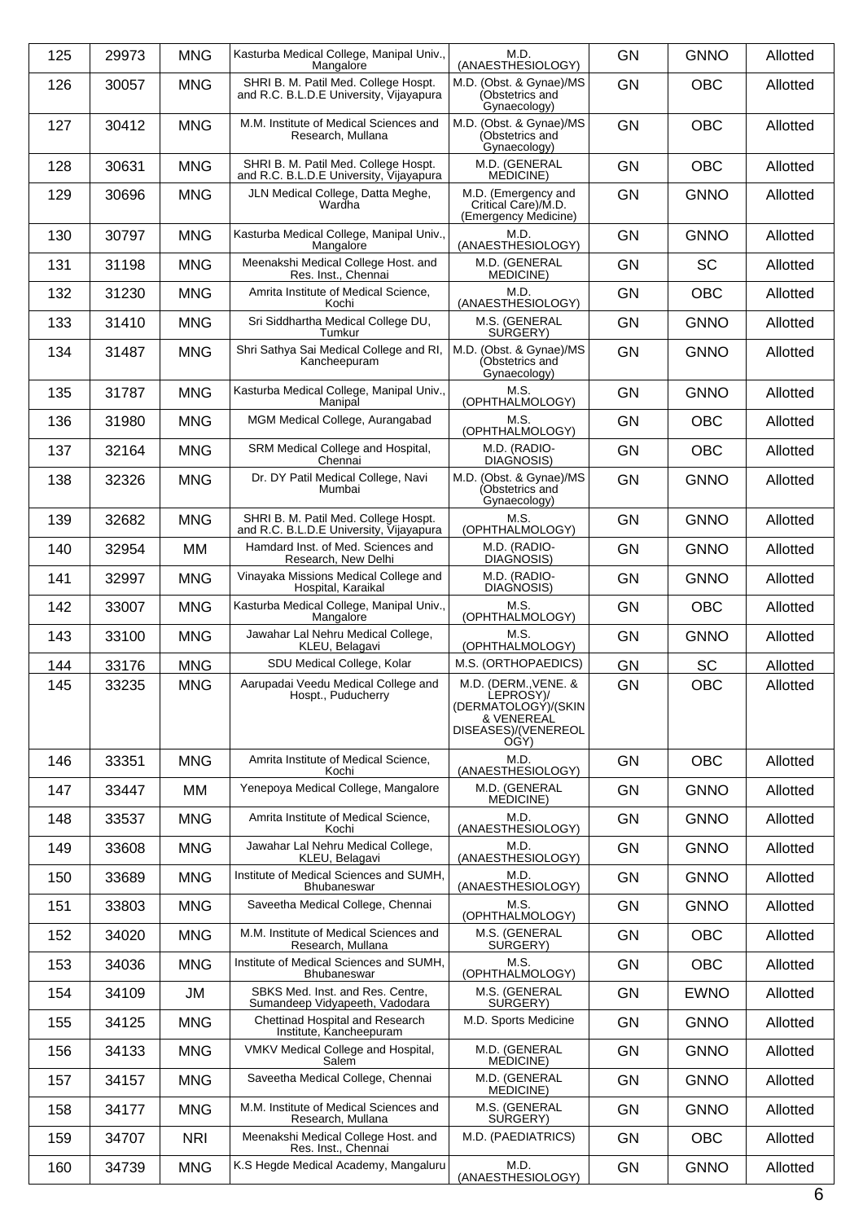| 125 | 29973 | MNG | Kasturba Medical College, Manipal Univ., Mangalore | M.D. (ANAESTHESIOLOGY) | GN | GNNO | Allotted |
|---|---|---|---|---|---|---|---|
| 126 | 30057 | MNG | SHRI B. M. Patil Med. College Hospt. and R.C. B.L.D.E University, Vijayapura | M.D. (Obst. & Gynae)/MS (Obstetrics and Gynaecology) | GN | OBC | Allotted |
| 127 | 30412 | MNG | M.M. Institute of Medical Sciences and Research, Mullana | M.D. (Obst. & Gynae)/MS (Obstetrics and Gynaecology) | GN | OBC | Allotted |
| 128 | 30631 | MNG | SHRI B. M. Patil Med. College Hospt. and R.C. B.L.D.E University, Vijayapura | M.D. (GENERAL MEDICINE) | GN | OBC | Allotted |
| 129 | 30696 | MNG | JLN Medical College, Datta Meghe, Wardha | M.D. (Emergency and Critical Care)/M.D. (Emergency Medicine) | GN | GNNO | Allotted |
| 130 | 30797 | MNG | Kasturba Medical College, Manipal Univ., Mangalore | M.D. (ANAESTHESIOLOGY) | GN | GNNO | Allotted |
| 131 | 31198 | MNG | Meenakshi Medical College Host. and Res. Inst., Chennai | M.D. (GENERAL MEDICINE) | GN | SC | Allotted |
| 132 | 31230 | MNG | Amrita Institute of Medical Science, Kochi | M.D. (ANAESTHESIOLOGY) | GN | OBC | Allotted |
| 133 | 31410 | MNG | Sri Siddhartha Medical College DU, Tumkur | M.S. (GENERAL SURGERY) | GN | GNNO | Allotted |
| 134 | 31487 | MNG | Shri Sathya Sai Medical College and RI, Kancheepuram | M.D. (Obst. & Gynae)/MS (Obstetrics and Gynaecology) | GN | GNNO | Allotted |
| 135 | 31787 | MNG | Kasturba Medical College, Manipal Univ., Manipal | M.S. (OPHTHALMOLOGY) | GN | GNNO | Allotted |
| 136 | 31980 | MNG | MGM Medical College, Aurangabad | M.S. (OPHTHALMOLOGY) | GN | OBC | Allotted |
| 137 | 32164 | MNG | SRM Medical College and Hospital, Chennai | M.D. (RADIO-DIAGNOSIS) | GN | OBC | Allotted |
| 138 | 32326 | MNG | Dr. DY Patil Medical College, Navi Mumbai | M.D. (Obst. & Gynae)/MS (Obstetrics and Gynaecology) | GN | GNNO | Allotted |
| 139 | 32682 | MNG | SHRI B. M. Patil Med. College Hospt. and R.C. B.L.D.E University, Vijayapura | M.S. (OPHTHALMOLOGY) | GN | GNNO | Allotted |
| 140 | 32954 | MM | Hamdard Inst. of Med. Sciences and Research, New Delhi | M.D. (RADIO-DIAGNOSIS) | GN | GNNO | Allotted |
| 141 | 32997 | MNG | Vinayaka Missions Medical College and Hospital, Karaikal | M.D. (RADIO-DIAGNOSIS) | GN | GNNO | Allotted |
| 142 | 33007 | MNG | Kasturba Medical College, Manipal Univ., Mangalore | M.S. (OPHTHALMOLOGY) | GN | OBC | Allotted |
| 143 | 33100 | MNG | Jawahar Lal Nehru Medical College, KLEU, Belagavi | M.S. (OPHTHALMOLOGY) | GN | GNNO | Allotted |
| 144 | 33176 | MNG | SDU Medical College, Kolar | M.S. (ORTHOPAEDICS) | GN | SC | Allotted |
| 145 | 33235 | MNG | Aarupadai Veedu Medical College and Hospt., Puducherry | M.D. (DERM.,VENE. & LEPROSY)/(DERMATOLOGY)/(SKIN & VENEREAL DISEASES)/(VENEREOLOGY) | GN | OBC | Allotted |
| 146 | 33351 | MNG | Amrita Institute of Medical Science, Kochi | M.D. (ANAESTHESIOLOGY) | GN | OBC | Allotted |
| 147 | 33447 | MM | Yenepoya Medical College, Mangalore | M.D. (GENERAL MEDICINE) | GN | GNNO | Allotted |
| 148 | 33537 | MNG | Amrita Institute of Medical Science, Kochi | M.D. (ANAESTHESIOLOGY) | GN | GNNO | Allotted |
| 149 | 33608 | MNG | Jawahar Lal Nehru Medical College, KLEU, Belagavi | M.D. (ANAESTHESIOLOGY) | GN | GNNO | Allotted |
| 150 | 33689 | MNG | Institute of Medical Sciences and SUMH, Bhubaneswar | M.D. (ANAESTHESIOLOGY) | GN | GNNO | Allotted |
| 151 | 33803 | MNG | Saveetha Medical College, Chennai | M.S. (OPHTHALMOLOGY) | GN | GNNO | Allotted |
| 152 | 34020 | MNG | M.M. Institute of Medical Sciences and Research, Mullana | M.S. (GENERAL SURGERY) | GN | OBC | Allotted |
| 153 | 34036 | MNG | Institute of Medical Sciences and SUMH, Bhubaneswar | M.S. (OPHTHALMOLOGY) | GN | OBC | Allotted |
| 154 | 34109 | JM | SBKS Med. Inst. and Res. Centre, Sumandeep Vidyapeeth, Vadodara | M.S. (GENERAL SURGERY) | GN | EWNO | Allotted |
| 155 | 34125 | MNG | Chettinad Hospital and Research Institute, Kancheepuram | M.D. Sports Medicine | GN | GNNO | Allotted |
| 156 | 34133 | MNG | VMKV Medical College and Hospital, Salem | M.D. (GENERAL MEDICINE) | GN | GNNO | Allotted |
| 157 | 34157 | MNG | Saveetha Medical College, Chennai | M.D. (GENERAL MEDICINE) | GN | GNNO | Allotted |
| 158 | 34177 | MNG | M.M. Institute of Medical Sciences and Research, Mullana | M.S. (GENERAL SURGERY) | GN | GNNO | Allotted |
| 159 | 34707 | NRI | Meenakshi Medical College Host. and Res. Inst., Chennai | M.D. (PAEDIATRICS) | GN | OBC | Allotted |
| 160 | 34739 | MNG | K.S Hegde Medical Academy, Mangaluru | M.D. (ANAESTHESIOLOGY) | GN | GNNO | Allotted |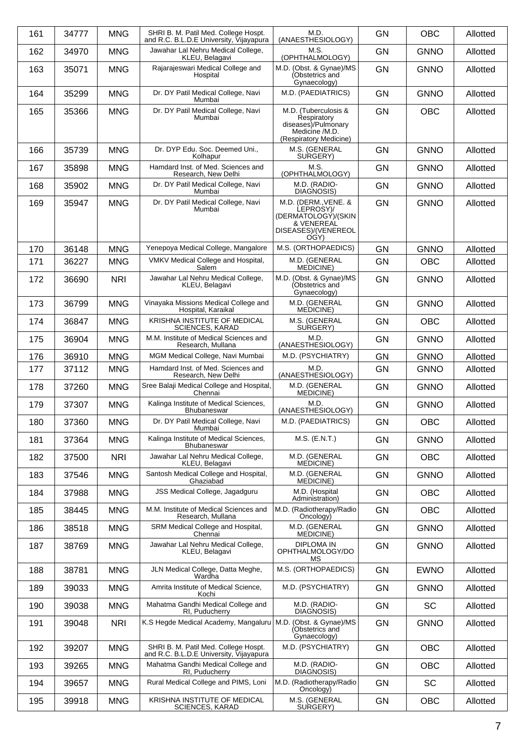| 161 | 34777 | MNG | SHRI B. M. Patil Med. College Hospt. and R.C. B.L.D.E University, Vijayapura | M.D. (ANAESTHESIOLOGY) | GN | OBC | Allotted |
|---|---|---|---|---|---|---|---|
| 162 | 34970 | MNG | Jawahar Lal Nehru Medical College, KLEU, Belagavi | M.S. (OPHTHALMOLOGY) | GN | GNNO | Allotted |
| 163 | 35071 | MNG | Rajarajeswari Medical College and Hospital | M.D. (Obst. & Gynae)/MS (Obstetrics and Gynaecology) | GN | GNNO | Allotted |
| 164 | 35299 | MNG | Dr. DY Patil Medical College, Navi Mumbai | M.D. (PAEDIATRICS) | GN | GNNO | Allotted |
| 165 | 35366 | MNG | Dr. DY Patil Medical College, Navi Mumbai | M.D. (Tuberculosis & Respiratory diseases)/Pulmonary Medicine /M.D. (Respiratory Medicine) | GN | OBC | Allotted |
| 166 | 35739 | MNG | Dr. DYP Edu. Soc. Deemed Uni., Kolhapur | M.S. (GENERAL SURGERY) | GN | GNNO | Allotted |
| 167 | 35898 | MNG | Hamdard Inst. of Med. Sciences and Research, New Delhi | M.S. (OPHTHALMOLOGY) | GN | GNNO | Allotted |
| 168 | 35902 | MNG | Dr. DY Patil Medical College, Navi Mumbai | M.D. (RADIO-DIAGNOSIS) | GN | GNNO | Allotted |
| 169 | 35947 | MNG | Dr. DY Patil Medical College, Navi Mumbai | M.D. (DERM.,VENE. & LEPROSY)/(DERMATOLOGY)/(SKIN & VENEREAL DISEASES)/(VENEREOLOGY) | GN | GNNO | Allotted |
| 170 | 36148 | MNG | Yenepoya Medical College, Mangalore | M.S. (ORTHOPAEDICS) | GN | GNNO | Allotted |
| 171 | 36227 | MNG | VMKV Medical College and Hospital, Salem | M.D. (GENERAL MEDICINE) | GN | OBC | Allotted |
| 172 | 36690 | NRI | Jawahar Lal Nehru Medical College, KLEU, Belagavi | M.D. (Obst. & Gynae)/MS (Obstetrics and Gynaecology) | GN | GNNO | Allotted |
| 173 | 36799 | MNG | Vinayaka Missions Medical College and Hospital, Karaikal | M.D. (GENERAL MEDICINE) | GN | GNNO | Allotted |
| 174 | 36847 | MNG | KRISHNA INSTITUTE OF MEDICAL SCIENCES, KARAD | M.S. (GENERAL SURGERY) | GN | OBC | Allotted |
| 175 | 36904 | MNG | M.M. Institute of Medical Sciences and Research, Mullana | M.D. (ANAESTHESIOLOGY) | GN | GNNO | Allotted |
| 176 | 36910 | MNG | MGM Medical College, Navi Mumbai | M.D. (PSYCHIATRY) | GN | GNNO | Allotted |
| 177 | 37112 | MNG | Hamdard Inst. of Med. Sciences and Research, New Delhi | M.D. (ANAESTHESIOLOGY) | GN | GNNO | Allotted |
| 178 | 37260 | MNG | Sree Balaji Medical College and Hospital, Chennai | M.D. (GENERAL MEDICINE) | GN | GNNO | Allotted |
| 179 | 37307 | MNG | Kalinga Institute of Medical Sciences, Bhubaneswar | M.D. (ANAESTHESIOLOGY) | GN | GNNO | Allotted |
| 180 | 37360 | MNG | Dr. DY Patil Medical College, Navi Mumbai | M.D. (PAEDIATRICS) | GN | OBC | Allotted |
| 181 | 37364 | MNG | Kalinga Institute of Medical Sciences, Bhubaneswar | M.S. (E.N.T.) | GN | GNNO | Allotted |
| 182 | 37500 | NRI | Jawahar Lal Nehru Medical College, KLEU, Belagavi | M.D. (GENERAL MEDICINE) | GN | OBC | Allotted |
| 183 | 37546 | MNG | Santosh Medical College and Hospital, Ghaziabad | M.D. (GENERAL MEDICINE) | GN | GNNO | Allotted |
| 184 | 37988 | MNG | JSS Medical College, Jagadguru | M.D. (Hospital Administration) | GN | OBC | Allotted |
| 185 | 38445 | MNG | M.M. Institute of Medical Sciences and Research, Mullana | M.D. (Radiotherapy/Radio Oncology) | GN | OBC | Allotted |
| 186 | 38518 | MNG | SRM Medical College and Hospital, Chennai | M.D. (GENERAL MEDICINE) | GN | GNNO | Allotted |
| 187 | 38769 | MNG | Jawahar Lal Nehru Medical College, KLEU, Belagavi | DIPLOMA IN OPHTHALMOLOGY/DOMS | GN | GNNO | Allotted |
| 188 | 38781 | MNG | JLN Medical College, Datta Meghe, Wardha | M.S. (ORTHOPAEDICS) | GN | EWNO | Allotted |
| 189 | 39033 | MNG | Amrita Institute of Medical Science, Kochi | M.D. (PSYCHIATRY) | GN | GNNO | Allotted |
| 190 | 39038 | MNG | Mahatma Gandhi Medical College and RI, Puducherry | M.D. (RADIO-DIAGNOSIS) | GN | SC | Allotted |
| 191 | 39048 | NRI | K.S Hegde Medical Academy, Mangaluru | M.D. (Obst. & Gynae)/MS (Obstetrics and Gynaecology) | GN | GNNO | Allotted |
| 192 | 39207 | MNG | SHRI B. M. Patil Med. College Hospt. and R.C. B.L.D.E University, Vijayapura | M.D. (PSYCHIATRY) | GN | OBC | Allotted |
| 193 | 39265 | MNG | Mahatma Gandhi Medical College and RI, Puducherry | M.D. (RADIO-DIAGNOSIS) | GN | OBC | Allotted |
| 194 | 39657 | MNG | Rural Medical College and PIMS, Loni | M.D. (Radiotherapy/Radio Oncology) | GN | SC | Allotted |
| 195 | 39918 | MNG | KRISHNA INSTITUTE OF MEDICAL SCIENCES, KARAD | M.S. (GENERAL SURGERY) | GN | OBC | Allotted |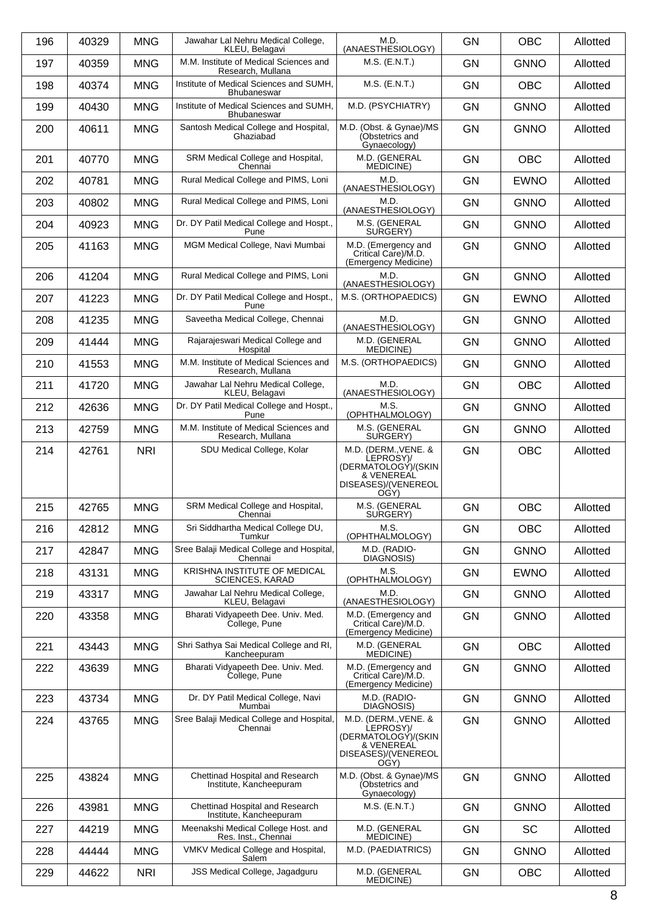| 196 | 40329 | MNG | Jawahar Lal Nehru Medical College, KLEU, Belagavi | M.D. (ANAESTHESIOLOGY) | GN | OBC | Allotted |
|---|---|---|---|---|---|---|---|
| 197 | 40359 | MNG | M.M. Institute of Medical Sciences and Research, Mullana | M.S. (E.N.T.) | GN | GNNO | Allotted |
| 198 | 40374 | MNG | Institute of Medical Sciences and SUMH, Bhubaneswar | M.S. (E.N.T.) | GN | OBC | Allotted |
| 199 | 40430 | MNG | Institute of Medical Sciences and SUMH, Bhubaneswar | M.D. (PSYCHIATRY) | GN | GNNO | Allotted |
| 200 | 40611 | MNG | Santosh Medical College and Hospital, Ghaziabad | M.D. (Obst. & Gynae)/MS (Obstetrics and Gynaecology) | GN | GNNO | Allotted |
| 201 | 40770 | MNG | SRM Medical College and Hospital, Chennai | M.D. (GENERAL MEDICINE) | GN | OBC | Allotted |
| 202 | 40781 | MNG | Rural Medical College and PIMS, Loni | M.D. (ANAESTHESIOLOGY) | GN | EWNO | Allotted |
| 203 | 40802 | MNG | Rural Medical College and PIMS, Loni | M.D. (ANAESTHESIOLOGY) | GN | GNNO | Allotted |
| 204 | 40923 | MNG | Dr. DY Patil Medical College and Hospt., Pune | M.S. (GENERAL SURGERY) | GN | GNNO | Allotted |
| 205 | 41163 | MNG | MGM Medical College, Navi Mumbai | M.D. (Emergency and Critical Care)/M.D. (Emergency Medicine) | GN | GNNO | Allotted |
| 206 | 41204 | MNG | Rural Medical College and PIMS, Loni | M.D. (ANAESTHESIOLOGY) | GN | GNNO | Allotted |
| 207 | 41223 | MNG | Dr. DY Patil Medical College and Hospt., Pune | M.S. (ORTHOPAEDICS) | GN | EWNO | Allotted |
| 208 | 41235 | MNG | Saveetha Medical College, Chennai | M.D. (ANAESTHESIOLOGY) | GN | GNNO | Allotted |
| 209 | 41444 | MNG | Rajarajeswari Medical College and Hospital | M.D. (GENERAL MEDICINE) | GN | GNNO | Allotted |
| 210 | 41553 | MNG | M.M. Institute of Medical Sciences and Research, Mullana | M.S. (ORTHOPAEDICS) | GN | GNNO | Allotted |
| 211 | 41720 | MNG | Jawahar Lal Nehru Medical College, KLEU, Belagavi | M.D. (ANAESTHESIOLOGY) | GN | OBC | Allotted |
| 212 | 42636 | MNG | Dr. DY Patil Medical College and Hospt., Pune | M.S. (OPHTHALMOLOGY) | GN | GNNO | Allotted |
| 213 | 42759 | MNG | M.M. Institute of Medical Sciences and Research, Mullana | M.S. (GENERAL SURGERY) | GN | GNNO | Allotted |
| 214 | 42761 | NRI | SDU Medical College, Kolar | M.D. (DERM.,VENE. & LEPROSY)/ (DERMATOLOGY)/(SKIN & VENEREAL DISEASES)/(VENEREOLOGY) | GN | OBC | Allotted |
| 215 | 42765 | MNG | SRM Medical College and Hospital, Chennai | M.S. (GENERAL SURGERY) | GN | OBC | Allotted |
| 216 | 42812 | MNG | Sri Siddhartha Medical College DU, Tumkur | M.S. (OPHTHALMOLOGY) | GN | OBC | Allotted |
| 217 | 42847 | MNG | Sree Balaji Medical College and Hospital, Chennai | M.D. (RADIO-DIAGNOSIS) | GN | GNNO | Allotted |
| 218 | 43131 | MNG | KRISHNA INSTITUTE OF MEDICAL SCIENCES, KARAD | M.S. (OPHTHALMOLOGY) | GN | EWNO | Allotted |
| 219 | 43317 | MNG | Jawahar Lal Nehru Medical College, KLEU, Belagavi | M.D. (ANAESTHESIOLOGY) | GN | GNNO | Allotted |
| 220 | 43358 | MNG | Bharati Vidyapeeth Dee. Univ. Med. College, Pune | M.D. (Emergency and Critical Care)/M.D. (Emergency Medicine) | GN | GNNO | Allotted |
| 221 | 43443 | MNG | Shri Sathya Sai Medical College and RI, Kancheepuram | M.D. (GENERAL MEDICINE) | GN | OBC | Allotted |
| 222 | 43639 | MNG | Bharati Vidyapeeth Dee. Univ. Med. College, Pune | M.D. (Emergency and Critical Care)/M.D. (Emergency Medicine) | GN | GNNO | Allotted |
| 223 | 43734 | MNG | Dr. DY Patil Medical College, Navi Mumbai | M.D. (RADIO-DIAGNOSIS) | GN | GNNO | Allotted |
| 224 | 43765 | MNG | Sree Balaji Medical College and Hospital, Chennai | M.D. (DERM.,VENE. & LEPROSY)/ (DERMATOLOGY)/(SKIN & VENEREAL DISEASES)/(VENEREOLOGY) | GN | GNNO | Allotted |
| 225 | 43824 | MNG | Chettinad Hospital and Research Institute, Kancheepuram | M.D. (Obst. & Gynae)/MS (Obstetrics and Gynaecology) | GN | GNNO | Allotted |
| 226 | 43981 | MNG | Chettinad Hospital and Research Institute, Kancheepuram | M.S. (E.N.T.) | GN | GNNO | Allotted |
| 227 | 44219 | MNG | Meenakshi Medical College Host. and Res. Inst., Chennai | M.D. (GENERAL MEDICINE) | GN | SC | Allotted |
| 228 | 44444 | MNG | VMKV Medical College and Hospital, Salem | M.D. (PAEDIATRICS) | GN | GNNO | Allotted |
| 229 | 44622 | NRI | JSS Medical College, Jagadguru | M.D. (GENERAL MEDICINE) | GN | OBC | Allotted |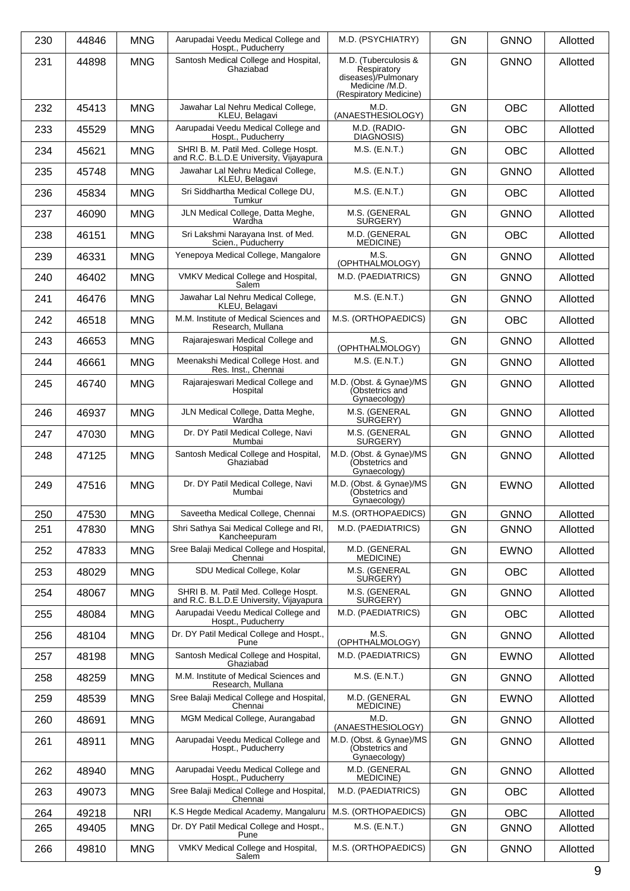| 230 | 44846 | MNG | Aarupadai Veedu Medical College and Hospt., Puducherry | M.D. (PSYCHIATRY) | GN | GNNO | Allotted |
|---|---|---|---|---|---|---|---|
| 231 | 44898 | MNG | Santosh Medical College and Hospital, Ghaziabad | M.D. (Tuberculosis & Respiratory diseases)/Pulmonary Medicine /M.D. (Respiratory Medicine) | GN | GNNO | Allotted |
| 232 | 45413 | MNG | Jawahar Lal Nehru Medical College, KLEU, Belagavi | M.D. (ANAESTHESIOLOGY) | GN | OBC | Allotted |
| 233 | 45529 | MNG | Aarupadai Veedu Medical College and Hospt., Puducherry | M.D. (RADIO-DIAGNOSIS) | GN | OBC | Allotted |
| 234 | 45621 | MNG | SHRI B. M. Patil Med. College Hospt. and R.C. B.L.D.E University, Vijayapura | M.S. (E.N.T.) | GN | OBC | Allotted |
| 235 | 45748 | MNG | Jawahar Lal Nehru Medical College, KLEU, Belagavi | M.S. (E.N.T.) | GN | GNNO | Allotted |
| 236 | 45834 | MNG | Sri Siddhartha Medical College DU, Tumkur | M.S. (E.N.T.) | GN | OBC | Allotted |
| 237 | 46090 | MNG | JLN Medical College, Datta Meghe, Wardha | M.S. (GENERAL SURGERY) | GN | GNNO | Allotted |
| 238 | 46151 | MNG | Sri Lakshmi Narayana Inst. of Med. Scien., Puducherry | M.D. (GENERAL MEDICINE) | GN | OBC | Allotted |
| 239 | 46331 | MNG | Yenepoya Medical College, Mangalore | M.S. (OPHTHALMOLOGY) | GN | GNNO | Allotted |
| 240 | 46402 | MNG | VMKV Medical College and Hospital, Salem | M.D. (PAEDIATRICS) | GN | GNNO | Allotted |
| 241 | 46476 | MNG | Jawahar Lal Nehru Medical College, KLEU, Belagavi | M.S. (E.N.T.) | GN | GNNO | Allotted |
| 242 | 46518 | MNG | M.M. Institute of Medical Sciences and Research, Mullana | M.S. (ORTHOPAEDICS) | GN | OBC | Allotted |
| 243 | 46653 | MNG | Rajarajeswari Medical College and Hospital | M.S. (OPHTHALMOLOGY) | GN | GNNO | Allotted |
| 244 | 46661 | MNG | Meenakshi Medical College Host. and Res. Inst., Chennai | M.S. (E.N.T.) | GN | GNNO | Allotted |
| 245 | 46740 | MNG | Rajarajeswari Medical College and Hospital | M.D. (Obst. & Gynae)/MS (Obstetrics and Gynaecology) | GN | GNNO | Allotted |
| 246 | 46937 | MNG | JLN Medical College, Datta Meghe, Wardha | M.S. (GENERAL SURGERY) | GN | GNNO | Allotted |
| 247 | 47030 | MNG | Dr. DY Patil Medical College, Navi Mumbai | M.S. (GENERAL SURGERY) | GN | GNNO | Allotted |
| 248 | 47125 | MNG | Santosh Medical College and Hospital, Ghaziabad | M.D. (Obst. & Gynae)/MS (Obstetrics and Gynaecology) | GN | GNNO | Allotted |
| 249 | 47516 | MNG | Dr. DY Patil Medical College, Navi Mumbai | M.D. (Obst. & Gynae)/MS (Obstetrics and Gynaecology) | GN | EWNO | Allotted |
| 250 | 47530 | MNG | Saveetha Medical College, Chennai | M.S. (ORTHOPAEDICS) | GN | GNNO | Allotted |
| 251 | 47830 | MNG | Shri Sathya Sai Medical College and RI, Kancheepuram | M.D. (PAEDIATRICS) | GN | GNNO | Allotted |
| 252 | 47833 | MNG | Sree Balaji Medical College and Hospital, Chennai | M.D. (GENERAL MEDICINE) | GN | EWNO | Allotted |
| 253 | 48029 | MNG | SDU Medical College, Kolar | M.S. (GENERAL SURGERY) | GN | OBC | Allotted |
| 254 | 48067 | MNG | SHRI B. M. Patil Med. College Hospt. and R.C. B.L.D.E University, Vijayapura | M.S. (GENERAL SURGERY) | GN | GNNO | Allotted |
| 255 | 48084 | MNG | Aarupadai Veedu Medical College and Hospt., Puducherry | M.D. (PAEDIATRICS) | GN | OBC | Allotted |
| 256 | 48104 | MNG | Dr. DY Patil Medical College and Hospt., Pune | M.S. (OPHTHALMOLOGY) | GN | GNNO | Allotted |
| 257 | 48198 | MNG | Santosh Medical College and Hospital, Ghaziabad | M.D. (PAEDIATRICS) | GN | EWNO | Allotted |
| 258 | 48259 | MNG | M.M. Institute of Medical Sciences and Research, Mullana | M.S. (E.N.T.) | GN | GNNO | Allotted |
| 259 | 48539 | MNG | Sree Balaji Medical College and Hospital, Chennai | M.D. (GENERAL MEDICINE) | GN | EWNO | Allotted |
| 260 | 48691 | MNG | MGM Medical College, Aurangabad | M.D. (ANAESTHESIOLOGY) | GN | GNNO | Allotted |
| 261 | 48911 | MNG | Aarupadai Veedu Medical College and Hospt., Puducherry | M.D. (Obst. & Gynae)/MS (Obstetrics and Gynaecology) | GN | GNNO | Allotted |
| 262 | 48940 | MNG | Aarupadai Veedu Medical College and Hospt., Puducherry | M.D. (GENERAL MEDICINE) | GN | GNNO | Allotted |
| 263 | 49073 | MNG | Sree Balaji Medical College and Hospital, Chennai | M.D. (PAEDIATRICS) | GN | OBC | Allotted |
| 264 | 49218 | NRI | K.S Hegde Medical Academy, Mangaluru | M.S. (ORTHOPAEDICS) | GN | OBC | Allotted |
| 265 | 49405 | MNG | Dr. DY Patil Medical College and Hospt., Pune | M.S. (E.N.T.) | GN | GNNO | Allotted |
| 266 | 49810 | MNG | VMKV Medical College and Hospital, Salem | M.S. (ORTHOPAEDICS) | GN | GNNO | Allotted |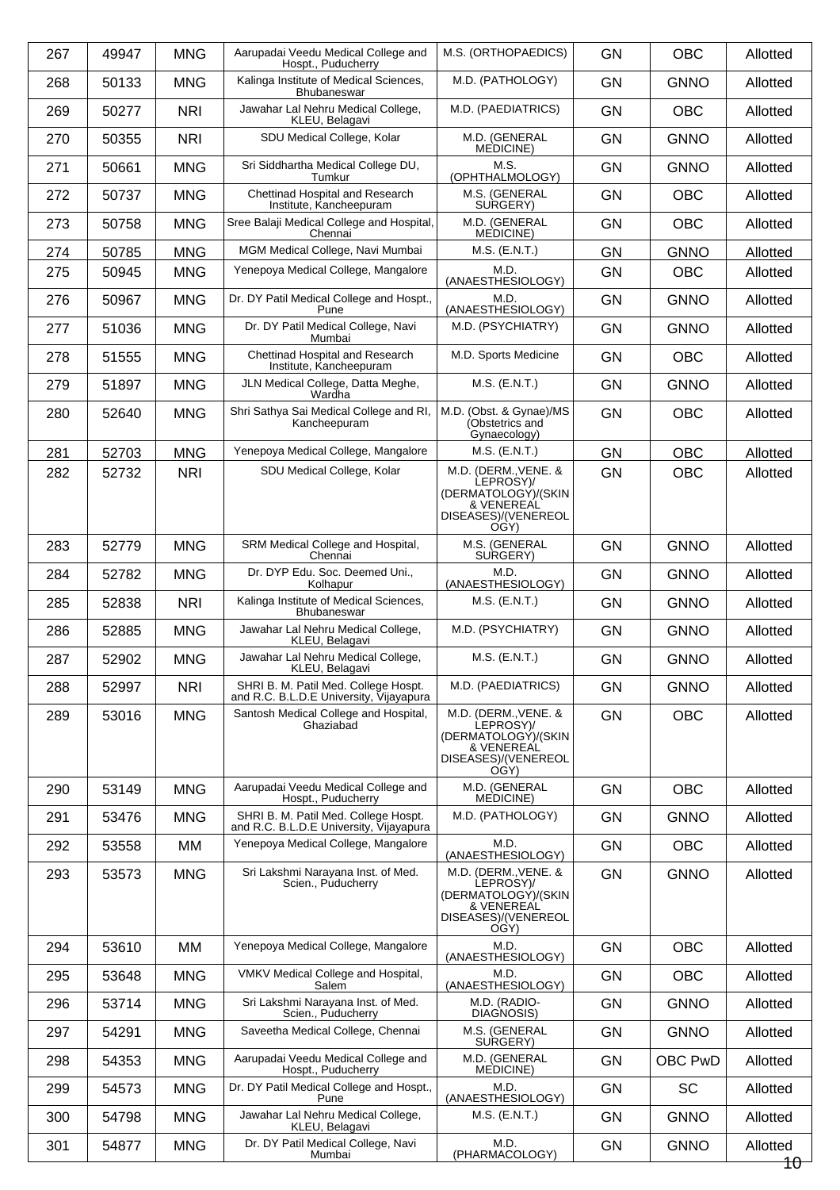| 267 | 49947 | MNG | Aarupadai Veedu Medical College and Hospt., Puducherry | M.S. (ORTHOPAEDICS) | GN | OBC | Allotted |
|---|---|---|---|---|---|---|---|
| 268 | 50133 | MNG | Kalinga Institute of Medical Sciences, Bhubaneswar | M.D. (PATHOLOGY) | GN | GNNO | Allotted |
| 269 | 50277 | NRI | Jawahar Lal Nehru Medical College, KLEU, Belagavi | M.D. (PAEDIATRICS) | GN | OBC | Allotted |
| 270 | 50355 | NRI | SDU Medical College, Kolar | M.D. (GENERAL MEDICINE) | GN | GNNO | Allotted |
| 271 | 50661 | MNG | Sri Siddhartha Medical College DU, Tumkur | M.S. (OPHTHALMOLOGY) | GN | GNNO | Allotted |
| 272 | 50737 | MNG | Chettinad Hospital and Research Institute, Kancheepuram | M.S. (GENERAL SURGERY) | GN | OBC | Allotted |
| 273 | 50758 | MNG | Sree Balaji Medical College and Hospital, Chennai | M.D. (GENERAL MEDICINE) | GN | OBC | Allotted |
| 274 | 50785 | MNG | MGM Medical College, Navi Mumbai | M.S. (E.N.T.) | GN | GNNO | Allotted |
| 275 | 50945 | MNG | Yenepoya Medical College, Mangalore | M.D. (ANAESTHESIOLOGY) | GN | OBC | Allotted |
| 276 | 50967 | MNG | Dr. DY Patil Medical College and Hospt., Pune | M.D. (ANAESTHESIOLOGY) | GN | GNNO | Allotted |
| 277 | 51036 | MNG | Dr. DY Patil Medical College, Navi Mumbai | M.D. (PSYCHIATRY) | GN | GNNO | Allotted |
| 278 | 51555 | MNG | Chettinad Hospital and Research Institute, Kancheepuram | M.D. Sports Medicine | GN | OBC | Allotted |
| 279 | 51897 | MNG | JLN Medical College, Datta Meghe, Wardha | M.S. (E.N.T.) | GN | GNNO | Allotted |
| 280 | 52640 | MNG | Shri Sathya Sai Medical College and RI, Kancheepuram | M.D. (Obst. & Gynae)/MS (Obstetrics and Gynaecology) | GN | OBC | Allotted |
| 281 | 52703 | MNG | Yenepoya Medical College, Mangalore | M.S. (E.N.T.) | GN | OBC | Allotted |
| 282 | 52732 | NRI | SDU Medical College, Kolar | M.D. (DERM.,VENE. & LEPROSY)/ (DERMATOLOGY)/(SKIN & VENEREAL DISEASES)/(VENEREOLOGY) | GN | OBC | Allotted |
| 283 | 52779 | MNG | SRM Medical College and Hospital, Chennai | M.S. (GENERAL SURGERY) | GN | GNNO | Allotted |
| 284 | 52782 | MNG | Dr. DYP Edu. Soc. Deemed Uni., Kolhapur | M.D. (ANAESTHESIOLOGY) | GN | GNNO | Allotted |
| 285 | 52838 | NRI | Kalinga Institute of Medical Sciences, Bhubaneswar | M.S. (E.N.T.) | GN | GNNO | Allotted |
| 286 | 52885 | MNG | Jawahar Lal Nehru Medical College, KLEU, Belagavi | M.D. (PSYCHIATRY) | GN | GNNO | Allotted |
| 287 | 52902 | MNG | Jawahar Lal Nehru Medical College, KLEU, Belagavi | M.S. (E.N.T.) | GN | GNNO | Allotted |
| 288 | 52997 | NRI | SHRI B. M. Patil Med. College Hospt. and R.C. B.L.D.E University, Vijayapura | M.D. (PAEDIATRICS) | GN | GNNO | Allotted |
| 289 | 53016 | MNG | Santosh Medical College and Hospital, Ghaziabad | M.D. (DERM.,VENE. & LEPROSY)/ (DERMATOLOGY)/(SKIN & VENEREAL DISEASES)/(VENEREOLOGY) | GN | OBC | Allotted |
| 290 | 53149 | MNG | Aarupadai Veedu Medical College and Hospt., Puducherry | M.D. (GENERAL MEDICINE) | GN | OBC | Allotted |
| 291 | 53476 | MNG | SHRI B. M. Patil Med. College Hospt. and R.C. B.L.D.E University, Vijayapura | M.D. (PATHOLOGY) | GN | GNNO | Allotted |
| 292 | 53558 | MM | Yenepoya Medical College, Mangalore | M.D. (ANAESTHESIOLOGY) | GN | OBC | Allotted |
| 293 | 53573 | MNG | Sri Lakshmi Narayana Inst. of Med. Scien., Puducherry | M.D. (DERM.,VENE. & LEPROSY)/ (DERMATOLOGY)/(SKIN & VENEREAL DISEASES)/(VENEREOLOGY) | GN | GNNO | Allotted |
| 294 | 53610 | MM | Yenepoya Medical College, Mangalore | M.D. (ANAESTHESIOLOGY) | GN | OBC | Allotted |
| 295 | 53648 | MNG | VMKV Medical College and Hospital, Salem | M.D. (ANAESTHESIOLOGY) | GN | OBC | Allotted |
| 296 | 53714 | MNG | Sri Lakshmi Narayana Inst. of Med. Scien., Puducherry | M.D. (RADIO-DIAGNOSIS) | GN | GNNO | Allotted |
| 297 | 54291 | MNG | Saveetha Medical College, Chennai | M.S. (GENERAL SURGERY) | GN | GNNO | Allotted |
| 298 | 54353 | MNG | Aarupadai Veedu Medical College and Hospt., Puducherry | M.D. (GENERAL MEDICINE) | GN | OBC PwD | Allotted |
| 299 | 54573 | MNG | Dr. DY Patil Medical College and Hospt., Pune | M.D. (ANAESTHESIOLOGY) | GN | SC | Allotted |
| 300 | 54798 | MNG | Jawahar Lal Nehru Medical College, KLEU, Belagavi | M.S. (E.N.T.) | GN | GNNO | Allotted |
| 301 | 54877 | MNG | Dr. DY Patil Medical College, Navi Mumbai | M.D. (PHARMACOLOGY) | GN | GNNO | Allotted |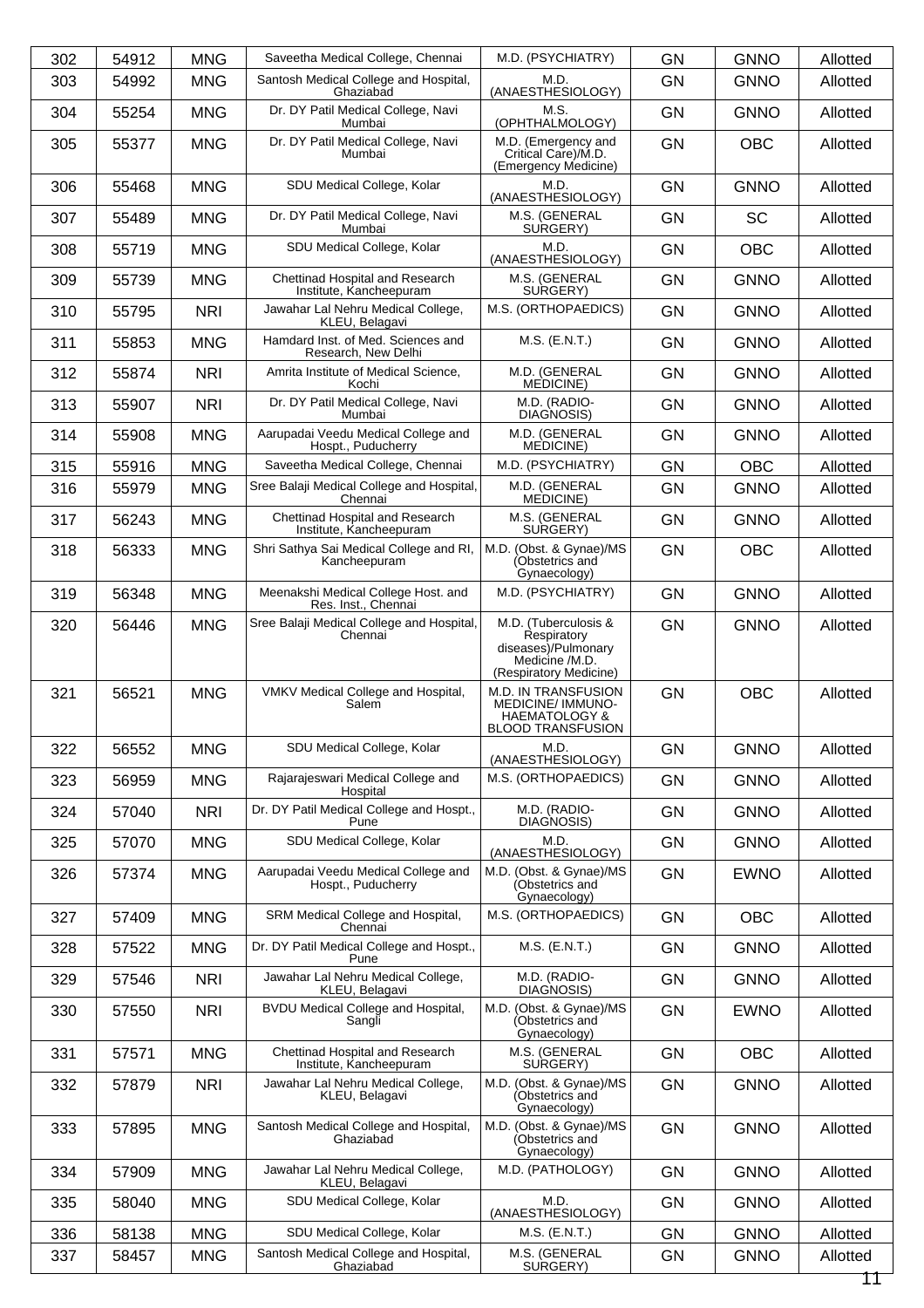| 302 | 54912 | MNG | Saveetha Medical College, Chennai | M.D. (PSYCHIATRY) | GN | GNNO | Allotted |
|---|---|---|---|---|---|---|---|
| 303 | 54992 | MNG | Santosh Medical College and Hospital, Ghaziabad | M.D. (ANAESTHESIOLOGY) | GN | GNNO | Allotted |
| 304 | 55254 | MNG | Dr. DY Patil Medical College, Navi Mumbai | M.S. (OPHTHALMOLOGY) | GN | GNNO | Allotted |
| 305 | 55377 | MNG | Dr. DY Patil Medical College, Navi Mumbai | M.D. (Emergency and Critical Care)/M.D. (Emergency Medicine) | GN | OBC | Allotted |
| 306 | 55468 | MNG | SDU Medical College, Kolar | M.D. (ANAESTHESIOLOGY) | GN | GNNO | Allotted |
| 307 | 55489 | MNG | Dr. DY Patil Medical College, Navi Mumbai | M.S. (GENERAL SURGERY) | GN | SC | Allotted |
| 308 | 55719 | MNG | SDU Medical College, Kolar | M.D. (ANAESTHESIOLOGY) | GN | OBC | Allotted |
| 309 | 55739 | MNG | Chettinad Hospital and Research Institute, Kancheepuram | M.S. (GENERAL SURGERY) | GN | GNNO | Allotted |
| 310 | 55795 | NRI | Jawahar Lal Nehru Medical College, KLEU, Belagavi | M.S. (ORTHOPAEDICS) | GN | GNNO | Allotted |
| 311 | 55853 | MNG | Hamdard Inst. of Med. Sciences and Research, New Delhi | M.S. (E.N.T.) | GN | GNNO | Allotted |
| 312 | 55874 | NRI | Amrita Institute of Medical Science, Kochi | M.D. (GENERAL MEDICINE) | GN | GNNO | Allotted |
| 313 | 55907 | NRI | Dr. DY Patil Medical College, Navi Mumbai | M.D. (RADIO-DIAGNOSIS) | GN | GNNO | Allotted |
| 314 | 55908 | MNG | Aarupadai Veedu Medical College and Hospt., Puducherry | M.D. (GENERAL MEDICINE) | GN | GNNO | Allotted |
| 315 | 55916 | MNG | Saveetha Medical College, Chennai | M.D. (PSYCHIATRY) | GN | OBC | Allotted |
| 316 | 55979 | MNG | Sree Balaji Medical College and Hospital, Chennai | M.D. (GENERAL MEDICINE) | GN | GNNO | Allotted |
| 317 | 56243 | MNG | Chettinad Hospital and Research Institute, Kancheepuram | M.S. (GENERAL SURGERY) | GN | GNNO | Allotted |
| 318 | 56333 | MNG | Shri Sathya Sai Medical College and RI, Kancheepuram | M.D. (Obst. & Gynae)/MS (Obstetrics and Gynaecology) | GN | OBC | Allotted |
| 319 | 56348 | MNG | Meenakshi Medical College Host. and Res. Inst., Chennai | M.D. (PSYCHIATRY) | GN | GNNO | Allotted |
| 320 | 56446 | MNG | Sree Balaji Medical College and Hospital, Chennai | M.D. (Tuberculosis & Respiratory diseases)/Pulmonary Medicine /M.D. (Respiratory Medicine) | GN | GNNO | Allotted |
| 321 | 56521 | MNG | VMKV Medical College and Hospital, Salem | M.D. IN TRANSFUSION MEDICINE/ IMMUNO-HAEMATOLOGY & BLOOD TRANSFUSION | GN | OBC | Allotted |
| 322 | 56552 | MNG | SDU Medical College, Kolar | M.D. (ANAESTHESIOLOGY) | GN | GNNO | Allotted |
| 323 | 56959 | MNG | Rajarajeswari Medical College and Hospital | M.S. (ORTHOPAEDICS) | GN | GNNO | Allotted |
| 324 | 57040 | NRI | Dr. DY Patil Medical College and Hospt., Pune | M.D. (RADIO-DIAGNOSIS) | GN | GNNO | Allotted |
| 325 | 57070 | MNG | SDU Medical College, Kolar | M.D. (ANAESTHESIOLOGY) | GN | GNNO | Allotted |
| 326 | 57374 | MNG | Aarupadai Veedu Medical College and Hospt., Puducherry | M.D. (Obst. & Gynae)/MS (Obstetrics and Gynaecology) | GN | EWNO | Allotted |
| 327 | 57409 | MNG | SRM Medical College and Hospital, Chennai | M.S. (ORTHOPAEDICS) | GN | OBC | Allotted |
| 328 | 57522 | MNG | Dr. DY Patil Medical College and Hospt., Pune | M.S. (E.N.T.) | GN | GNNO | Allotted |
| 329 | 57546 | NRI | Jawahar Lal Nehru Medical College, KLEU, Belagavi | M.D. (RADIO-DIAGNOSIS) | GN | GNNO | Allotted |
| 330 | 57550 | NRI | BVDU Medical College and Hospital, Sangli | M.D. (Obst. & Gynae)/MS (Obstetrics and Gynaecology) | GN | EWNO | Allotted |
| 331 | 57571 | MNG | Chettinad Hospital and Research Institute, Kancheepuram | M.S. (GENERAL SURGERY) | GN | OBC | Allotted |
| 332 | 57879 | NRI | Jawahar Lal Nehru Medical College, KLEU, Belagavi | M.D. (Obst. & Gynae)/MS (Obstetrics and Gynaecology) | GN | GNNO | Allotted |
| 333 | 57895 | MNG | Santosh Medical College and Hospital, Ghaziabad | M.D. (Obst. & Gynae)/MS (Obstetrics and Gynaecology) | GN | GNNO | Allotted |
| 334 | 57909 | MNG | Jawahar Lal Nehru Medical College, KLEU, Belagavi | M.D. (PATHOLOGY) | GN | GNNO | Allotted |
| 335 | 58040 | MNG | SDU Medical College, Kolar | M.D. (ANAESTHESIOLOGY) | GN | GNNO | Allotted |
| 336 | 58138 | MNG | SDU Medical College, Kolar | M.S. (E.N.T.) | GN | GNNO | Allotted |
| 337 | 58457 | MNG | Santosh Medical College and Hospital, Ghaziabad | M.S. (GENERAL SURGERY) | GN | GNNO | Allotted |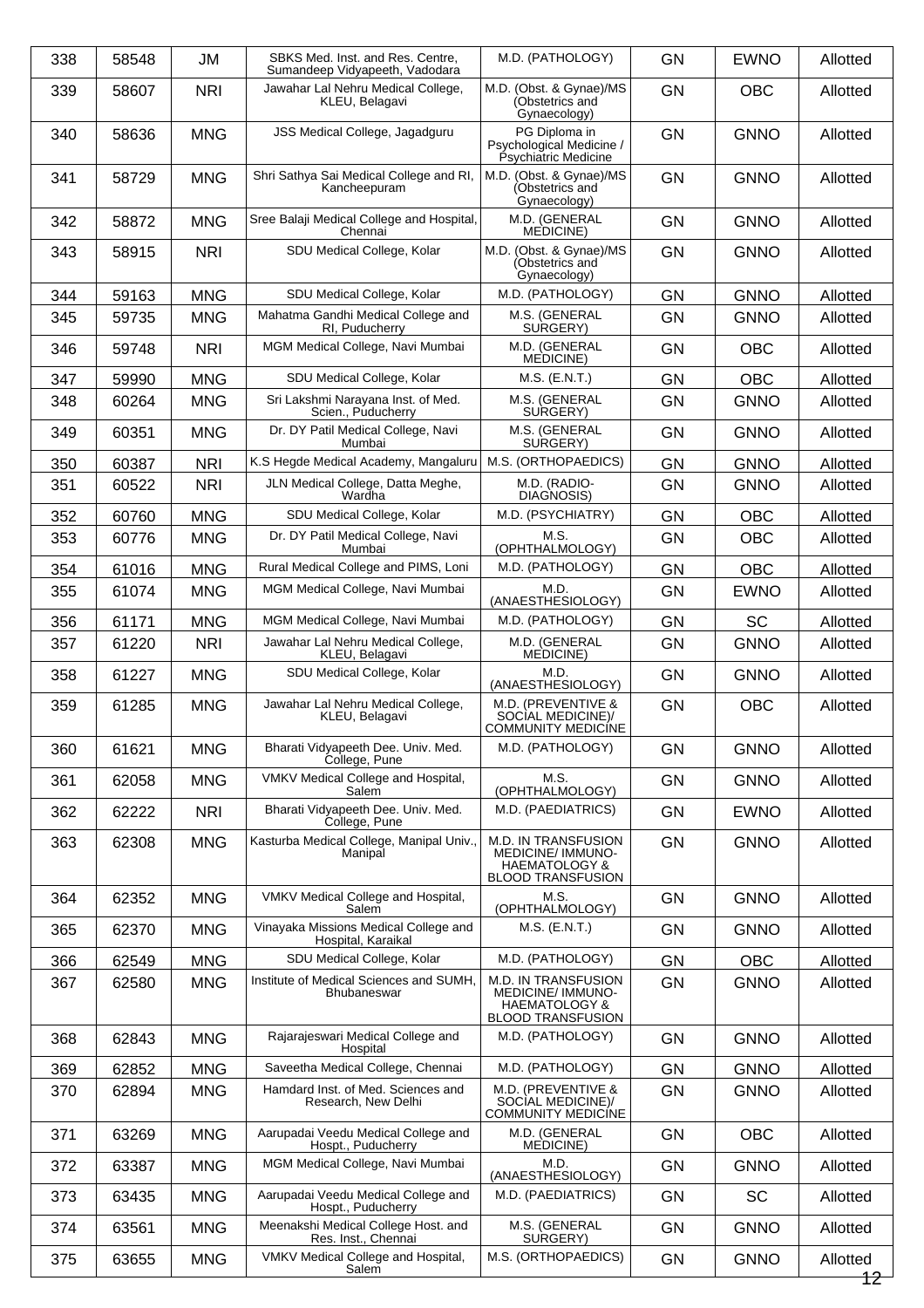| 338 | 58548 | JM | SBKS Med. Inst. and Res. Centre, Sumandeep Vidyapeeth, Vadodara | M.D. (PATHOLOGY) | GN | EWNO | Allotted |
|---|---|---|---|---|---|---|---|
| 339 | 58607 | NRI | Jawahar Lal Nehru Medical College, KLEU, Belagavi | M.D. (Obst. & Gynae)/MS (Obstetrics and Gynaecology) | GN | OBC | Allotted |
| 340 | 58636 | MNG | JSS Medical College, Jagadguru | PG Diploma in Psychological Medicine / Psychiatric Medicine | GN | GNNO | Allotted |
| 341 | 58729 | MNG | Shri Sathya Sai Medical College and RI, Kancheepuram | M.D. (Obst. & Gynae)/MS (Obstetrics and Gynaecology) | GN | GNNO | Allotted |
| 342 | 58872 | MNG | Sree Balaji Medical College and Hospital, Chennai | M.D. (GENERAL MEDICINE) | GN | GNNO | Allotted |
| 343 | 58915 | NRI | SDU Medical College, Kolar | M.D. (Obst. & Gynae)/MS (Obstetrics and Gynaecology) | GN | GNNO | Allotted |
| 344 | 59163 | MNG | SDU Medical College, Kolar | M.D. (PATHOLOGY) | GN | GNNO | Allotted |
| 345 | 59735 | MNG | Mahatma Gandhi Medical College and RI, Puducherry | M.S. (GENERAL SURGERY) | GN | GNNO | Allotted |
| 346 | 59748 | NRI | MGM Medical College, Navi Mumbai | M.D. (GENERAL MEDICINE) | GN | OBC | Allotted |
| 347 | 59990 | MNG | SDU Medical College, Kolar | M.S. (E.N.T.) | GN | OBC | Allotted |
| 348 | 60264 | MNG | Sri Lakshmi Narayana Inst. of Med. Scien., Puducherry | M.S. (GENERAL SURGERY) | GN | GNNO | Allotted |
| 349 | 60351 | MNG | Dr. DY Patil Medical College, Navi Mumbai | M.S. (GENERAL SURGERY) | GN | GNNO | Allotted |
| 350 | 60387 | NRI | K.S Hegde Medical Academy, Mangaluru | M.S. (ORTHOPAEDICS) | GN | GNNO | Allotted |
| 351 | 60522 | NRI | JLN Medical College, Datta Meghe, Wardha | M.D. (RADIO-DIAGNOSIS) | GN | GNNO | Allotted |
| 352 | 60760 | MNG | SDU Medical College, Kolar | M.D. (PSYCHIATRY) | GN | OBC | Allotted |
| 353 | 60776 | MNG | Dr. DY Patil Medical College, Navi Mumbai | M.S. (OPHTHALMOLOGY) | GN | OBC | Allotted |
| 354 | 61016 | MNG | Rural Medical College and PIMS, Loni | M.D. (PATHOLOGY) | GN | OBC | Allotted |
| 355 | 61074 | MNG | MGM Medical College, Navi Mumbai | M.D. (ANAESTHESIOLOGY) | GN | EWNO | Allotted |
| 356 | 61171 | MNG | MGM Medical College, Navi Mumbai | M.D. (PATHOLOGY) | GN | SC | Allotted |
| 357 | 61220 | NRI | Jawahar Lal Nehru Medical College, KLEU, Belagavi | M.D. (GENERAL MEDICINE) | GN | GNNO | Allotted |
| 358 | 61227 | MNG | SDU Medical College, Kolar | M.D. (ANAESTHESIOLOGY) | GN | GNNO | Allotted |
| 359 | 61285 | MNG | Jawahar Lal Nehru Medical College, KLEU, Belagavi | M.D. (PREVENTIVE & SOCIAL MEDICINE)/ COMMUNITY MEDICINE | GN | OBC | Allotted |
| 360 | 61621 | MNG | Bharati Vidyapeeth Dee. Univ. Med. College, Pune | M.D. (PATHOLOGY) | GN | GNNO | Allotted |
| 361 | 62058 | MNG | VMKV Medical College and Hospital, Salem | M.S. (OPHTHALMOLOGY) | GN | GNNO | Allotted |
| 362 | 62222 | NRI | Bharati Vidyapeeth Dee. Univ. Med. College, Pune | M.D. (PAEDIATRICS) | GN | EWNO | Allotted |
| 363 | 62308 | MNG | Kasturba Medical College, Manipal Univ., Manipal | M.D. IN TRANSFUSION MEDICINE/ IMMUNO-HAEMATOLOGY & BLOOD TRANSFUSION | GN | GNNO | Allotted |
| 364 | 62352 | MNG | VMKV Medical College and Hospital, Salem | M.S. (OPHTHALMOLOGY) | GN | GNNO | Allotted |
| 365 | 62370 | MNG | Vinayaka Missions Medical College and Hospital, Karaikal | M.S. (E.N.T.) | GN | GNNO | Allotted |
| 366 | 62549 | MNG | SDU Medical College, Kolar | M.D. (PATHOLOGY) | GN | OBC | Allotted |
| 367 | 62580 | MNG | Institute of Medical Sciences and SUMH, Bhubaneswar | M.D. IN TRANSFUSION MEDICINE/ IMMUNO-HAEMATOLOGY & BLOOD TRANSFUSION | GN | GNNO | Allotted |
| 368 | 62843 | MNG | Rajarajeswari Medical College and Hospital | M.D. (PATHOLOGY) | GN | GNNO | Allotted |
| 369 | 62852 | MNG | Saveetha Medical College, Chennai | M.D. (PATHOLOGY) | GN | GNNO | Allotted |
| 370 | 62894 | MNG | Hamdard Inst. of Med. Sciences and Research, New Delhi | M.D. (PREVENTIVE & SOCIAL MEDICINE)/ COMMUNITY MEDICINE | GN | GNNO | Allotted |
| 371 | 63269 | MNG | Aarupadai Veedu Medical College and Hospt., Puducherry | M.D. (GENERAL MEDICINE) | GN | OBC | Allotted |
| 372 | 63387 | MNG | MGM Medical College, Navi Mumbai | M.D. (ANAESTHESIOLOGY) | GN | GNNO | Allotted |
| 373 | 63435 | MNG | Aarupadai Veedu Medical College and Hospt., Puducherry | M.D. (PAEDIATRICS) | GN | SC | Allotted |
| 374 | 63561 | MNG | Meenakshi Medical College Host. and Res. Inst., Chennai | M.S. (GENERAL SURGERY) | GN | GNNO | Allotted |
| 375 | 63655 | MNG | VMKV Medical College and Hospital, Salem | M.S. (ORTHOPAEDICS) | GN | GNNO | Allotted |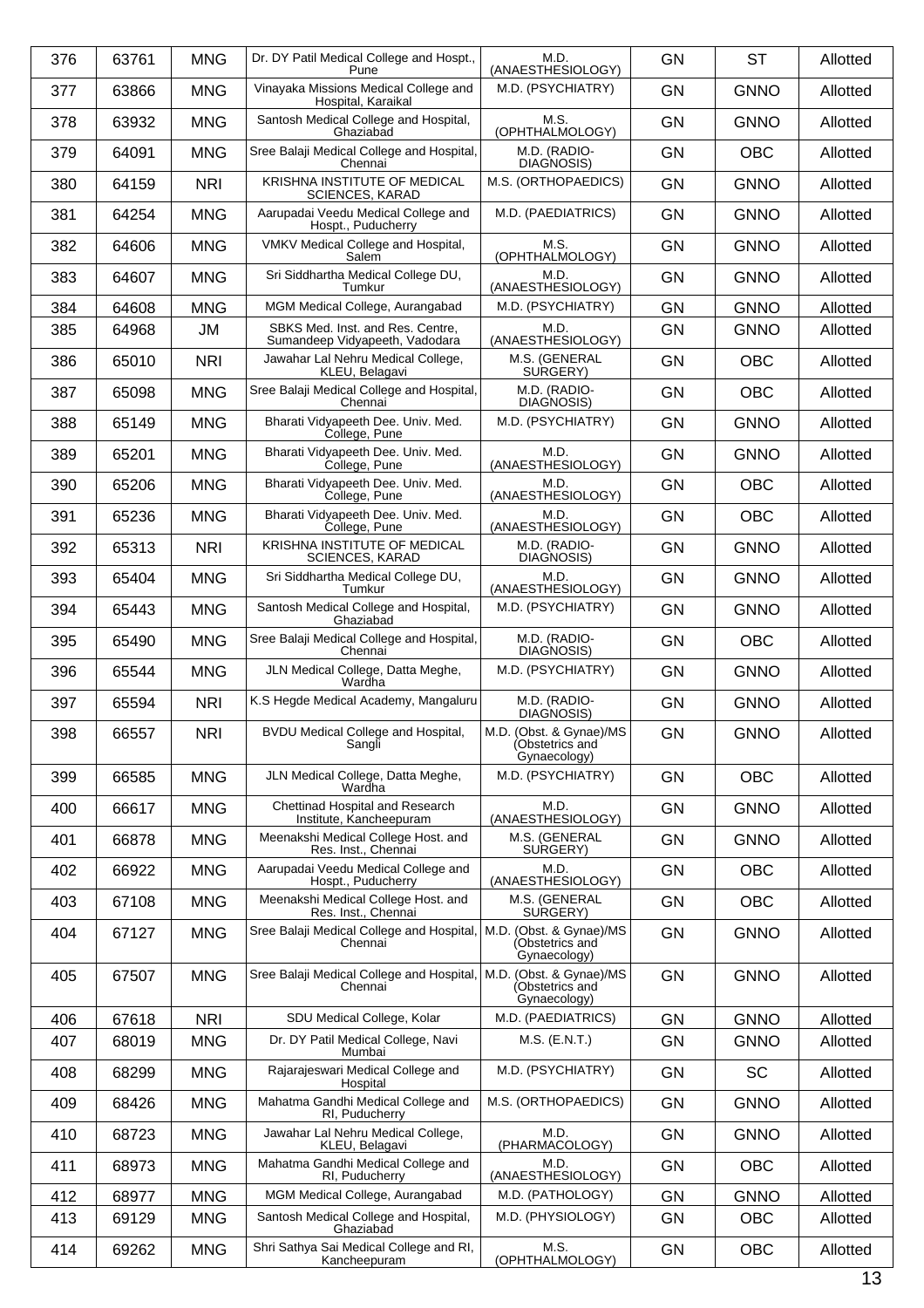| 376 | 63761 | MNG | Dr. DY Patil Medical College and Hospt., Pune | M.D. (ANAESTHESIOLOGY) | GN | ST | Allotted |
|---|---|---|---|---|---|---|---|
| 377 | 63866 | MNG | Vinayaka Missions Medical College and Hospital, Karaikal | M.D. (PSYCHIATRY) | GN | GNNO | Allotted |
| 378 | 63932 | MNG | Santosh Medical College and Hospital, Ghaziabad | M.S. (OPHTHALMOLOGY) | GN | GNNO | Allotted |
| 379 | 64091 | MNG | Sree Balaji Medical College and Hospital, Chennai | M.D. (RADIO-DIAGNOSIS) | GN | OBC | Allotted |
| 380 | 64159 | NRI | KRISHNA INSTITUTE OF MEDICAL SCIENCES, KARAD | M.S. (ORTHOPAEDICS) | GN | GNNO | Allotted |
| 381 | 64254 | MNG | Aarupadai Veedu Medical College and Hospt., Puducherry | M.D. (PAEDIATRICS) | GN | GNNO | Allotted |
| 382 | 64606 | MNG | VMKV Medical College and Hospital, Salem | M.S. (OPHTHALMOLOGY) | GN | GNNO | Allotted |
| 383 | 64607 | MNG | Sri Siddhartha Medical College DU, Tumkur | M.D. (ANAESTHESIOLOGY) | GN | GNNO | Allotted |
| 384 | 64608 | MNG | MGM Medical College, Aurangabad | M.D. (PSYCHIATRY) | GN | GNNO | Allotted |
| 385 | 64968 | JM | SBKS Med. Inst. and Res. Centre, Sumandeep Vidyapeeth, Vadodara | M.D. (ANAESTHESIOLOGY) | GN | GNNO | Allotted |
| 386 | 65010 | NRI | Jawahar Lal Nehru Medical College, KLEU, Belagavi | M.S. (GENERAL SURGERY) | GN | OBC | Allotted |
| 387 | 65098 | MNG | Sree Balaji Medical College and Hospital, Chennai | M.D. (RADIO-DIAGNOSIS) | GN | OBC | Allotted |
| 388 | 65149 | MNG | Bharati Vidyapeeth Dee. Univ. Med. College, Pune | M.D. (PSYCHIATRY) | GN | GNNO | Allotted |
| 389 | 65201 | MNG | Bharati Vidyapeeth Dee. Univ. Med. College, Pune | M.D. (ANAESTHESIOLOGY) | GN | GNNO | Allotted |
| 390 | 65206 | MNG | Bharati Vidyapeeth Dee. Univ. Med. College, Pune | M.D. (ANAESTHESIOLOGY) | GN | OBC | Allotted |
| 391 | 65236 | MNG | Bharati Vidyapeeth Dee. Univ. Med. College, Pune | M.D. (ANAESTHESIOLOGY) | GN | OBC | Allotted |
| 392 | 65313 | NRI | KRISHNA INSTITUTE OF MEDICAL SCIENCES, KARAD | M.D. (RADIO-DIAGNOSIS) | GN | GNNO | Allotted |
| 393 | 65404 | MNG | Sri Siddhartha Medical College DU, Tumkur | M.D. (ANAESTHESIOLOGY) | GN | GNNO | Allotted |
| 394 | 65443 | MNG | Santosh Medical College and Hospital, Ghaziabad | M.D. (PSYCHIATRY) | GN | GNNO | Allotted |
| 395 | 65490 | MNG | Sree Balaji Medical College and Hospital, Chennai | M.D. (RADIO-DIAGNOSIS) | GN | OBC | Allotted |
| 396 | 65544 | MNG | JLN Medical College, Datta Meghe, Wardha | M.D. (PSYCHIATRY) | GN | GNNO | Allotted |
| 397 | 65594 | NRI | K.S Hegde Medical Academy, Mangaluru | M.D. (RADIO-DIAGNOSIS) | GN | GNNO | Allotted |
| 398 | 66557 | NRI | BVDU Medical College and Hospital, Sangli | M.D. (Obst. & Gynae)/MS (Obstetrics and Gynaecology) | GN | GNNO | Allotted |
| 399 | 66585 | MNG | JLN Medical College, Datta Meghe, Wardha | M.D. (PSYCHIATRY) | GN | OBC | Allotted |
| 400 | 66617 | MNG | Chettinad Hospital and Research Institute, Kancheepuram | M.D. (ANAESTHESIOLOGY) | GN | GNNO | Allotted |
| 401 | 66878 | MNG | Meenakshi Medical College Host. and Res. Inst., Chennai | M.S. (GENERAL SURGERY) | GN | GNNO | Allotted |
| 402 | 66922 | MNG | Aarupadai Veedu Medical College and Hospt., Puducherry | M.D. (ANAESTHESIOLOGY) | GN | OBC | Allotted |
| 403 | 67108 | MNG | Meenakshi Medical College Host. and Res. Inst., Chennai | M.S. (GENERAL SURGERY) | GN | OBC | Allotted |
| 404 | 67127 | MNG | Sree Balaji Medical College and Hospital, Chennai | M.D. (Obst. & Gynae)/MS (Obstetrics and Gynaecology) | GN | GNNO | Allotted |
| 405 | 67507 | MNG | Sree Balaji Medical College and Hospital, Chennai | M.D. (Obst. & Gynae)/MS (Obstetrics and Gynaecology) | GN | GNNO | Allotted |
| 406 | 67618 | NRI | SDU Medical College, Kolar | M.D. (PAEDIATRICS) | GN | GNNO | Allotted |
| 407 | 68019 | MNG | Dr. DY Patil Medical College, Navi Mumbai | M.S. (E.N.T.) | GN | GNNO | Allotted |
| 408 | 68299 | MNG | Rajarajeswari Medical College and Hospital | M.D. (PSYCHIATRY) | GN | SC | Allotted |
| 409 | 68426 | MNG | Mahatma Gandhi Medical College and RI, Puducherry | M.S. (ORTHOPAEDICS) | GN | GNNO | Allotted |
| 410 | 68723 | MNG | Jawahar Lal Nehru Medical College, KLEU, Belagavi | M.D. (PHARMACOLOGY) | GN | GNNO | Allotted |
| 411 | 68973 | MNG | Mahatma Gandhi Medical College and RI, Puducherry | M.D. (ANAESTHESIOLOGY) | GN | OBC | Allotted |
| 412 | 68977 | MNG | MGM Medical College, Aurangabad | M.D. (PATHOLOGY) | GN | GNNO | Allotted |
| 413 | 69129 | MNG | Santosh Medical College and Hospital, Ghaziabad | M.D. (PHYSIOLOGY) | GN | OBC | Allotted |
| 414 | 69262 | MNG | Shri Sathya Sai Medical College and RI, Kancheepuram | M.S. (OPHTHALMOLOGY) | GN | OBC | Allotted |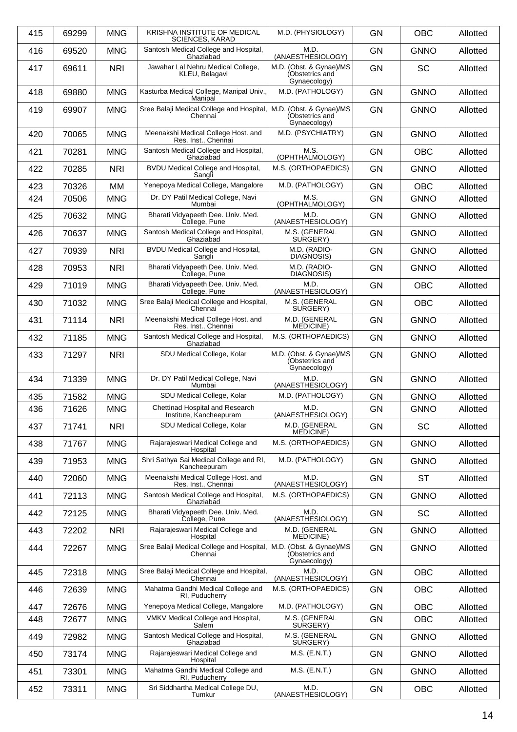| 415 | 69299 | MNG | KRISHNA INSTITUTE OF MEDICAL SCIENCES, KARAD | M.D. (PHYSIOLOGY) | GN | OBC | Allotted |
|---|---|---|---|---|---|---|---|
| 416 | 69520 | MNG | Santosh Medical College and Hospital, Ghaziabad | M.D. (ANAESTHESIOLOGY) | GN | GNNO | Allotted |
| 417 | 69611 | NRI | Jawahar Lal Nehru Medical College, KLEU, Belagavi | M.D. (Obst. & Gynae)/MS (Obstetrics and Gynaecology) | GN | SC | Allotted |
| 418 | 69880 | MNG | Kasturba Medical College, Manipal Univ., Manipal | M.D. (PATHOLOGY) | GN | GNNO | Allotted |
| 419 | 69907 | MNG | Sree Balaji Medical College and Hospital, Chennai | M.D. (Obst. & Gynae)/MS (Obstetrics and Gynaecology) | GN | GNNO | Allotted |
| 420 | 70065 | MNG | Meenakshi Medical College Host. and Res. Inst., Chennai | M.D. (PSYCHIATRY) | GN | GNNO | Allotted |
| 421 | 70281 | MNG | Santosh Medical College and Hospital, Ghaziabad | M.S. (OPHTHALMOLOGY) | GN | OBC | Allotted |
| 422 | 70285 | NRI | BVDU Medical College and Hospital, Sangli | M.S. (ORTHOPAEDICS) | GN | GNNO | Allotted |
| 423 | 70326 | MM | Yenepoya Medical College, Mangalore | M.D. (PATHOLOGY) | GN | OBC | Allotted |
| 424 | 70506 | MNG | Dr. DY Patil Medical College, Navi Mumbai | M.S. (OPHTHALMOLOGY) | GN | GNNO | Allotted |
| 425 | 70632 | MNG | Bharati Vidyapeeth Dee. Univ. Med. College, Pune | M.D. (ANAESTHESIOLOGY) | GN | GNNO | Allotted |
| 426 | 70637 | MNG | Santosh Medical College and Hospital, Ghaziabad | M.S. (GENERAL SURGERY) | GN | GNNO | Allotted |
| 427 | 70939 | NRI | BVDU Medical College and Hospital, Sangli | M.D. (RADIO-DIAGNOSIS) | GN | GNNO | Allotted |
| 428 | 70953 | NRI | Bharati Vidyapeeth Dee. Univ. Med. College, Pune | M.D. (RADIO-DIAGNOSIS) | GN | GNNO | Allotted |
| 429 | 71019 | MNG | Bharati Vidyapeeth Dee. Univ. Med. College, Pune | M.D. (ANAESTHESIOLOGY) | GN | OBC | Allotted |
| 430 | 71032 | MNG | Sree Balaji Medical College and Hospital, Chennai | M.S. (GENERAL SURGERY) | GN | OBC | Allotted |
| 431 | 71114 | NRI | Meenakshi Medical College Host. and Res. Inst., Chennai | M.D. (GENERAL MEDICINE) | GN | GNNO | Allotted |
| 432 | 71185 | MNG | Santosh Medical College and Hospital, Ghaziabad | M.S. (ORTHOPAEDICS) | GN | GNNO | Allotted |
| 433 | 71297 | NRI | SDU Medical College, Kolar | M.D. (Obst. & Gynae)/MS (Obstetrics and Gynaecology) | GN | GNNO | Allotted |
| 434 | 71339 | MNG | Dr. DY Patil Medical College, Navi Mumbai | M.D. (ANAESTHESIOLOGY) | GN | GNNO | Allotted |
| 435 | 71582 | MNG | SDU Medical College, Kolar | M.D. (PATHOLOGY) | GN | GNNO | Allotted |
| 436 | 71626 | MNG | Chettinad Hospital and Research Institute, Kancheepuram | M.D. (ANAESTHESIOLOGY) | GN | GNNO | Allotted |
| 437 | 71741 | NRI | SDU Medical College, Kolar | M.D. (GENERAL MEDICINE) | GN | SC | Allotted |
| 438 | 71767 | MNG | Rajarajeswari Medical College and Hospital | M.S. (ORTHOPAEDICS) | GN | GNNO | Allotted |
| 439 | 71953 | MNG | Shri Sathya Sai Medical College and RI, Kancheepuram | M.D. (PATHOLOGY) | GN | GNNO | Allotted |
| 440 | 72060 | MNG | Meenakshi Medical College Host. and Res. Inst., Chennai | M.D. (ANAESTHESIOLOGY) | GN | ST | Allotted |
| 441 | 72113 | MNG | Santosh Medical College and Hospital, Ghaziabad | M.S. (ORTHOPAEDICS) | GN | GNNO | Allotted |
| 442 | 72125 | MNG | Bharati Vidyapeeth Dee. Univ. Med. College, Pune | M.D. (ANAESTHESIOLOGY) | GN | SC | Allotted |
| 443 | 72202 | NRI | Rajarajeswari Medical College and Hospital | M.D. (GENERAL MEDICINE) | GN | GNNO | Allotted |
| 444 | 72267 | MNG | Sree Balaji Medical College and Hospital, Chennai | M.D. (Obst. & Gynae)/MS (Obstetrics and Gynaecology) | GN | GNNO | Allotted |
| 445 | 72318 | MNG | Sree Balaji Medical College and Hospital, Chennai | M.D. (ANAESTHESIOLOGY) | GN | OBC | Allotted |
| 446 | 72639 | MNG | Mahatma Gandhi Medical College and RI, Puducherry | M.S. (ORTHOPAEDICS) | GN | OBC | Allotted |
| 447 | 72676 | MNG | Yenepoya Medical College, Mangalore | M.D. (PATHOLOGY) | GN | OBC | Allotted |
| 448 | 72677 | MNG | VMKV Medical College and Hospital, Salem | M.S. (GENERAL SURGERY) | GN | OBC | Allotted |
| 449 | 72982 | MNG | Santosh Medical College and Hospital, Ghaziabad | M.S. (GENERAL SURGERY) | GN | GNNO | Allotted |
| 450 | 73174 | MNG | Rajarajeswari Medical College and Hospital | M.S. (E.N.T.) | GN | GNNO | Allotted |
| 451 | 73301 | MNG | Mahatma Gandhi Medical College and RI, Puducherry | M.S. (E.N.T.) | GN | GNNO | Allotted |
| 452 | 73311 | MNG | Sri Siddhartha Medical College DU, Tumkur | M.D. (ANAESTHESIOLOGY) | GN | OBC | Allotted |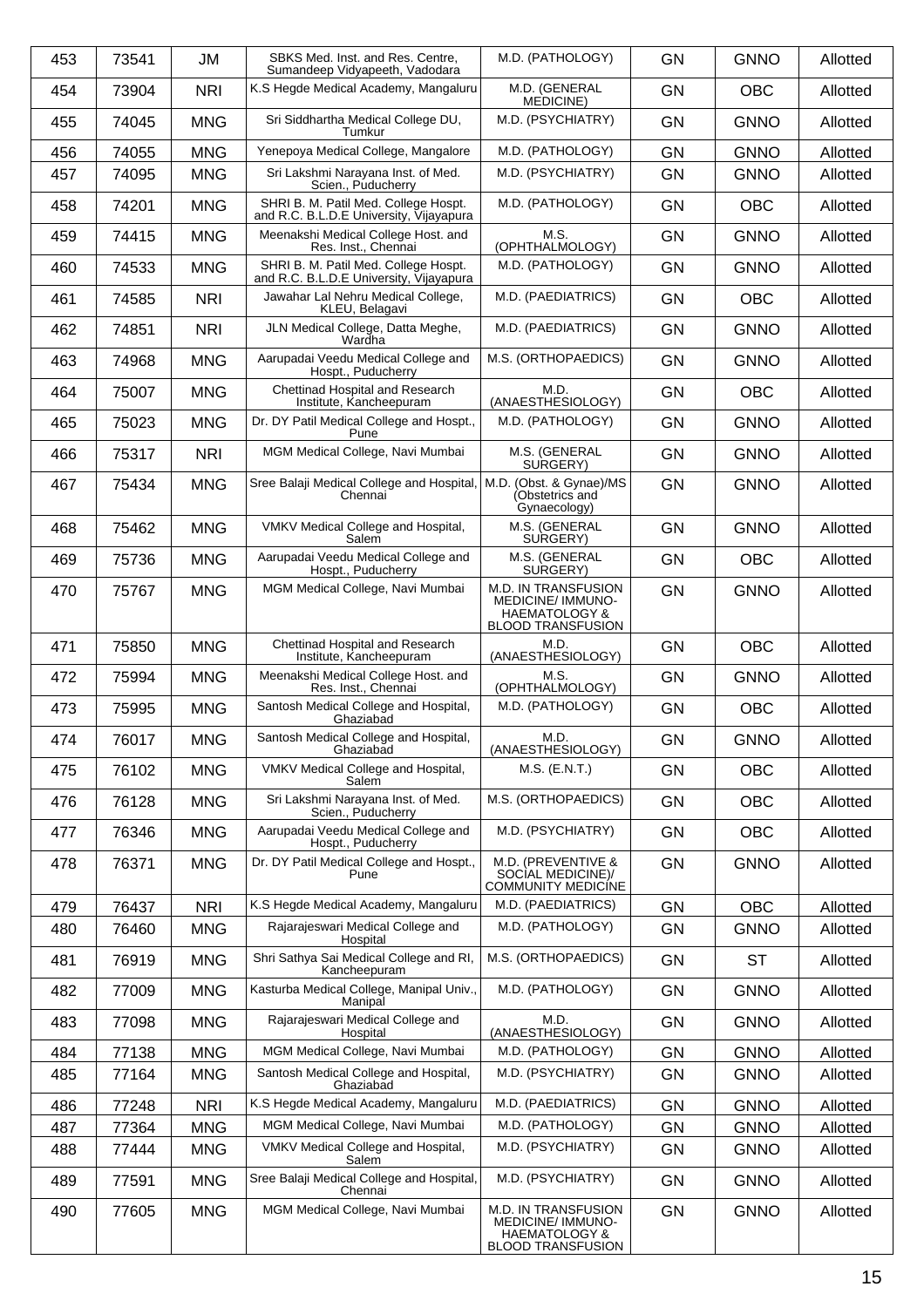| 453 | 73541 | JM | SBKS Med. Inst. and Res. Centre, Sumandeep Vidyapeeth, Vadodara | M.D. (PATHOLOGY) | GN | GNNO | Allotted |
|---|---|---|---|---|---|---|---|
| 454 | 73904 | NRI | K.S Hegde Medical Academy, Mangaluru | M.D. (GENERAL MEDICINE) | GN | OBC | Allotted |
| 455 | 74045 | MNG | Sri Siddhartha Medical College DU, Tumkur | M.D. (PSYCHIATRY) | GN | GNNO | Allotted |
| 456 | 74055 | MNG | Yenepoya Medical College, Mangalore | M.D. (PATHOLOGY) | GN | GNNO | Allotted |
| 457 | 74095 | MNG | Sri Lakshmi Narayana Inst. of Med. Scien., Puducherry | M.D. (PSYCHIATRY) | GN | GNNO | Allotted |
| 458 | 74201 | MNG | SHRI B. M. Patil Med. College Hospt. and R.C. B.L.D.E University, Vijayapura | M.D. (PATHOLOGY) | GN | OBC | Allotted |
| 459 | 74415 | MNG | Meenakshi Medical College Host. and Res. Inst., Chennai | M.S. (OPHTHALMOLOGY) | GN | GNNO | Allotted |
| 460 | 74533 | MNG | SHRI B. M. Patil Med. College Hospt. and R.C. B.L.D.E University, Vijayapura | M.D. (PATHOLOGY) | GN | GNNO | Allotted |
| 461 | 74585 | NRI | Jawahar Lal Nehru Medical College, KLEU, Belagavi | M.D. (PAEDIATRICS) | GN | OBC | Allotted |
| 462 | 74851 | NRI | JLN Medical College, Datta Meghe, Wardha | M.D. (PAEDIATRICS) | GN | GNNO | Allotted |
| 463 | 74968 | MNG | Aarupadai Veedu Medical College and Hospt., Puducherry | M.S. (ORTHOPAEDICS) | GN | GNNO | Allotted |
| 464 | 75007 | MNG | Chettinad Hospital and Research Institute, Kancheepuram | M.D. (ANAESTHESIOLOGY) | GN | OBC | Allotted |
| 465 | 75023 | MNG | Dr. DY Patil Medical College and Hospt., Pune | M.D. (PATHOLOGY) | GN | GNNO | Allotted |
| 466 | 75317 | NRI | MGM Medical College, Navi Mumbai | M.S. (GENERAL SURGERY) | GN | GNNO | Allotted |
| 467 | 75434 | MNG | Sree Balaji Medical College and Hospital, Chennai | M.D. (Obst. & Gynae)/MS (Obstetrics and Gynaecology) | GN | GNNO | Allotted |
| 468 | 75462 | MNG | VMKV Medical College and Hospital, Salem | M.S. (GENERAL SURGERY) | GN | GNNO | Allotted |
| 469 | 75736 | MNG | Aarupadai Veedu Medical College and Hospt., Puducherry | M.S. (GENERAL SURGERY) | GN | OBC | Allotted |
| 470 | 75767 | MNG | MGM Medical College, Navi Mumbai | M.D. IN TRANSFUSION MEDICINE/ IMMUNO-HAEMATOLOGY & BLOOD TRANSFUSION | GN | GNNO | Allotted |
| 471 | 75850 | MNG | Chettinad Hospital and Research Institute, Kancheepuram | M.D. (ANAESTHESIOLOGY) | GN | OBC | Allotted |
| 472 | 75994 | MNG | Meenakshi Medical College Host. and Res. Inst., Chennai | M.S. (OPHTHALMOLOGY) | GN | GNNO | Allotted |
| 473 | 75995 | MNG | Santosh Medical College and Hospital, Ghaziabad | M.D. (PATHOLOGY) | GN | OBC | Allotted |
| 474 | 76017 | MNG | Santosh Medical College and Hospital, Ghaziabad | M.D. (ANAESTHESIOLOGY) | GN | GNNO | Allotted |
| 475 | 76102 | MNG | VMKV Medical College and Hospital, Salem | M.S. (E.N.T.) | GN | OBC | Allotted |
| 476 | 76128 | MNG | Sri Lakshmi Narayana Inst. of Med. Scien., Puducherry | M.S. (ORTHOPAEDICS) | GN | OBC | Allotted |
| 477 | 76346 | MNG | Aarupadai Veedu Medical College and Hospt., Puducherry | M.D. (PSYCHIATRY) | GN | OBC | Allotted |
| 478 | 76371 | MNG | Dr. DY Patil Medical College and Hospt., Pune | M.D. (PREVENTIVE & SOCIAL MEDICINE)/ COMMUNITY MEDICINE | GN | GNNO | Allotted |
| 479 | 76437 | NRI | K.S Hegde Medical Academy, Mangaluru | M.D. (PAEDIATRICS) | GN | OBC | Allotted |
| 480 | 76460 | MNG | Rajarajeswari Medical College and Hospital | M.D. (PATHOLOGY) | GN | GNNO | Allotted |
| 481 | 76919 | MNG | Shri Sathya Sai Medical College and RI, Kancheepuram | M.S. (ORTHOPAEDICS) | GN | ST | Allotted |
| 482 | 77009 | MNG | Kasturba Medical College, Manipal Univ., Manipal | M.D. (PATHOLOGY) | GN | GNNO | Allotted |
| 483 | 77098 | MNG | Rajarajeswari Medical College and Hospital | M.D. (ANAESTHESIOLOGY) | GN | GNNO | Allotted |
| 484 | 77138 | MNG | MGM Medical College, Navi Mumbai | M.D. (PATHOLOGY) | GN | GNNO | Allotted |
| 485 | 77164 | MNG | Santosh Medical College and Hospital, Ghaziabad | M.D. (PSYCHIATRY) | GN | GNNO | Allotted |
| 486 | 77248 | NRI | K.S Hegde Medical Academy, Mangaluru | M.D. (PAEDIATRICS) | GN | GNNO | Allotted |
| 487 | 77364 | MNG | MGM Medical College, Navi Mumbai | M.D. (PATHOLOGY) | GN | GNNO | Allotted |
| 488 | 77444 | MNG | VMKV Medical College and Hospital, Salem | M.D. (PSYCHIATRY) | GN | GNNO | Allotted |
| 489 | 77591 | MNG | Sree Balaji Medical College and Hospital, Chennai | M.D. (PSYCHIATRY) | GN | GNNO | Allotted |
| 490 | 77605 | MNG | MGM Medical College, Navi Mumbai | M.D. IN TRANSFUSION MEDICINE/ IMMUNO-HAEMATOLOGY & BLOOD TRANSFUSION | GN | GNNO | Allotted |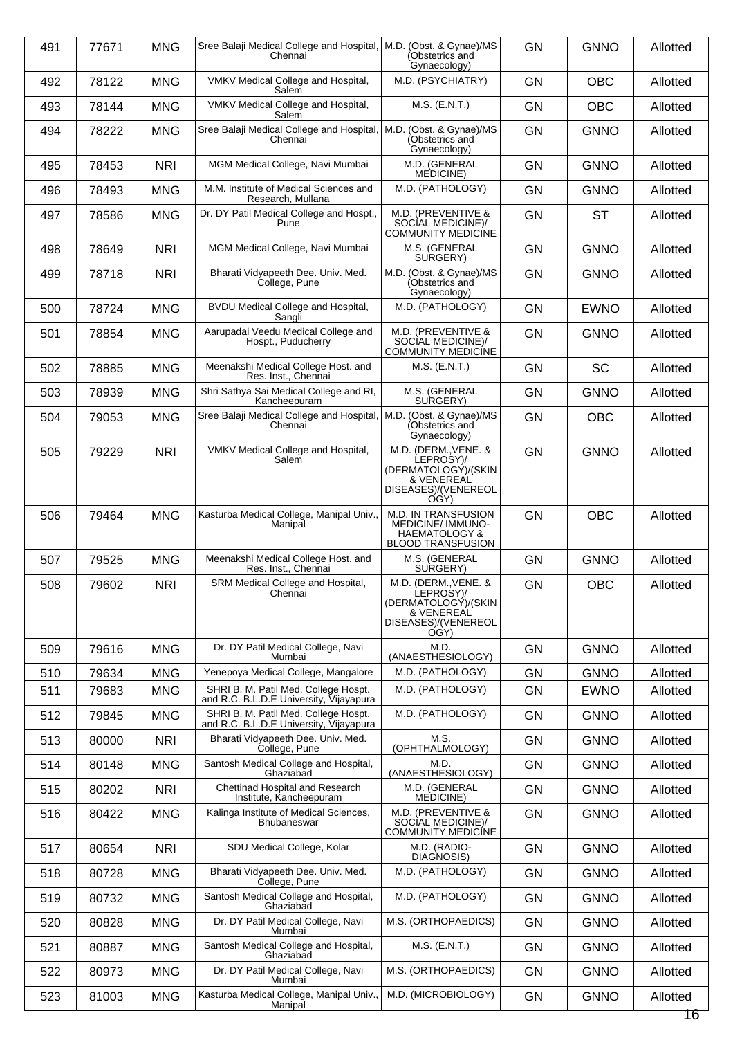| 491 | 77671 | MNG | Sree Balaji Medical College and Hospital, Chennai | M.D. (Obst. & Gynae)/MS (Obstetrics and Gynaecology) | GN | GNNO | Allotted |
|---|---|---|---|---|---|---|---|
| 492 | 78122 | MNG | VMKV Medical College and Hospital, Salem | M.D. (PSYCHIATRY) | GN | OBC | Allotted |
| 493 | 78144 | MNG | VMKV Medical College and Hospital, Salem | M.S. (E.N.T.) | GN | OBC | Allotted |
| 494 | 78222 | MNG | Sree Balaji Medical College and Hospital, Chennai | M.D. (Obst. & Gynae)/MS (Obstetrics and Gynaecology) | GN | GNNO | Allotted |
| 495 | 78453 | NRI | MGM Medical College, Navi Mumbai | M.D. (GENERAL MEDICINE) | GN | GNNO | Allotted |
| 496 | 78493 | MNG | M.M. Institute of Medical Sciences and Research, Mullana | M.D. (PATHOLOGY) | GN | GNNO | Allotted |
| 497 | 78586 | MNG | Dr. DY Patil Medical College and Hospt., Pune | M.D. (PREVENTIVE & SOCIAL MEDICINE)/ COMMUNITY MEDICINE | GN | ST | Allotted |
| 498 | 78649 | NRI | MGM Medical College, Navi Mumbai | M.S. (GENERAL SURGERY) | GN | GNNO | Allotted |
| 499 | 78718 | NRI | Bharati Vidyapeeth Dee. Univ. Med. College, Pune | M.D. (Obst. & Gynae)/MS (Obstetrics and Gynaecology) | GN | GNNO | Allotted |
| 500 | 78724 | MNG | BVDU Medical College and Hospital, Sangli | M.D. (PATHOLOGY) | GN | EWNO | Allotted |
| 501 | 78854 | MNG | Aarupadai Veedu Medical College and Hospt., Puducherry | M.D. (PREVENTIVE & SOCIAL MEDICINE)/ COMMUNITY MEDICINE | GN | GNNO | Allotted |
| 502 | 78885 | MNG | Meenakshi Medical College Host. and Res. Inst., Chennai | M.S. (E.N.T.) | GN | SC | Allotted |
| 503 | 78939 | MNG | Shri Sathya Sai Medical College and RI, Kancheepuram | M.S. (GENERAL SURGERY) | GN | GNNO | Allotted |
| 504 | 79053 | MNG | Sree Balaji Medical College and Hospital, Chennai | M.D. (Obst. & Gynae)/MS (Obstetrics and Gynaecology) | GN | OBC | Allotted |
| 505 | 79229 | NRI | VMKV Medical College and Hospital, Salem | M.D. (DERM.,VENE. & LEPROSY)/ (DERMATOLOGY)/(SKIN & VENEREAL DISEASES)/(VENEREOLOGY) | GN | GNNO | Allotted |
| 506 | 79464 | MNG | Kasturba Medical College, Manipal Univ., Manipal | M.D. IN TRANSFUSION MEDICINE/ IMMUNO-HAEMATOLOGY & BLOOD TRANSFUSION | GN | OBC | Allotted |
| 507 | 79525 | MNG | Meenakshi Medical College Host. and Res. Inst., Chennai | M.S. (GENERAL SURGERY) | GN | GNNO | Allotted |
| 508 | 79602 | NRI | SRM Medical College and Hospital, Chennai | M.D. (DERM.,VENE. & LEPROSY)/ (DERMATOLOGY)/(SKIN & VENEREAL DISEASES)/(VENEREOLOGY) | GN | OBC | Allotted |
| 509 | 79616 | MNG | Dr. DY Patil Medical College, Navi Mumbai | M.D. (ANAESTHESIOLOGY) | GN | GNNO | Allotted |
| 510 | 79634 | MNG | Yenepoya Medical College, Mangalore | M.D. (PATHOLOGY) | GN | GNNO | Allotted |
| 511 | 79683 | MNG | SHRI B. M. Patil Med. College Hospt. and R.C. B.L.D.E University, Vijayapura | M.D. (PATHOLOGY) | GN | EWNO | Allotted |
| 512 | 79845 | MNG | SHRI B. M. Patil Med. College Hospt. and R.C. B.L.D.E University, Vijayapura | M.D. (PATHOLOGY) | GN | GNNO | Allotted |
| 513 | 80000 | NRI | Bharati Vidyapeeth Dee. Univ. Med. College, Pune | M.S. (OPHTHALMOLOGY) | GN | GNNO | Allotted |
| 514 | 80148 | MNG | Santosh Medical College and Hospital, Ghaziabad | M.D. (ANAESTHESIOLOGY) | GN | GNNO | Allotted |
| 515 | 80202 | NRI | Chettinad Hospital and Research Institute, Kancheepuram | M.D. (GENERAL MEDICINE) | GN | GNNO | Allotted |
| 516 | 80422 | MNG | Kalinga Institute of Medical Sciences, Bhubaneswar | M.D. (PREVENTIVE & SOCIAL MEDICINE)/ COMMUNITY MEDICINE | GN | GNNO | Allotted |
| 517 | 80654 | NRI | SDU Medical College, Kolar | M.D. (RADIO-DIAGNOSIS) | GN | GNNO | Allotted |
| 518 | 80728 | MNG | Bharati Vidyapeeth Dee. Univ. Med. College, Pune | M.D. (PATHOLOGY) | GN | GNNO | Allotted |
| 519 | 80732 | MNG | Santosh Medical College and Hospital, Ghaziabad | M.D. (PATHOLOGY) | GN | GNNO | Allotted |
| 520 | 80828 | MNG | Dr. DY Patil Medical College, Navi Mumbai | M.S. (ORTHOPAEDICS) | GN | GNNO | Allotted |
| 521 | 80887 | MNG | Santosh Medical College and Hospital, Ghaziabad | M.S. (E.N.T.) | GN | GNNO | Allotted |
| 522 | 80973 | MNG | Dr. DY Patil Medical College, Navi Mumbai | M.S. (ORTHOPAEDICS) | GN | GNNO | Allotted |
| 523 | 81003 | MNG | Kasturba Medical College, Manipal Univ., Manipal | M.D. (MICROBIOLOGY) | GN | GNNO | Allotted |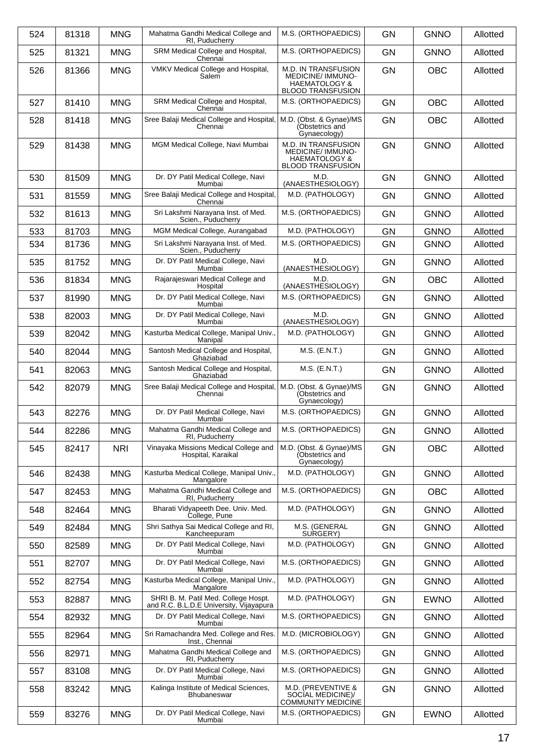| 524 | 81318 | MNG | Mahatma Gandhi Medical College and RI, Puducherry | M.S. (ORTHOPAEDICS) | GN | GNNO | Allotted |
|---|---|---|---|---|---|---|---|
| 525 | 81321 | MNG | SRM Medical College and Hospital, Chennai | M.S. (ORTHOPAEDICS) | GN | GNNO | Allotted |
| 526 | 81366 | MNG | VMKV Medical College and Hospital, Salem | M.D. IN TRANSFUSION MEDICINE/ IMMUNO-HAEMATOLOGY & BLOOD TRANSFUSION | GN | OBC | Allotted |
| 527 | 81410 | MNG | SRM Medical College and Hospital, Chennai | M.S. (ORTHOPAEDICS) | GN | OBC | Allotted |
| 528 | 81418 | MNG | Sree Balaji Medical College and Hospital, Chennai | M.D. (Obst. & Gynae)/MS (Obstetrics and Gynaecology) | GN | OBC | Allotted |
| 529 | 81438 | MNG | MGM Medical College, Navi Mumbai | M.D. IN TRANSFUSION MEDICINE/ IMMUNO-HAEMATOLOGY & BLOOD TRANSFUSION | GN | GNNO | Allotted |
| 530 | 81509 | MNG | Dr. DY Patil Medical College, Navi Mumbai | M.D. (ANAESTHESIOLOGY) | GN | GNNO | Allotted |
| 531 | 81559 | MNG | Sree Balaji Medical College and Hospital, Chennai | M.D. (PATHOLOGY) | GN | GNNO | Allotted |
| 532 | 81613 | MNG | Sri Lakshmi Narayana Inst. of Med. Scien., Puducherry | M.S. (ORTHOPAEDICS) | GN | GNNO | Allotted |
| 533 | 81703 | MNG | MGM Medical College, Aurangabad | M.D. (PATHOLOGY) | GN | GNNO | Allotted |
| 534 | 81736 | MNG | Sri Lakshmi Narayana Inst. of Med. Scien., Puducherry | M.S. (ORTHOPAEDICS) | GN | GNNO | Allotted |
| 535 | 81752 | MNG | Dr. DY Patil Medical College, Navi Mumbai | M.D. (ANAESTHESIOLOGY) | GN | GNNO | Allotted |
| 536 | 81834 | MNG | Rajarajeswari Medical College and Hospital | M.D. (ANAESTHESIOLOGY) | GN | OBC | Allotted |
| 537 | 81990 | MNG | Dr. DY Patil Medical College, Navi Mumbai | M.S. (ORTHOPAEDICS) | GN | GNNO | Allotted |
| 538 | 82003 | MNG | Dr. DY Patil Medical College, Navi Mumbai | M.D. (ANAESTHESIOLOGY) | GN | GNNO | Allotted |
| 539 | 82042 | MNG | Kasturba Medical College, Manipal Univ., Manipal | M.D. (PATHOLOGY) | GN | GNNO | Allotted |
| 540 | 82044 | MNG | Santosh Medical College and Hospital, Ghaziabad | M.S. (E.N.T.) | GN | GNNO | Allotted |
| 541 | 82063 | MNG | Santosh Medical College and Hospital, Ghaziabad | M.S. (E.N.T.) | GN | GNNO | Allotted |
| 542 | 82079 | MNG | Sree Balaji Medical College and Hospital, Chennai | M.D. (Obst. & Gynae)/MS (Obstetrics and Gynaecology) | GN | GNNO | Allotted |
| 543 | 82276 | MNG | Dr. DY Patil Medical College, Navi Mumbai | M.S. (ORTHOPAEDICS) | GN | GNNO | Allotted |
| 544 | 82286 | MNG | Mahatma Gandhi Medical College and RI, Puducherry | M.S. (ORTHOPAEDICS) | GN | GNNO | Allotted |
| 545 | 82417 | NRI | Vinayaka Missions Medical College and Hospital, Karaikal | M.D. (Obst. & Gynae)/MS (Obstetrics and Gynaecology) | GN | OBC | Allotted |
| 546 | 82438 | MNG | Kasturba Medical College, Manipal Univ., Mangalore | M.D. (PATHOLOGY) | GN | GNNO | Allotted |
| 547 | 82453 | MNG | Mahatma Gandhi Medical College and RI, Puducherry | M.S. (ORTHOPAEDICS) | GN | OBC | Allotted |
| 548 | 82464 | MNG | Bharati Vidyapeeth Dee. Univ. Med. College, Pune | M.D. (PATHOLOGY) | GN | GNNO | Allotted |
| 549 | 82484 | MNG | Shri Sathya Sai Medical College and RI, Kancheepuram | M.S. (GENERAL SURGERY) | GN | GNNO | Allotted |
| 550 | 82589 | MNG | Dr. DY Patil Medical College, Navi Mumbai | M.D. (PATHOLOGY) | GN | GNNO | Allotted |
| 551 | 82707 | MNG | Dr. DY Patil Medical College, Navi Mumbai | M.S. (ORTHOPAEDICS) | GN | GNNO | Allotted |
| 552 | 82754 | MNG | Kasturba Medical College, Manipal Univ., Mangalore | M.D. (PATHOLOGY) | GN | GNNO | Allotted |
| 553 | 82887 | MNG | SHRI B. M. Patil Med. College Hospt. and R.C. B.L.D.E University, Vijayapura | M.D. (PATHOLOGY) | GN | EWNO | Allotted |
| 554 | 82932 | MNG | Dr. DY Patil Medical College, Navi Mumbai | M.S. (ORTHOPAEDICS) | GN | GNNO | Allotted |
| 555 | 82964 | MNG | Sri Ramachandra Med. College and Res. Inst., Chennai | M.D. (MICROBIOLOGY) | GN | GNNO | Allotted |
| 556 | 82971 | MNG | Mahatma Gandhi Medical College and RI, Puducherry | M.S. (ORTHOPAEDICS) | GN | GNNO | Allotted |
| 557 | 83108 | MNG | Dr. DY Patil Medical College, Navi Mumbai | M.S. (ORTHOPAEDICS) | GN | GNNO | Allotted |
| 558 | 83242 | MNG | Kalinga Institute of Medical Sciences, Bhubaneswar | M.D. (PREVENTIVE & SOCIAL MEDICINE)/ COMMUNITY MEDICINE | GN | GNNO | Allotted |
| 559 | 83276 | MNG | Dr. DY Patil Medical College, Navi Mumbai | M.S. (ORTHOPAEDICS) | GN | EWNO | Allotted |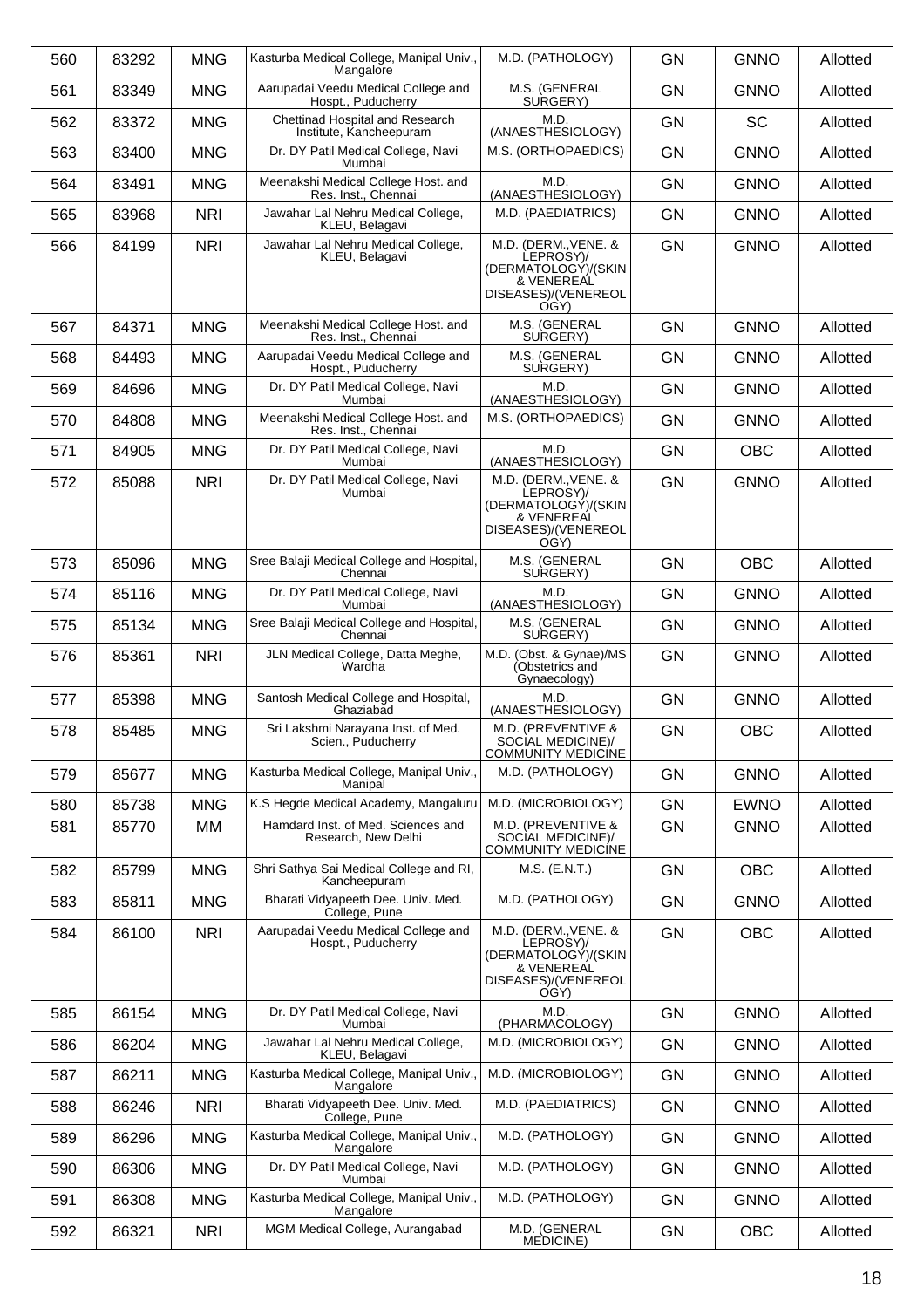| 560 | 83292 | MNG | Kasturba Medical College, Manipal Univ., Mangalore | M.D. (PATHOLOGY) | GN | GNNO | Allotted |
|---|---|---|---|---|---|---|---|
| 561 | 83349 | MNG | Aarupadai Veedu Medical College and Hospt., Puducherry | M.S. (GENERAL SURGERY) | GN | GNNO | Allotted |
| 562 | 83372 | MNG | Chettinad Hospital and Research Institute, Kancheepuram | M.D. (ANAESTHESIOLOGY) | GN | SC | Allotted |
| 563 | 83400 | MNG | Dr. DY Patil Medical College, Navi Mumbai | M.S. (ORTHOPAEDICS) | GN | GNNO | Allotted |
| 564 | 83491 | MNG | Meenakshi Medical College Host. and Res. Inst., Chennai | M.D. (ANAESTHESIOLOGY) | GN | GNNO | Allotted |
| 565 | 83968 | NRI | Jawahar Lal Nehru Medical College, KLEU, Belagavi | M.D. (PAEDIATRICS) | GN | GNNO | Allotted |
| 566 | 84199 | NRI | Jawahar Lal Nehru Medical College, KLEU, Belagavi | M.D. (DERM.,VENE. & LEPROSY)/ (DERMATOLOGY)/(SKIN & VENEREAL DISEASES)/(VENEREOL OGY) | GN | GNNO | Allotted |
| 567 | 84371 | MNG | Meenakshi Medical College Host. and Res. Inst., Chennai | M.S. (GENERAL SURGERY) | GN | GNNO | Allotted |
| 568 | 84493 | MNG | Aarupadai Veedu Medical College and Hospt., Puducherry | M.S. (GENERAL SURGERY) | GN | GNNO | Allotted |
| 569 | 84696 | MNG | Dr. DY Patil Medical College, Navi Mumbai | M.D. (ANAESTHESIOLOGY) | GN | GNNO | Allotted |
| 570 | 84808 | MNG | Meenakshi Medical College Host. and Res. Inst., Chennai | M.S. (ORTHOPAEDICS) | GN | GNNO | Allotted |
| 571 | 84905 | MNG | Dr. DY Patil Medical College, Navi Mumbai | M.D. (ANAESTHESIOLOGY) | GN | OBC | Allotted |
| 572 | 85088 | NRI | Dr. DY Patil Medical College, Navi Mumbai | M.D. (DERM.,VENE. & LEPROSY)/ (DERMATOLOGY)/(SKIN & VENEREAL DISEASES)/(VENEREOL OGY) | GN | GNNO | Allotted |
| 573 | 85096 | MNG | Sree Balaji Medical College and Hospital, Chennai | M.S. (GENERAL SURGERY) | GN | OBC | Allotted |
| 574 | 85116 | MNG | Dr. DY Patil Medical College, Navi Mumbai | M.D. (ANAESTHESIOLOGY) | GN | GNNO | Allotted |
| 575 | 85134 | MNG | Sree Balaji Medical College and Hospital, Chennai | M.S. (GENERAL SURGERY) | GN | GNNO | Allotted |
| 576 | 85361 | NRI | JLN Medical College, Datta Meghe, Wardha | M.D. (Obst. & Gynae)/MS (Obstetrics and Gynaecology) | GN | GNNO | Allotted |
| 577 | 85398 | MNG | Santosh Medical College and Hospital, Ghaziabad | M.D. (ANAESTHESIOLOGY) | GN | GNNO | Allotted |
| 578 | 85485 | MNG | Sri Lakshmi Narayana Inst. of Med. Scien., Puducherry | M.D. (PREVENTIVE & SOCIAL MEDICINE)/ COMMUNITY MEDICINE | GN | OBC | Allotted |
| 579 | 85677 | MNG | Kasturba Medical College, Manipal Univ., Manipal | M.D. (PATHOLOGY) | GN | GNNO | Allotted |
| 580 | 85738 | MNG | K.S Hegde Medical Academy, Mangaluru | M.D. (MICROBIOLOGY) | GN | EWNO | Allotted |
| 581 | 85770 | MM | Hamdard Inst. of Med. Sciences and Research, New Delhi | M.D. (PREVENTIVE & SOCIAL MEDICINE)/ COMMUNITY MEDICINE | GN | GNNO | Allotted |
| 582 | 85799 | MNG | Shri Sathya Sai Medical College and RI, Kancheepuram | M.S. (E.N.T.) | GN | OBC | Allotted |
| 583 | 85811 | MNG | Bharati Vidyapeeth Dee. Univ. Med. College, Pune | M.D. (PATHOLOGY) | GN | GNNO | Allotted |
| 584 | 86100 | NRI | Aarupadai Veedu Medical College and Hospt., Puducherry | M.D. (DERM.,VENE. & LEPROSY)/ (DERMATOLOGY)/(SKIN & VENEREAL DISEASES)/(VENEREOL OGY) | GN | OBC | Allotted |
| 585 | 86154 | MNG | Dr. DY Patil Medical College, Navi Mumbai | M.D. (PHARMACOLOGY) | GN | GNNO | Allotted |
| 586 | 86204 | MNG | Jawahar Lal Nehru Medical College, KLEU, Belagavi | M.D. (MICROBIOLOGY) | GN | GNNO | Allotted |
| 587 | 86211 | MNG | Kasturba Medical College, Manipal Univ., Mangalore | M.D. (MICROBIOLOGY) | GN | GNNO | Allotted |
| 588 | 86246 | NRI | Bharati Vidyapeeth Dee. Univ. Med. College, Pune | M.D. (PAEDIATRICS) | GN | GNNO | Allotted |
| 589 | 86296 | MNG | Kasturba Medical College, Manipal Univ., Mangalore | M.D. (PATHOLOGY) | GN | GNNO | Allotted |
| 590 | 86306 | MNG | Dr. DY Patil Medical College, Navi Mumbai | M.D. (PATHOLOGY) | GN | GNNO | Allotted |
| 591 | 86308 | MNG | Kasturba Medical College, Manipal Univ., Mangalore | M.D. (PATHOLOGY) | GN | GNNO | Allotted |
| 592 | 86321 | NRI | MGM Medical College, Aurangabad | M.D. (GENERAL MEDICINE) | GN | OBC | Allotted |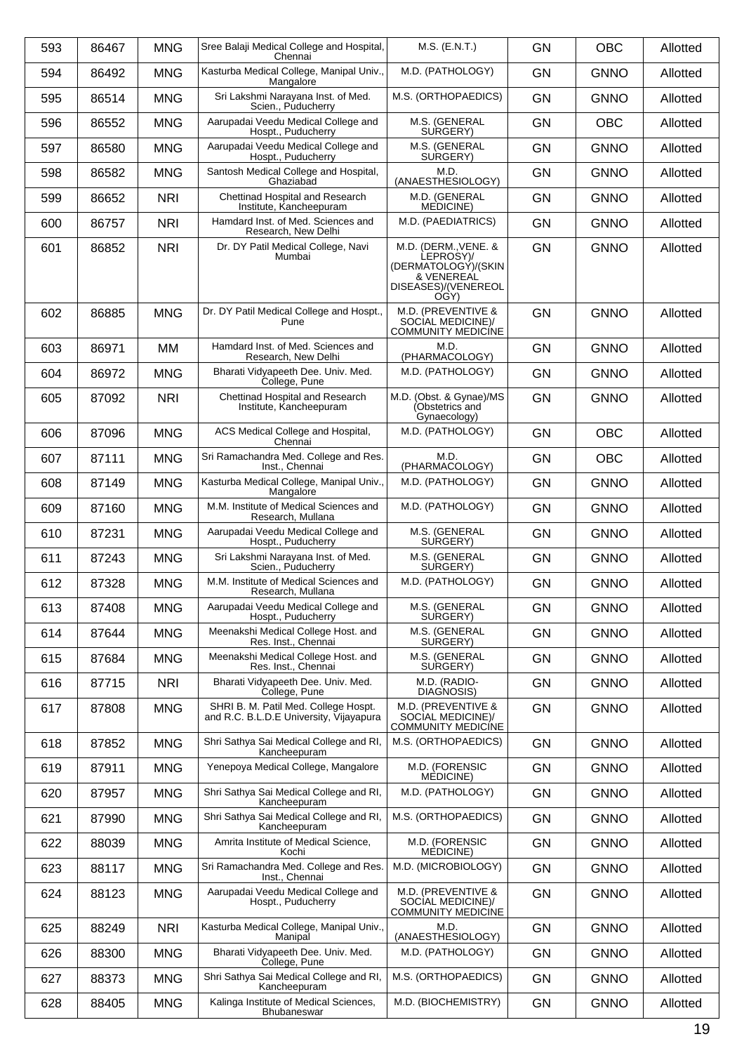| 593 | 86467 | MNG | Sree Balaji Medical College and Hospital, Chennai | M.S. (E.N.T.) | GN | OBC | Allotted |
|---|---|---|---|---|---|---|---|
| 594 | 86492 | MNG | Kasturba Medical College, Manipal Univ., Mangalore | M.D. (PATHOLOGY) | GN | GNNO | Allotted |
| 595 | 86514 | MNG | Sri Lakshmi Narayana Inst. of Med. Scien., Puducherry | M.S. (ORTHOPAEDICS) | GN | GNNO | Allotted |
| 596 | 86552 | MNG | Aarupadai Veedu Medical College and Hospt., Puducherry | M.S. (GENERAL SURGERY) | GN | OBC | Allotted |
| 597 | 86580 | MNG | Aarupadai Veedu Medical College and Hospt., Puducherry | M.S. (GENERAL SURGERY) | GN | GNNO | Allotted |
| 598 | 86582 | MNG | Santosh Medical College and Hospital, Ghaziabad | M.D. (ANAESTHESIOLOGY) | GN | GNNO | Allotted |
| 599 | 86652 | NRI | Chettinad Hospital and Research Institute, Kancheepuram | M.D. (GENERAL MEDICINE) | GN | GNNO | Allotted |
| 600 | 86757 | NRI | Hamdard Inst. of Med. Sciences and Research, New Delhi | M.D. (PAEDIATRICS) | GN | GNNO | Allotted |
| 601 | 86852 | NRI | Dr. DY Patil Medical College, Navi Mumbai | M.D. (DERM.,VENE. & LEPROSY)/ (DERMATOLOGY)/(SKIN & VENEREAL DISEASES)/(VENEREOL OGY) | GN | GNNO | Allotted |
| 602 | 86885 | MNG | Dr. DY Patil Medical College and Hospt., Pune | M.D. (PREVENTIVE & SOCIAL MEDICINE)/ COMMUNITY MEDICINE | GN | GNNO | Allotted |
| 603 | 86971 | MM | Hamdard Inst. of Med. Sciences and Research, New Delhi | M.D. (PHARMACOLOGY) | GN | GNNO | Allotted |
| 604 | 86972 | MNG | Bharati Vidyapeeth Dee. Univ. Med. College, Pune | M.D. (PATHOLOGY) | GN | GNNO | Allotted |
| 605 | 87092 | NRI | Chettinad Hospital and Research Institute, Kancheepuram | M.D. (Obst. & Gynae)/MS (Obstetrics and Gynaecology) | GN | GNNO | Allotted |
| 606 | 87096 | MNG | ACS Medical College and Hospital, Chennai | M.D. (PATHOLOGY) | GN | OBC | Allotted |
| 607 | 87111 | MNG | Sri Ramachandra Med. College and Res. Inst., Chennai | M.D. (PHARMACOLOGY) | GN | OBC | Allotted |
| 608 | 87149 | MNG | Kasturba Medical College, Manipal Univ., Mangalore | M.D. (PATHOLOGY) | GN | GNNO | Allotted |
| 609 | 87160 | MNG | M.M. Institute of Medical Sciences and Research, Mullana | M.D. (PATHOLOGY) | GN | GNNO | Allotted |
| 610 | 87231 | MNG | Aarupadai Veedu Medical College and Hospt., Puducherry | M.S. (GENERAL SURGERY) | GN | GNNO | Allotted |
| 611 | 87243 | MNG | Sri Lakshmi Narayana Inst. of Med. Scien., Puducherry | M.S. (GENERAL SURGERY) | GN | GNNO | Allotted |
| 612 | 87328 | MNG | M.M. Institute of Medical Sciences and Research, Mullana | M.D. (PATHOLOGY) | GN | GNNO | Allotted |
| 613 | 87408 | MNG | Aarupadai Veedu Medical College and Hospt., Puducherry | M.S. (GENERAL SURGERY) | GN | GNNO | Allotted |
| 614 | 87644 | MNG | Meenakshi Medical College Host. and Res. Inst., Chennai | M.S. (GENERAL SURGERY) | GN | GNNO | Allotted |
| 615 | 87684 | MNG | Meenakshi Medical College Host. and Res. Inst., Chennai | M.S. (GENERAL SURGERY) | GN | GNNO | Allotted |
| 616 | 87715 | NRI | Bharati Vidyapeeth Dee. Univ. Med. College, Pune | M.D. (RADIO-DIAGNOSIS) | GN | GNNO | Allotted |
| 617 | 87808 | MNG | SHRI B. M. Patil Med. College Hospt. and R.C. B.L.D.E University, Vijayapura | M.D. (PREVENTIVE & SOCIAL MEDICINE)/ COMMUNITY MEDICINE | GN | GNNO | Allotted |
| 618 | 87852 | MNG | Shri Sathya Sai Medical College and RI, Kancheepuram | M.S. (ORTHOPAEDICS) | GN | GNNO | Allotted |
| 619 | 87911 | MNG | Yenepoya Medical College, Mangalore | M.D. (FORENSIC MEDICINE) | GN | GNNO | Allotted |
| 620 | 87957 | MNG | Shri Sathya Sai Medical College and RI, Kancheepuram | M.D. (PATHOLOGY) | GN | GNNO | Allotted |
| 621 | 87990 | MNG | Shri Sathya Sai Medical College and RI, Kancheepuram | M.S. (ORTHOPAEDICS) | GN | GNNO | Allotted |
| 622 | 88039 | MNG | Amrita Institute of Medical Science, Kochi | M.D. (FORENSIC MEDICINE) | GN | GNNO | Allotted |
| 623 | 88117 | MNG | Sri Ramachandra Med. College and Res. Inst., Chennai | M.D. (MICROBIOLOGY) | GN | GNNO | Allotted |
| 624 | 88123 | MNG | Aarupadai Veedu Medical College and Hospt., Puducherry | M.D. (PREVENTIVE & SOCIAL MEDICINE)/ COMMUNITY MEDICINE | GN | GNNO | Allotted |
| 625 | 88249 | NRI | Kasturba Medical College, Manipal Univ., Manipal | M.D. (ANAESTHESIOLOGY) | GN | GNNO | Allotted |
| 626 | 88300 | MNG | Bharati Vidyapeeth Dee. Univ. Med. College, Pune | M.D. (PATHOLOGY) | GN | GNNO | Allotted |
| 627 | 88373 | MNG | Shri Sathya Sai Medical College and RI, Kancheepuram | M.S. (ORTHOPAEDICS) | GN | GNNO | Allotted |
| 628 | 88405 | MNG | Kalinga Institute of Medical Sciences, Bhubaneswar | M.D. (BIOCHEMISTRY) | GN | GNNO | Allotted |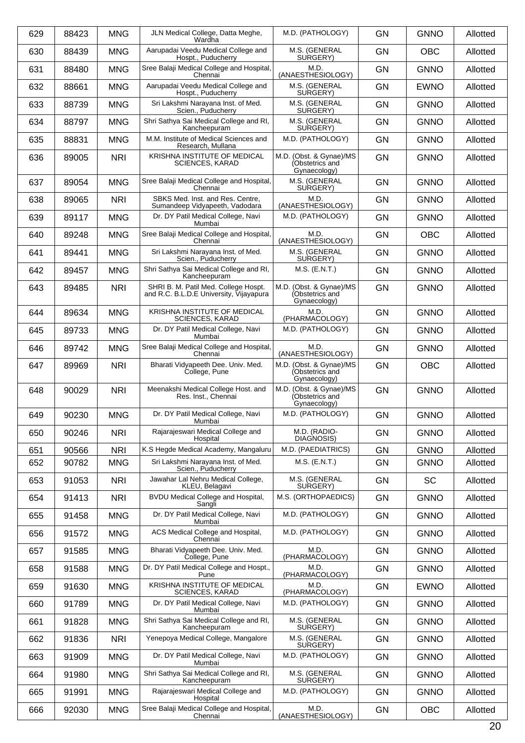| 629 | 88423 | MNG | JLN Medical College, Datta Meghe, Wardha | M.D. (PATHOLOGY) | GN | GNNO | Allotted |
|---|---|---|---|---|---|---|---|
| 630 | 88439 | MNG | Aarupadai Veedu Medical College and Hospt., Puducherry | M.S. (GENERAL SURGERY) | GN | OBC | Allotted |
| 631 | 88480 | MNG | Sree Balaji Medical College and Hospital, Chennai | M.D. (ANAESTHESIOLOGY) | GN | GNNO | Allotted |
| 632 | 88661 | MNG | Aarupadai Veedu Medical College and Hospt., Puducherry | M.S. (GENERAL SURGERY) | GN | EWNO | Allotted |
| 633 | 88739 | MNG | Sri Lakshmi Narayana Inst. of Med. Scien., Puducherry | M.S. (GENERAL SURGERY) | GN | GNNO | Allotted |
| 634 | 88797 | MNG | Shri Sathya Sai Medical College and RI, Kancheepuram | M.S. (GENERAL SURGERY) | GN | GNNO | Allotted |
| 635 | 88831 | MNG | M.M. Institute of Medical Sciences and Research, Mullana | M.D. (PATHOLOGY) | GN | GNNO | Allotted |
| 636 | 89005 | NRI | KRISHNA INSTITUTE OF MEDICAL SCIENCES, KARAD | M.D. (Obst. & Gynae)/MS (Obstetrics and Gynaecology) | GN | GNNO | Allotted |
| 637 | 89054 | MNG | Sree Balaji Medical College and Hospital, Chennai | M.S. (GENERAL SURGERY) | GN | GNNO | Allotted |
| 638 | 89065 | NRI | SBKS Med. Inst. and Res. Centre, Sumandeep Vidyapeeth, Vadodara | M.D. (ANAESTHESIOLOGY) | GN | GNNO | Allotted |
| 639 | 89117 | MNG | Dr. DY Patil Medical College, Navi Mumbai | M.D. (PATHOLOGY) | GN | GNNO | Allotted |
| 640 | 89248 | MNG | Sree Balaji Medical College and Hospital, Chennai | M.D. (ANAESTHESIOLOGY) | GN | OBC | Allotted |
| 641 | 89441 | MNG | Sri Lakshmi Narayana Inst. of Med. Scien., Puducherry | M.S. (GENERAL SURGERY) | GN | GNNO | Allotted |
| 642 | 89457 | MNG | Shri Sathya Sai Medical College and RI, Kancheepuram | M.S. (E.N.T.) | GN | GNNO | Allotted |
| 643 | 89485 | NRI | SHRI B. M. Patil Med. College Hospt. and R.C. B.L.D.E University, Vijayapura | M.D. (Obst. & Gynae)/MS (Obstetrics and Gynaecology) | GN | GNNO | Allotted |
| 644 | 89634 | MNG | KRISHNA INSTITUTE OF MEDICAL SCIENCES, KARAD | M.D. (PHARMACOLOGY) | GN | GNNO | Allotted |
| 645 | 89733 | MNG | Dr. DY Patil Medical College, Navi Mumbai | M.D. (PATHOLOGY) | GN | GNNO | Allotted |
| 646 | 89742 | MNG | Sree Balaji Medical College and Hospital, Chennai | M.D. (ANAESTHESIOLOGY) | GN | GNNO | Allotted |
| 647 | 89969 | NRI | Bharati Vidyapeeth Dee. Univ. Med. College, Pune | M.D. (Obst. & Gynae)/MS (Obstetrics and Gynaecology) | GN | OBC | Allotted |
| 648 | 90029 | NRI | Meenakshi Medical College Host. and Res. Inst., Chennai | M.D. (Obst. & Gynae)/MS (Obstetrics and Gynaecology) | GN | GNNO | Allotted |
| 649 | 90230 | MNG | Dr. DY Patil Medical College, Navi Mumbai | M.D. (PATHOLOGY) | GN | GNNO | Allotted |
| 650 | 90246 | NRI | Rajarajeswari Medical College and Hospital | M.D. (RADIO-DIAGNOSIS) | GN | GNNO | Allotted |
| 651 | 90566 | NRI | K.S Hegde Medical Academy, Mangaluru | M.D. (PAEDIATRICS) | GN | GNNO | Allotted |
| 652 | 90782 | MNG | Sri Lakshmi Narayana Inst. of Med. Scien., Puducherry | M.S. (E.N.T.) | GN | GNNO | Allotted |
| 653 | 91053 | NRI | Jawahar Lal Nehru Medical College, KLEU, Belagavi | M.S. (GENERAL SURGERY) | GN | SC | Allotted |
| 654 | 91413 | NRI | BVDU Medical College and Hospital, Sangli | M.S. (ORTHOPAEDICS) | GN | GNNO | Allotted |
| 655 | 91458 | MNG | Dr. DY Patil Medical College, Navi Mumbai | M.D. (PATHOLOGY) | GN | GNNO | Allotted |
| 656 | 91572 | MNG | ACS Medical College and Hospital, Chennai | M.D. (PATHOLOGY) | GN | GNNO | Allotted |
| 657 | 91585 | MNG | Bharati Vidyapeeth Dee. Univ. Med. College, Pune | M.D. (PHARMACOLOGY) | GN | GNNO | Allotted |
| 658 | 91588 | MNG | Dr. DY Patil Medical College and Hospt., Pune | M.D. (PHARMACOLOGY) | GN | GNNO | Allotted |
| 659 | 91630 | MNG | KRISHNA INSTITUTE OF MEDICAL SCIENCES, KARAD | M.D. (PHARMACOLOGY) | GN | EWNO | Allotted |
| 660 | 91789 | MNG | Dr. DY Patil Medical College, Navi Mumbai | M.D. (PATHOLOGY) | GN | GNNO | Allotted |
| 661 | 91828 | MNG | Shri Sathya Sai Medical College and RI, Kancheepuram | M.S. (GENERAL SURGERY) | GN | GNNO | Allotted |
| 662 | 91836 | NRI | Yenepoya Medical College, Mangalore | M.S. (GENERAL SURGERY) | GN | GNNO | Allotted |
| 663 | 91909 | MNG | Dr. DY Patil Medical College, Navi Mumbai | M.D. (PATHOLOGY) | GN | GNNO | Allotted |
| 664 | 91980 | MNG | Shri Sathya Sai Medical College and RI, Kancheepuram | M.S. (GENERAL SURGERY) | GN | GNNO | Allotted |
| 665 | 91991 | MNG | Rajarajeswari Medical College and Hospital | M.D. (PATHOLOGY) | GN | GNNO | Allotted |
| 666 | 92030 | MNG | Sree Balaji Medical College and Hospital, Chennai | M.D. (ANAESTHESIOLOGY) | GN | OBC | Allotted |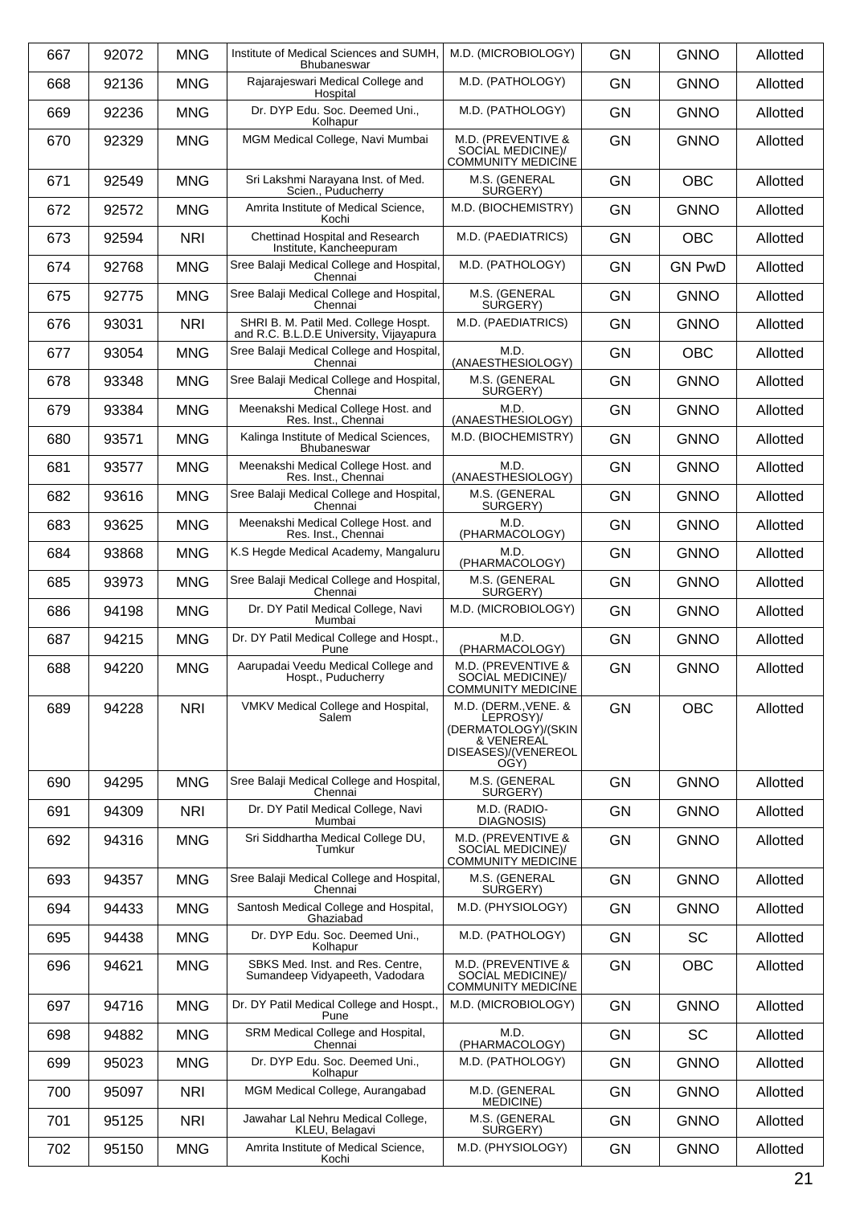| 667 | 92072 | MNG | Institute of Medical Sciences and SUMH, Bhubaneswar | M.D. (MICROBIOLOGY) | GN | GNNO | Allotted |
|---|---|---|---|---|---|---|---|
| 668 | 92136 | MNG | Rajarajeswari Medical College and Hospital | M.D. (PATHOLOGY) | GN | GNNO | Allotted |
| 669 | 92236 | MNG | Dr. DYP Edu. Soc. Deemed Uni., Kolhapur | M.D. (PATHOLOGY) | GN | GNNO | Allotted |
| 670 | 92329 | MNG | MGM Medical College, Navi Mumbai | M.D. (PREVENTIVE & SOCIAL MEDICINE)/ COMMUNITY MEDICINE | GN | GNNO | Allotted |
| 671 | 92549 | MNG | Sri Lakshmi Narayana Inst. of Med. Scien., Puducherry | M.S. (GENERAL SURGERY) | GN | OBC | Allotted |
| 672 | 92572 | MNG | Amrita Institute of Medical Science, Kochi | M.D. (BIOCHEMISTRY) | GN | GNNO | Allotted |
| 673 | 92594 | NRI | Chettinad Hospital and Research Institute, Kancheepuram | M.D. (PAEDIATRICS) | GN | OBC | Allotted |
| 674 | 92768 | MNG | Sree Balaji Medical College and Hospital, Chennai | M.D. (PATHOLOGY) | GN | GN PwD | Allotted |
| 675 | 92775 | MNG | Sree Balaji Medical College and Hospital, Chennai | M.S. (GENERAL SURGERY) | GN | GNNO | Allotted |
| 676 | 93031 | NRI | SHRI B. M. Patil Med. College Hospt. and R.C. B.L.D.E University, Vijayapura | M.D. (PAEDIATRICS) | GN | GNNO | Allotted |
| 677 | 93054 | MNG | Sree Balaji Medical College and Hospital, Chennai | M.D. (ANAESTHESIOLOGY) | GN | OBC | Allotted |
| 678 | 93348 | MNG | Sree Balaji Medical College and Hospital, Chennai | M.S. (GENERAL SURGERY) | GN | GNNO | Allotted |
| 679 | 93384 | MNG | Meenakshi Medical College Host. and Res. Inst., Chennai | M.D. (ANAESTHESIOLOGY) | GN | GNNO | Allotted |
| 680 | 93571 | MNG | Kalinga Institute of Medical Sciences, Bhubaneswar | M.D. (BIOCHEMISTRY) | GN | GNNO | Allotted |
| 681 | 93577 | MNG | Meenakshi Medical College Host. and Res. Inst., Chennai | M.D. (ANAESTHESIOLOGY) | GN | GNNO | Allotted |
| 682 | 93616 | MNG | Sree Balaji Medical College and Hospital, Chennai | M.S. (GENERAL SURGERY) | GN | GNNO | Allotted |
| 683 | 93625 | MNG | Meenakshi Medical College Host. and Res. Inst., Chennai | M.D. (PHARMACOLOGY) | GN | GNNO | Allotted |
| 684 | 93868 | MNG | K.S Hegde Medical Academy, Mangaluru | M.D. (PHARMACOLOGY) | GN | GNNO | Allotted |
| 685 | 93973 | MNG | Sree Balaji Medical College and Hospital, Chennai | M.S. (GENERAL SURGERY) | GN | GNNO | Allotted |
| 686 | 94198 | MNG | Dr. DY Patil Medical College, Navi Mumbai | M.D. (MICROBIOLOGY) | GN | GNNO | Allotted |
| 687 | 94215 | MNG | Dr. DY Patil Medical College and Hospt., Pune | M.D. (PHARMACOLOGY) | GN | GNNO | Allotted |
| 688 | 94220 | MNG | Aarupadai Veedu Medical College and Hospt., Puducherry | M.D. (PREVENTIVE & SOCIAL MEDICINE)/ COMMUNITY MEDICINE | GN | GNNO | Allotted |
| 689 | 94228 | NRI | VMKV Medical College and Hospital, Salem | M.D. (DERM.,VENE. & LEPROSY)/ (DERMATOLOGY)/(SKIN & VENEREAL DISEASES)/(VENEREOLOGY) | GN | OBC | Allotted |
| 690 | 94295 | MNG | Sree Balaji Medical College and Hospital, Chennai | M.S. (GENERAL SURGERY) | GN | GNNO | Allotted |
| 691 | 94309 | NRI | Dr. DY Patil Medical College, Navi Mumbai | M.D. (RADIO-DIAGNOSIS) | GN | GNNO | Allotted |
| 692 | 94316 | MNG | Sri Siddhartha Medical College DU, Tumkur | M.D. (PREVENTIVE & SOCIAL MEDICINE)/ COMMUNITY MEDICINE | GN | GNNO | Allotted |
| 693 | 94357 | MNG | Sree Balaji Medical College and Hospital, Chennai | M.S. (GENERAL SURGERY) | GN | GNNO | Allotted |
| 694 | 94433 | MNG | Santosh Medical College and Hospital, Ghaziabad | M.D. (PHYSIOLOGY) | GN | GNNO | Allotted |
| 695 | 94438 | MNG | Dr. DYP Edu. Soc. Deemed Uni., Kolhapur | M.D. (PATHOLOGY) | GN | SC | Allotted |
| 696 | 94621 | MNG | SBKS Med. Inst. and Res. Centre, Sumandeep Vidyapeeth, Vadodara | M.D. (PREVENTIVE & SOCIAL MEDICINE)/ COMMUNITY MEDICINE | GN | OBC | Allotted |
| 697 | 94716 | MNG | Dr. DY Patil Medical College and Hospt., Pune | M.D. (MICROBIOLOGY) | GN | GNNO | Allotted |
| 698 | 94882 | MNG | SRM Medical College and Hospital, Chennai | M.D. (PHARMACOLOGY) | GN | SC | Allotted |
| 699 | 95023 | MNG | Dr. DYP Edu. Soc. Deemed Uni., Kolhapur | M.D. (PATHOLOGY) | GN | GNNO | Allotted |
| 700 | 95097 | NRI | MGM Medical College, Aurangabad | M.D. (GENERAL MEDICINE) | GN | GNNO | Allotted |
| 701 | 95125 | NRI | Jawahar Lal Nehru Medical College, KLEU, Belagavi | M.S. (GENERAL SURGERY) | GN | GNNO | Allotted |
| 702 | 95150 | MNG | Amrita Institute of Medical Science, Kochi | M.D. (PHYSIOLOGY) | GN | GNNO | Allotted |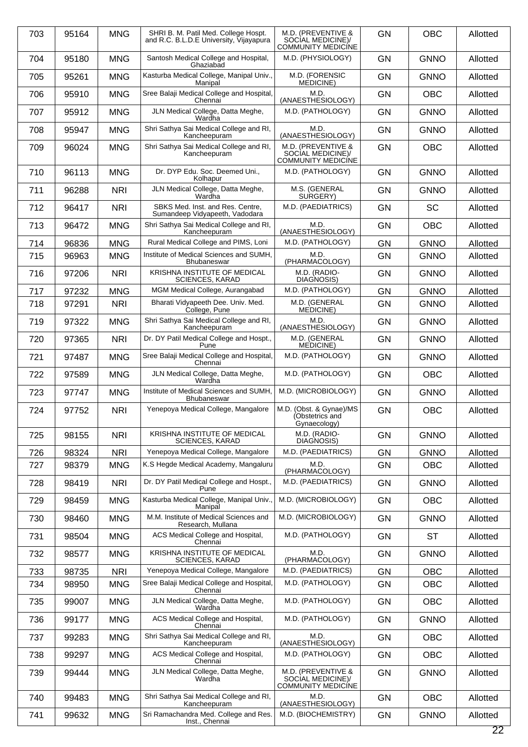| 703 | 95164 | MNG | SHRI B. M. Patil Med. College Hospt. and R.C. B.L.D.E University, Vijayapura | M.D. (PREVENTIVE & SOCIAL MEDICINE)/ COMMUNITY MEDICINE | GN | OBC | Allotted |
|---|---|---|---|---|---|---|---|
| 704 | 95180 | MNG | Santosh Medical College and Hospital, Ghaziabad | M.D. (PHYSIOLOGY) | GN | GNNO | Allotted |
| 705 | 95261 | MNG | Kasturba Medical College, Manipal Univ., Manipal | M.D. (FORENSIC MEDICINE) | GN | GNNO | Allotted |
| 706 | 95910 | MNG | Sree Balaji Medical College and Hospital, Chennai | M.D. (ANAESTHESIOLOGY) | GN | OBC | Allotted |
| 707 | 95912 | MNG | JLN Medical College, Datta Meghe, Wardha | M.D. (PATHOLOGY) | GN | GNNO | Allotted |
| 708 | 95947 | MNG | Shri Sathya Sai Medical College and RI, Kancheepuram | M.D. (ANAESTHESIOLOGY) | GN | GNNO | Allotted |
| 709 | 96024 | MNG | Shri Sathya Sai Medical College and RI, Kancheepuram | M.D. (PREVENTIVE & SOCIAL MEDICINE)/ COMMUNITY MEDICINE | GN | OBC | Allotted |
| 710 | 96113 | MNG | Dr. DYP Edu. Soc. Deemed Uni., Kolhapur | M.D. (PATHOLOGY) | GN | GNNO | Allotted |
| 711 | 96288 | NRI | JLN Medical College, Datta Meghe, Wardha | M.S. (GENERAL SURGERY) | GN | GNNO | Allotted |
| 712 | 96417 | NRI | SBKS Med. Inst. and Res. Centre, Sumandeep Vidyapeeth, Vadodara | M.D. (PAEDIATRICS) | GN | SC | Allotted |
| 713 | 96472 | MNG | Shri Sathya Sai Medical College and RI, Kancheepuram | M.D. (ANAESTHESIOLOGY) | GN | OBC | Allotted |
| 714 | 96836 | MNG | Rural Medical College and PIMS, Loni | M.D. (PATHOLOGY) | GN | GNNO | Allotted |
| 715 | 96963 | MNG | Institute of Medical Sciences and SUMH, Bhubaneswar | M.D. (PHARMACOLOGY) | GN | GNNO | Allotted |
| 716 | 97206 | NRI | KRISHNA INSTITUTE OF MEDICAL SCIENCES, KARAD | M.D. (RADIO-DIAGNOSIS) | GN | GNNO | Allotted |
| 717 | 97232 | MNG | MGM Medical College, Aurangabad | M.D. (PATHOLOGY) | GN | GNNO | Allotted |
| 718 | 97291 | NRI | Bharati Vidyapeeth Dee. Univ. Med. College, Pune | M.D. (GENERAL MEDICINE) | GN | GNNO | Allotted |
| 719 | 97322 | MNG | Shri Sathya Sai Medical College and RI, Kancheepuram | M.D. (ANAESTHESIOLOGY) | GN | GNNO | Allotted |
| 720 | 97365 | NRI | Dr. DY Patil Medical College and Hospt., Pune | M.D. (GENERAL MEDICINE) | GN | GNNO | Allotted |
| 721 | 97487 | MNG | Sree Balaji Medical College and Hospital, Chennai | M.D. (PATHOLOGY) | GN | GNNO | Allotted |
| 722 | 97589 | MNG | JLN Medical College, Datta Meghe, Wardha | M.D. (PATHOLOGY) | GN | OBC | Allotted |
| 723 | 97747 | MNG | Institute of Medical Sciences and SUMH, Bhubaneswar | M.D. (MICROBIOLOGY) | GN | GNNO | Allotted |
| 724 | 97752 | NRI | Yenepoya Medical College, Mangalore | M.D. (Obst. & Gynae)/MS (Obstetrics and Gynaecology) | GN | OBC | Allotted |
| 725 | 98155 | NRI | KRISHNA INSTITUTE OF MEDICAL SCIENCES, KARAD | M.D. (RADIO-DIAGNOSIS) | GN | GNNO | Allotted |
| 726 | 98324 | NRI | Yenepoya Medical College, Mangalore | M.D. (PAEDIATRICS) | GN | GNNO | Allotted |
| 727 | 98379 | MNG | K.S Hegde Medical Academy, Mangaluru | M.D. (PHARMACOLOGY) | GN | OBC | Allotted |
| 728 | 98419 | NRI | Dr. DY Patil Medical College and Hospt., Pune | M.D. (PAEDIATRICS) | GN | GNNO | Allotted |
| 729 | 98459 | MNG | Kasturba Medical College, Manipal Univ., Manipal | M.D. (MICROBIOLOGY) | GN | OBC | Allotted |
| 730 | 98460 | MNG | M.M. Institute of Medical Sciences and Research, Mullana | M.D. (MICROBIOLOGY) | GN | GNNO | Allotted |
| 731 | 98504 | MNG | ACS Medical College and Hospital, Chennai | M.D. (PATHOLOGY) | GN | ST | Allotted |
| 732 | 98577 | MNG | KRISHNA INSTITUTE OF MEDICAL SCIENCES, KARAD | M.D. (PHARMACOLOGY) | GN | GNNO | Allotted |
| 733 | 98735 | NRI | Yenepoya Medical College, Mangalore | M.D. (PAEDIATRICS) | GN | OBC | Allotted |
| 734 | 98950 | MNG | Sree Balaji Medical College and Hospital, Chennai | M.D. (PATHOLOGY) | GN | OBC | Allotted |
| 735 | 99007 | MNG | JLN Medical College, Datta Meghe, Wardha | M.D. (PATHOLOGY) | GN | OBC | Allotted |
| 736 | 99177 | MNG | ACS Medical College and Hospital, Chennai | M.D. (PATHOLOGY) | GN | GNNO | Allotted |
| 737 | 99283 | MNG | Shri Sathya Sai Medical College and RI, Kancheepuram | M.D. (ANAESTHESIOLOGY) | GN | OBC | Allotted |
| 738 | 99297 | MNG | ACS Medical College and Hospital, Chennai | M.D. (PATHOLOGY) | GN | OBC | Allotted |
| 739 | 99444 | MNG | JLN Medical College, Datta Meghe, Wardha | M.D. (PREVENTIVE & SOCIAL MEDICINE)/ COMMUNITY MEDICINE | GN | GNNO | Allotted |
| 740 | 99483 | MNG | Shri Sathya Sai Medical College and RI, Kancheepuram | M.D. (ANAESTHESIOLOGY) | GN | OBC | Allotted |
| 741 | 99632 | MNG | Sri Ramachandra Med. College and Res. Inst., Chennai | M.D. (BIOCHEMISTRY) | GN | GNNO | Allotted |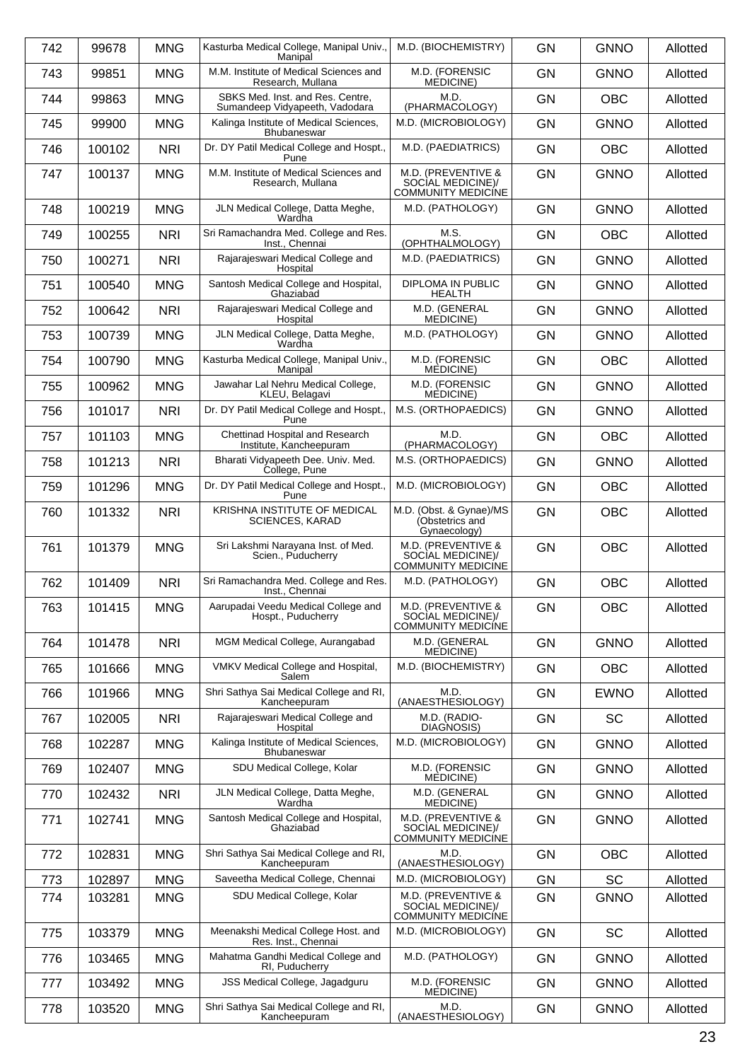| 742 | 99678 | MNG | Kasturba Medical College, Manipal Univ., Manipal | M.D. (BIOCHEMISTRY) | GN | GNNO | Allotted |
|---|---|---|---|---|---|---|---|
| 743 | 99851 | MNG | M.M. Institute of Medical Sciences and Research, Mullana | M.D. (FORENSIC MEDICINE) | GN | GNNO | Allotted |
| 744 | 99863 | MNG | SBKS Med. Inst. and Res. Centre, Sumandeep Vidyapeeth, Vadodara | M.D. (PHARMACOLOGY) | GN | OBC | Allotted |
| 745 | 99900 | MNG | Kalinga Institute of Medical Sciences, Bhubaneswar | M.D. (MICROBIOLOGY) | GN | GNNO | Allotted |
| 746 | 100102 | NRI | Dr. DY Patil Medical College and Hospt., Pune | M.D. (PAEDIATRICS) | GN | OBC | Allotted |
| 747 | 100137 | MNG | M.M. Institute of Medical Sciences and Research, Mullana | M.D. (PREVENTIVE & SOCIAL MEDICINE)/ COMMUNITY MEDICINE | GN | GNNO | Allotted |
| 748 | 100219 | MNG | JLN Medical College, Datta Meghe, Wardha | M.D. (PATHOLOGY) | GN | GNNO | Allotted |
| 749 | 100255 | NRI | Sri Ramachandra Med. College and Res. Inst., Chennai | M.S. (OPHTHALMOLOGY) | GN | OBC | Allotted |
| 750 | 100271 | NRI | Rajarajeswari Medical College and Hospital | M.D. (PAEDIATRICS) | GN | GNNO | Allotted |
| 751 | 100540 | MNG | Santosh Medical College and Hospital, Ghaziabad | DIPLOMA IN PUBLIC HEALTH | GN | GNNO | Allotted |
| 752 | 100642 | NRI | Rajarajeswari Medical College and Hospital | M.D. (GENERAL MEDICINE) | GN | GNNO | Allotted |
| 753 | 100739 | MNG | JLN Medical College, Datta Meghe, Wardha | M.D. (PATHOLOGY) | GN | GNNO | Allotted |
| 754 | 100790 | MNG | Kasturba Medical College, Manipal Univ., Manipal | M.D. (FORENSIC MEDICINE) | GN | OBC | Allotted |
| 755 | 100962 | MNG | Jawahar Lal Nehru Medical College, KLEU, Belagavi | M.D. (FORENSIC MEDICINE) | GN | GNNO | Allotted |
| 756 | 101017 | NRI | Dr. DY Patil Medical College and Hospt., Pune | M.S. (ORTHOPAEDICS) | GN | GNNO | Allotted |
| 757 | 101103 | MNG | Chettinad Hospital and Research Institute, Kancheepuram | M.D. (PHARMACOLOGY) | GN | OBC | Allotted |
| 758 | 101213 | NRI | Bharati Vidyapeeth Dee. Univ. Med. College, Pune | M.S. (ORTHOPAEDICS) | GN | GNNO | Allotted |
| 759 | 101296 | MNG | Dr. DY Patil Medical College and Hospt., Pune | M.D. (MICROBIOLOGY) | GN | OBC | Allotted |
| 760 | 101332 | NRI | KRISHNA INSTITUTE OF MEDICAL SCIENCES, KARAD | M.D. (Obst. & Gynae)/MS (Obstetrics and Gynaecology) | GN | OBC | Allotted |
| 761 | 101379 | MNG | Sri Lakshmi Narayana Inst. of Med. Scien., Puducherry | M.D. (PREVENTIVE & SOCIAL MEDICINE)/ COMMUNITY MEDICINE | GN | OBC | Allotted |
| 762 | 101409 | NRI | Sri Ramachandra Med. College and Res. Inst., Chennai | M.D. (PATHOLOGY) | GN | OBC | Allotted |
| 763 | 101415 | MNG | Aarupadai Veedu Medical College and Hospt., Puducherry | M.D. (PREVENTIVE & SOCIAL MEDICINE)/ COMMUNITY MEDICINE | GN | OBC | Allotted |
| 764 | 101478 | NRI | MGM Medical College, Aurangabad | M.D. (GENERAL MEDICINE) | GN | GNNO | Allotted |
| 765 | 101666 | MNG | VMKV Medical College and Hospital, Salem | M.D. (BIOCHEMISTRY) | GN | OBC | Allotted |
| 766 | 101966 | MNG | Shri Sathya Sai Medical College and RI, Kancheepuram | M.D. (ANAESTHESIOLOGY) | GN | EWNO | Allotted |
| 767 | 102005 | NRI | Rajarajeswari Medical College and Hospital | M.D. (RADIO-DIAGNOSIS) | GN | SC | Allotted |
| 768 | 102287 | MNG | Kalinga Institute of Medical Sciences, Bhubaneswar | M.D. (MICROBIOLOGY) | GN | GNNO | Allotted |
| 769 | 102407 | MNG | SDU Medical College, Kolar | M.D. (FORENSIC MEDICINE) | GN | GNNO | Allotted |
| 770 | 102432 | NRI | JLN Medical College, Datta Meghe, Wardha | M.D. (GENERAL MEDICINE) | GN | GNNO | Allotted |
| 771 | 102741 | MNG | Santosh Medical College and Hospital, Ghaziabad | M.D. (PREVENTIVE & SOCIAL MEDICINE)/ COMMUNITY MEDICINE | GN | GNNO | Allotted |
| 772 | 102831 | MNG | Shri Sathya Sai Medical College and RI, Kancheepuram | M.D. (ANAESTHESIOLOGY) | GN | OBC | Allotted |
| 773 | 102897 | MNG | Saveetha Medical College, Chennai | M.D. (MICROBIOLOGY) | GN | SC | Allotted |
| 774 | 103281 | MNG | SDU Medical College, Kolar | M.D. (PREVENTIVE & SOCIAL MEDICINE)/ COMMUNITY MEDICINE | GN | GNNO | Allotted |
| 775 | 103379 | MNG | Meenakshi Medical College Host. and Res. Inst., Chennai | M.D. (MICROBIOLOGY) | GN | SC | Allotted |
| 776 | 103465 | MNG | Mahatma Gandhi Medical College and RI, Puducherry | M.D. (PATHOLOGY) | GN | GNNO | Allotted |
| 777 | 103492 | MNG | JSS Medical College, Jagadguru | M.D. (FORENSIC MEDICINE) | GN | GNNO | Allotted |
| 778 | 103520 | MNG | Shri Sathya Sai Medical College and RI, Kancheepuram | M.D. (ANAESTHESIOLOGY) | GN | GNNO | Allotted |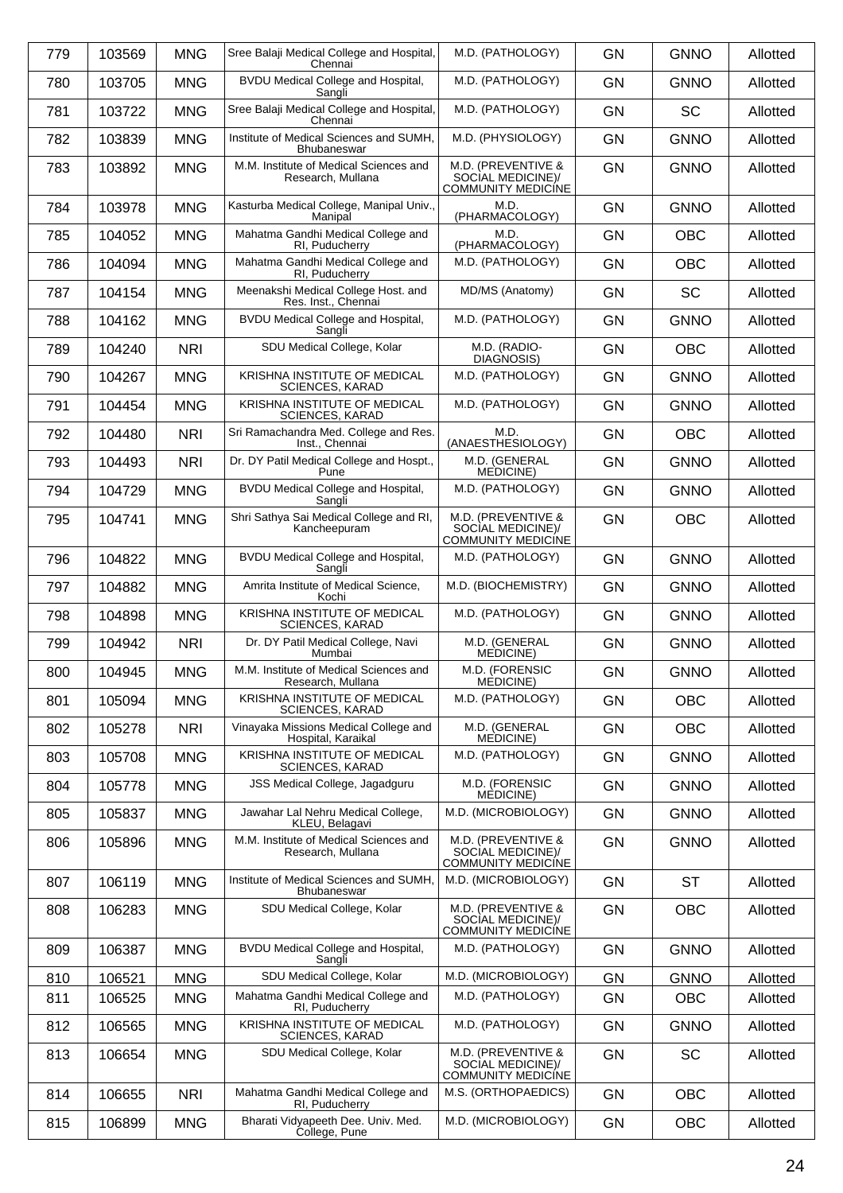| 779 | 103569 | MNG | Sree Balaji Medical College and Hospital, Chennai | M.D. (PATHOLOGY) | GN | GNNO | Allotted |
|---|---|---|---|---|---|---|---|
| 780 | 103705 | MNG | BVDU Medical College and Hospital, Sangli | M.D. (PATHOLOGY) | GN | GNNO | Allotted |
| 781 | 103722 | MNG | Sree Balaji Medical College and Hospital, Chennai | M.D. (PATHOLOGY) | GN | SC | Allotted |
| 782 | 103839 | MNG | Institute of Medical Sciences and SUMH, Bhubaneswar | M.D. (PHYSIOLOGY) | GN | GNNO | Allotted |
| 783 | 103892 | MNG | M.M. Institute of Medical Sciences and Research, Mullana | M.D. (PREVENTIVE & SOCIAL MEDICINE)/ COMMUNITY MEDICINE | GN | GNNO | Allotted |
| 784 | 103978 | MNG | Kasturba Medical College, Manipal Univ., Manipal | M.D. (PHARMACOLOGY) | GN | GNNO | Allotted |
| 785 | 104052 | MNG | Mahatma Gandhi Medical College and RI, Puducherry | M.D. (PHARMACOLOGY) | GN | OBC | Allotted |
| 786 | 104094 | MNG | Mahatma Gandhi Medical College and RI, Puducherry | M.D. (PATHOLOGY) | GN | OBC | Allotted |
| 787 | 104154 | MNG | Meenakshi Medical College Host. and Res. Inst., Chennai | MD/MS (Anatomy) | GN | SC | Allotted |
| 788 | 104162 | MNG | BVDU Medical College and Hospital, Sangli | M.D. (PATHOLOGY) | GN | GNNO | Allotted |
| 789 | 104240 | NRI | SDU Medical College, Kolar | M.D. (RADIO-DIAGNOSIS) | GN | OBC | Allotted |
| 790 | 104267 | MNG | KRISHNA INSTITUTE OF MEDICAL SCIENCES, KARAD | M.D. (PATHOLOGY) | GN | GNNO | Allotted |
| 791 | 104454 | MNG | KRISHNA INSTITUTE OF MEDICAL SCIENCES, KARAD | M.D. (PATHOLOGY) | GN | GNNO | Allotted |
| 792 | 104480 | NRI | Sri Ramachandra Med. College and Res. Inst., Chennai | M.D. (ANAESTHESIOLOGY) | GN | OBC | Allotted |
| 793 | 104493 | NRI | Dr. DY Patil Medical College and Hospt., Pune | M.D. (GENERAL MEDICINE) | GN | GNNO | Allotted |
| 794 | 104729 | MNG | BVDU Medical College and Hospital, Sangli | M.D. (PATHOLOGY) | GN | GNNO | Allotted |
| 795 | 104741 | MNG | Shri Sathya Sai Medical College and RI, Kancheepuram | M.D. (PREVENTIVE & SOCIAL MEDICINE)/ COMMUNITY MEDICINE | GN | OBC | Allotted |
| 796 | 104822 | MNG | BVDU Medical College and Hospital, Sangli | M.D. (PATHOLOGY) | GN | GNNO | Allotted |
| 797 | 104882 | MNG | Amrita Institute of Medical Science, Kochi | M.D. (BIOCHEMISTRY) | GN | GNNO | Allotted |
| 798 | 104898 | MNG | KRISHNA INSTITUTE OF MEDICAL SCIENCES, KARAD | M.D. (PATHOLOGY) | GN | GNNO | Allotted |
| 799 | 104942 | NRI | Dr. DY Patil Medical College, Navi Mumbai | M.D. (GENERAL MEDICINE) | GN | GNNO | Allotted |
| 800 | 104945 | MNG | M.M. Institute of Medical Sciences and Research, Mullana | M.D. (FORENSIC MEDICINE) | GN | GNNO | Allotted |
| 801 | 105094 | MNG | KRISHNA INSTITUTE OF MEDICAL SCIENCES, KARAD | M.D. (PATHOLOGY) | GN | OBC | Allotted |
| 802 | 105278 | NRI | Vinayaka Missions Medical College and Hospital, Karaikal | M.D. (GENERAL MEDICINE) | GN | OBC | Allotted |
| 803 | 105708 | MNG | KRISHNA INSTITUTE OF MEDICAL SCIENCES, KARAD | M.D. (PATHOLOGY) | GN | GNNO | Allotted |
| 804 | 105778 | MNG | JSS Medical College, Jagadguru | M.D. (FORENSIC MEDICINE) | GN | GNNO | Allotted |
| 805 | 105837 | MNG | Jawahar Lal Nehru Medical College, KLEU, Belagavi | M.D. (MICROBIOLOGY) | GN | GNNO | Allotted |
| 806 | 105896 | MNG | M.M. Institute of Medical Sciences and Research, Mullana | M.D. (PREVENTIVE & SOCIAL MEDICINE)/ COMMUNITY MEDICINE | GN | GNNO | Allotted |
| 807 | 106119 | MNG | Institute of Medical Sciences and SUMH, Bhubaneswar | M.D. (MICROBIOLOGY) | GN | ST | Allotted |
| 808 | 106283 | MNG | SDU Medical College, Kolar | M.D. (PREVENTIVE & SOCIAL MEDICINE)/ COMMUNITY MEDICINE | GN | OBC | Allotted |
| 809 | 106387 | MNG | BVDU Medical College and Hospital, Sangli | M.D. (PATHOLOGY) | GN | GNNO | Allotted |
| 810 | 106521 | MNG | SDU Medical College, Kolar | M.D. (MICROBIOLOGY) | GN | GNNO | Allotted |
| 811 | 106525 | MNG | Mahatma Gandhi Medical College and RI, Puducherry | M.D. (PATHOLOGY) | GN | OBC | Allotted |
| 812 | 106565 | MNG | KRISHNA INSTITUTE OF MEDICAL SCIENCES, KARAD | M.D. (PATHOLOGY) | GN | GNNO | Allotted |
| 813 | 106654 | MNG | SDU Medical College, Kolar | M.D. (PREVENTIVE & SOCIAL MEDICINE)/ COMMUNITY MEDICINE | GN | SC | Allotted |
| 814 | 106655 | NRI | Mahatma Gandhi Medical College and RI, Puducherry | M.S. (ORTHOPAEDICS) | GN | OBC | Allotted |
| 815 | 106899 | MNG | Bharati Vidyapeeth Dee. Univ. Med. College, Pune | M.D. (MICROBIOLOGY) | GN | OBC | Allotted |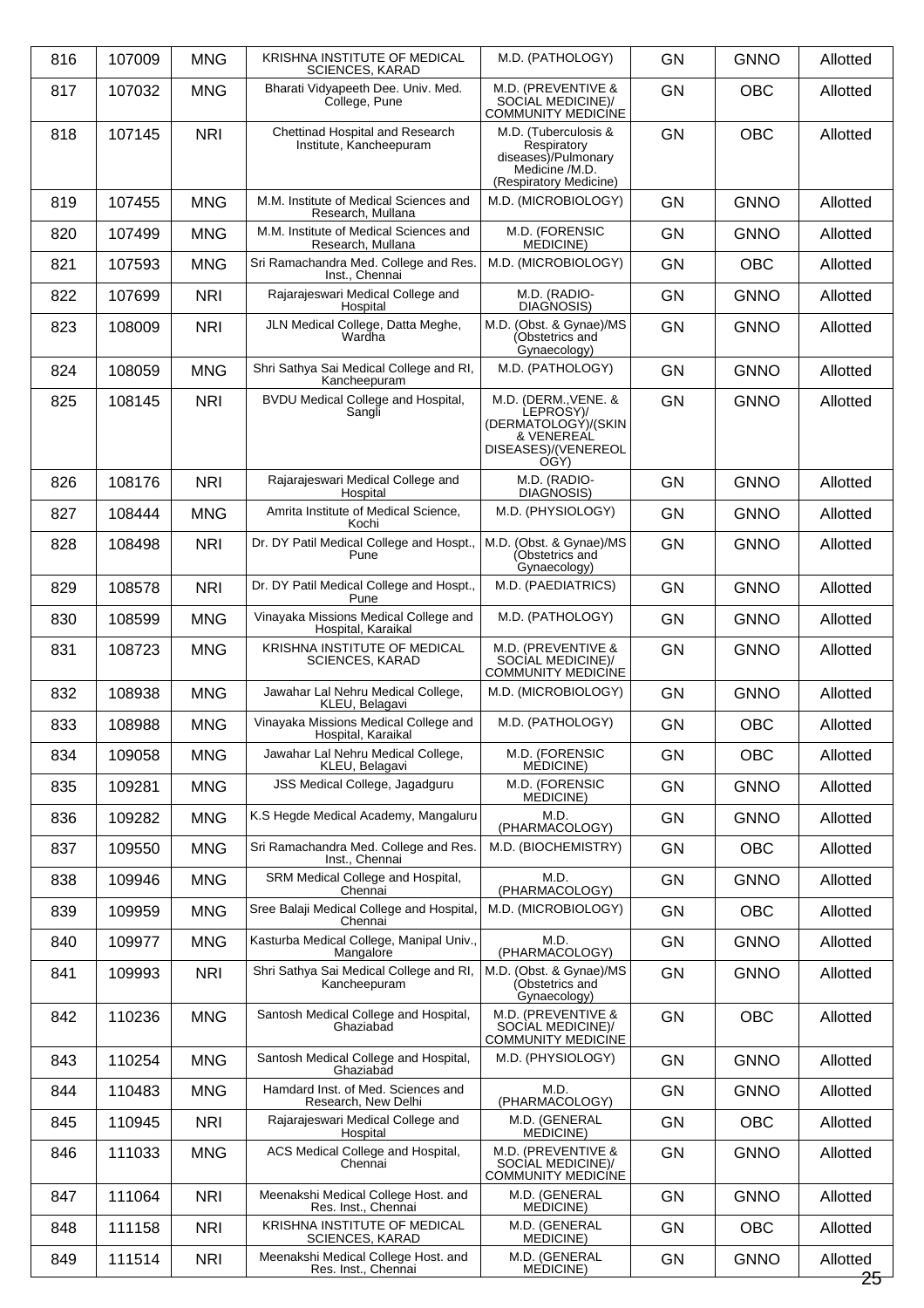| 816 | 107009 | MNG | KRISHNA INSTITUTE OF MEDICAL SCIENCES, KARAD | M.D. (PATHOLOGY) | GN | GNNO | Allotted |
|---|---|---|---|---|---|---|---|
| 817 | 107032 | MNG | Bharati Vidyapeeth Dee. Univ. Med. College, Pune | M.D. (PREVENTIVE & SOCIAL MEDICINE)/ COMMUNITY MEDICINE | GN | OBC | Allotted |
| 818 | 107145 | NRI | Chettinad Hospital and Research Institute, Kancheepuram | M.D. (Tuberculosis & Respiratory diseases)/Pulmonary Medicine /M.D. (Respiratory Medicine) | GN | OBC | Allotted |
| 819 | 107455 | MNG | M.M. Institute of Medical Sciences and Research, Mullana | M.D. (MICROBIOLOGY) | GN | GNNO | Allotted |
| 820 | 107499 | MNG | M.M. Institute of Medical Sciences and Research, Mullana | M.D. (FORENSIC MEDICINE) | GN | GNNO | Allotted |
| 821 | 107593 | MNG | Sri Ramachandra Med. College and Res. Inst., Chennai | M.D. (MICROBIOLOGY) | GN | OBC | Allotted |
| 822 | 107699 | NRI | Rajarajeswari Medical College and Hospital | M.D. (RADIO-DIAGNOSIS) | GN | GNNO | Allotted |
| 823 | 108009 | NRI | JLN Medical College, Datta Meghe, Wardha | M.D. (Obst. & Gynae)/MS (Obstetrics and Gynaecology) | GN | GNNO | Allotted |
| 824 | 108059 | MNG | Shri Sathya Sai Medical College and RI, Kancheepuram | M.D. (PATHOLOGY) | GN | GNNO | Allotted |
| 825 | 108145 | NRI | BVDU Medical College and Hospital, Sangli | M.D. (DERM.,VENE. & LEPROSY)/ (DERMATOLOGY)/(SKIN & VENEREAL DISEASES)/(VENEREOLOGY) | GN | GNNO | Allotted |
| 826 | 108176 | NRI | Rajarajeswari Medical College and Hospital | M.D. (RADIO-DIAGNOSIS) | GN | GNNO | Allotted |
| 827 | 108444 | MNG | Amrita Institute of Medical Science, Kochi | M.D. (PHYSIOLOGY) | GN | GNNO | Allotted |
| 828 | 108498 | NRI | Dr. DY Patil Medical College and Hospt., Pune | M.D. (Obst. & Gynae)/MS (Obstetrics and Gynaecology) | GN | GNNO | Allotted |
| 829 | 108578 | NRI | Dr. DY Patil Medical College and Hospt., Pune | M.D. (PAEDIATRICS) | GN | GNNO | Allotted |
| 830 | 108599 | MNG | Vinayaka Missions Medical College and Hospital, Karaikal | M.D. (PATHOLOGY) | GN | GNNO | Allotted |
| 831 | 108723 | MNG | KRISHNA INSTITUTE OF MEDICAL SCIENCES, KARAD | M.D. (PREVENTIVE & SOCIAL MEDICINE)/ COMMUNITY MEDICINE | GN | GNNO | Allotted |
| 832 | 108938 | MNG | Jawahar Lal Nehru Medical College, KLEU, Belagavi | M.D. (MICROBIOLOGY) | GN | GNNO | Allotted |
| 833 | 108988 | MNG | Vinayaka Missions Medical College and Hospital, Karaikal | M.D. (PATHOLOGY) | GN | OBC | Allotted |
| 834 | 109058 | MNG | Jawahar Lal Nehru Medical College, KLEU, Belagavi | M.D. (FORENSIC MEDICINE) | GN | OBC | Allotted |
| 835 | 109281 | MNG | JSS Medical College, Jagadguru | M.D. (FORENSIC MEDICINE) | GN | GNNO | Allotted |
| 836 | 109282 | MNG | K.S Hegde Medical Academy, Mangaluru | M.D. (PHARMACOLOGY) | GN | GNNO | Allotted |
| 837 | 109550 | MNG | Sri Ramachandra Med. College and Res. Inst., Chennai | M.D. (BIOCHEMISTRY) | GN | OBC | Allotted |
| 838 | 109946 | MNG | SRM Medical College and Hospital, Chennai | M.D. (PHARMACOLOGY) | GN | GNNO | Allotted |
| 839 | 109959 | MNG | Sree Balaji Medical College and Hospital, Chennai | M.D. (MICROBIOLOGY) | GN | OBC | Allotted |
| 840 | 109977 | MNG | Kasturba Medical College, Manipal Univ., Mangalore | M.D. (PHARMACOLOGY) | GN | GNNO | Allotted |
| 841 | 109993 | NRI | Shri Sathya Sai Medical College and RI, Kancheepuram | M.D. (Obst. & Gynae)/MS (Obstetrics and Gynaecology) | GN | GNNO | Allotted |
| 842 | 110236 | MNG | Santosh Medical College and Hospital, Ghaziabad | M.D. (PREVENTIVE & SOCIAL MEDICINE)/ COMMUNITY MEDICINE | GN | OBC | Allotted |
| 843 | 110254 | MNG | Santosh Medical College and Hospital, Ghaziabad | M.D. (PHYSIOLOGY) | GN | GNNO | Allotted |
| 844 | 110483 | MNG | Hamdard Inst. of Med. Sciences and Research, New Delhi | M.D. (PHARMACOLOGY) | GN | GNNO | Allotted |
| 845 | 110945 | NRI | Rajarajeswari Medical College and Hospital | M.D. (GENERAL MEDICINE) | GN | OBC | Allotted |
| 846 | 111033 | MNG | ACS Medical College and Hospital, Chennai | M.D. (PREVENTIVE & SOCIAL MEDICINE)/ COMMUNITY MEDICINE | GN | GNNO | Allotted |
| 847 | 111064 | NRI | Meenakshi Medical College Host. and Res. Inst., Chennai | M.D. (GENERAL MEDICINE) | GN | GNNO | Allotted |
| 848 | 111158 | NRI | KRISHNA INSTITUTE OF MEDICAL SCIENCES, KARAD | M.D. (GENERAL MEDICINE) | GN | OBC | Allotted |
| 849 | 111514 | NRI | Meenakshi Medical College Host. and Res. Inst., Chennai | M.D. (GENERAL MEDICINE) | GN | GNNO | Allotted |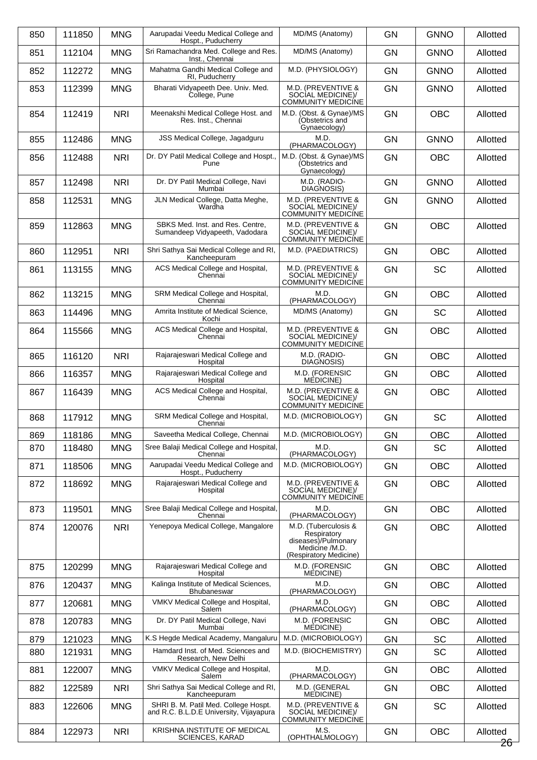| 850 | 111850 | MNG | Aarupadai Veedu Medical College and Hospt., Puducherry | MD/MS (Anatomy) | GN | GNNO | Allotted |
|---|---|---|---|---|---|---|---|
| 851 | 112104 | MNG | Sri Ramachandra Med. College and Res. Inst., Chennai | MD/MS (Anatomy) | GN | GNNO | Allotted |
| 852 | 112272 | MNG | Mahatma Gandhi Medical College and RI, Puducherry | M.D. (PHYSIOLOGY) | GN | GNNO | Allotted |
| 853 | 112399 | MNG | Bharati Vidyapeeth Dee. Univ. Med. College, Pune | M.D. (PREVENTIVE & SOCIAL MEDICINE)/ COMMUNITY MEDICINE | GN | GNNO | Allotted |
| 854 | 112419 | NRI | Meenakshi Medical College Host. and Res. Inst., Chennai | M.D. (Obst. & Gynae)/MS (Obstetrics and Gynaecology) | GN | OBC | Allotted |
| 855 | 112486 | MNG | JSS Medical College, Jagadguru | M.D. (PHARMACOLOGY) | GN | GNNO | Allotted |
| 856 | 112488 | NRI | Dr. DY Patil Medical College and Hospt., Pune | M.D. (Obst. & Gynae)/MS (Obstetrics and Gynaecology) | GN | OBC | Allotted |
| 857 | 112498 | NRI | Dr. DY Patil Medical College, Navi Mumbai | M.D. (RADIO-DIAGNOSIS) | GN | GNNO | Allotted |
| 858 | 112531 | MNG | JLN Medical College, Datta Meghe, Wardha | M.D. (PREVENTIVE & SOCIAL MEDICINE)/ COMMUNITY MEDICINE | GN | GNNO | Allotted |
| 859 | 112863 | MNG | SBKS Med. Inst. and Res. Centre, Sumandeep Vidyapeeth, Vadodara | M.D. (PREVENTIVE & SOCIAL MEDICINE)/ COMMUNITY MEDICINE | GN | OBC | Allotted |
| 860 | 112951 | NRI | Shri Sathya Sai Medical College and RI, Kancheepuram | M.D. (PAEDIATRICS) | GN | OBC | Allotted |
| 861 | 113155 | MNG | ACS Medical College and Hospital, Chennai | M.D. (PREVENTIVE & SOCIAL MEDICINE)/ COMMUNITY MEDICINE | GN | SC | Allotted |
| 862 | 113215 | MNG | SRM Medical College and Hospital, Chennai | M.D. (PHARMACOLOGY) | GN | OBC | Allotted |
| 863 | 114496 | MNG | Amrita Institute of Medical Science, Kochi | MD/MS (Anatomy) | GN | SC | Allotted |
| 864 | 115566 | MNG | ACS Medical College and Hospital, Chennai | M.D. (PREVENTIVE & SOCIAL MEDICINE)/ COMMUNITY MEDICINE | GN | OBC | Allotted |
| 865 | 116120 | NRI | Rajarajeswari Medical College and Hospital | M.D. (RADIO-DIAGNOSIS) | GN | OBC | Allotted |
| 866 | 116357 | MNG | Rajarajeswari Medical College and Hospital | M.D. (FORENSIC MEDICINE) | GN | OBC | Allotted |
| 867 | 116439 | MNG | ACS Medical College and Hospital, Chennai | M.D. (PREVENTIVE & SOCIAL MEDICINE)/ COMMUNITY MEDICINE | GN | OBC | Allotted |
| 868 | 117912 | MNG | SRM Medical College and Hospital, Chennai | M.D. (MICROBIOLOGY) | GN | SC | Allotted |
| 869 | 118186 | MNG | Saveetha Medical College, Chennai | M.D. (MICROBIOLOGY) | GN | OBC | Allotted |
| 870 | 118480 | MNG | Sree Balaji Medical College and Hospital, Chennai | M.D. (PHARMACOLOGY) | GN | SC | Allotted |
| 871 | 118506 | MNG | Aarupadai Veedu Medical College and Hospt., Puducherry | M.D. (MICROBIOLOGY) | GN | OBC | Allotted |
| 872 | 118692 | MNG | Rajarajeswari Medical College and Hospital | M.D. (PREVENTIVE & SOCIAL MEDICINE)/ COMMUNITY MEDICINE | GN | OBC | Allotted |
| 873 | 119501 | MNG | Sree Balaji Medical College and Hospital, Chennai | M.D. (PHARMACOLOGY) | GN | OBC | Allotted |
| 874 | 120076 | NRI | Yenepoya Medical College, Mangalore | M.D. (Tuberculosis & Respiratory diseases)/Pulmonary Medicine /M.D. (Respiratory Medicine) | GN | OBC | Allotted |
| 875 | 120299 | MNG | Rajarajeswari Medical College and Hospital | M.D. (FORENSIC MEDICINE) | GN | OBC | Allotted |
| 876 | 120437 | MNG | Kalinga Institute of Medical Sciences, Bhubaneswar | M.D. (PHARMACOLOGY) | GN | OBC | Allotted |
| 877 | 120681 | MNG | VMKV Medical College and Hospital, Salem | M.D. (PHARMACOLOGY) | GN | OBC | Allotted |
| 878 | 120783 | MNG | Dr. DY Patil Medical College, Navi Mumbai | M.D. (FORENSIC MEDICINE) | GN | OBC | Allotted |
| 879 | 121023 | MNG | K.S Hegde Medical Academy, Mangaluru | M.D. (MICROBIOLOGY) | GN | SC | Allotted |
| 880 | 121931 | MNG | Hamdard Inst. of Med. Sciences and Research, New Delhi | M.D. (BIOCHEMISTRY) | GN | SC | Allotted |
| 881 | 122007 | MNG | VMKV Medical College and Hospital, Salem | M.D. (PHARMACOLOGY) | GN | OBC | Allotted |
| 882 | 122589 | NRI | Shri Sathya Sai Medical College and RI, Kancheepuram | M.D. (GENERAL MEDICINE) | GN | OBC | Allotted |
| 883 | 122606 | MNG | SHRI B. M. Patil Med. College Hospt. and R.C. B.L.D.E University, Vijayapura | M.D. (PREVENTIVE & SOCIAL MEDICINE)/ COMMUNITY MEDICINE | GN | SC | Allotted |
| 884 | 122973 | NRI | KRISHNA INSTITUTE OF MEDICAL SCIENCES, KARAD | M.S. (OPHTHALMOLOGY) | GN | OBC | Allotted |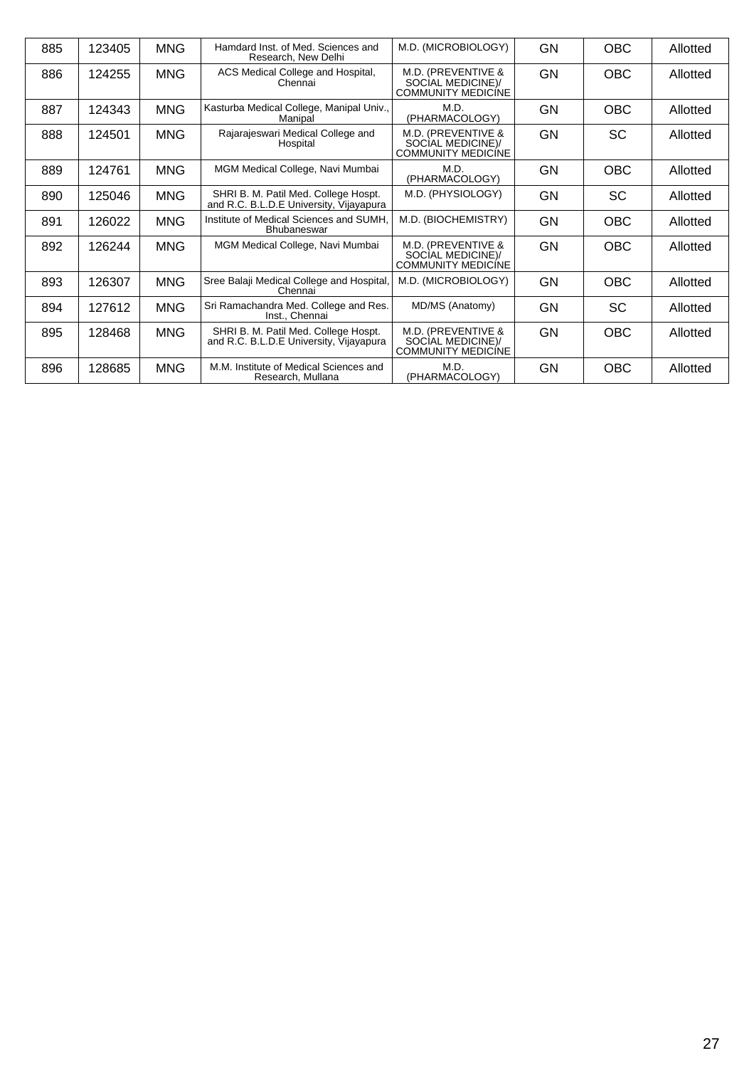| | | | | | | | |
|---|---|---|---|---|---|---|---|
| 885 | 123405 | MNG | Hamdard Inst. of Med. Sciences and Research, New Delhi | M.D. (MICROBIOLOGY) | GN | OBC | Allotted |
| 886 | 124255 | MNG | ACS Medical College and Hospital, Chennai | M.D. (PREVENTIVE & SOCIAL MEDICINE)/ COMMUNITY MEDICINE | GN | OBC | Allotted |
| 887 | 124343 | MNG | Kasturba Medical College, Manipal Univ., Manipal | M.D. (PHARMACOLOGY) | GN | OBC | Allotted |
| 888 | 124501 | MNG | Rajarajeswari Medical College and Hospital | M.D. (PREVENTIVE & SOCIAL MEDICINE)/ COMMUNITY MEDICINE | GN | SC | Allotted |
| 889 | 124761 | MNG | MGM Medical College, Navi Mumbai | M.D. (PHARMACOLOGY) | GN | OBC | Allotted |
| 890 | 125046 | MNG | SHRI B. M. Patil Med. College Hospt. and R.C. B.L.D.E University, Vijayapura | M.D. (PHYSIOLOGY) | GN | SC | Allotted |
| 891 | 126022 | MNG | Institute of Medical Sciences and SUMH, Bhubaneswar | M.D. (BIOCHEMISTRY) | GN | OBC | Allotted |
| 892 | 126244 | MNG | MGM Medical College, Navi Mumbai | M.D. (PREVENTIVE & SOCIAL MEDICINE)/ COMMUNITY MEDICINE | GN | OBC | Allotted |
| 893 | 126307 | MNG | Sree Balaji Medical College and Hospital, Chennai | M.D. (MICROBIOLOGY) | GN | OBC | Allotted |
| 894 | 127612 | MNG | Sri Ramachandra Med. College and Res. Inst., Chennai | MD/MS (Anatomy) | GN | SC | Allotted |
| 895 | 128468 | MNG | SHRI B. M. Patil Med. College Hospt. and R.C. B.L.D.E University, Vijayapura | M.D. (PREVENTIVE & SOCIAL MEDICINE)/ COMMUNITY MEDICINE | GN | OBC | Allotted |
| 896 | 128685 | MNG | M.M. Institute of Medical Sciences and Research, Mullana | M.D. (PHARMACOLOGY) | GN | OBC | Allotted |